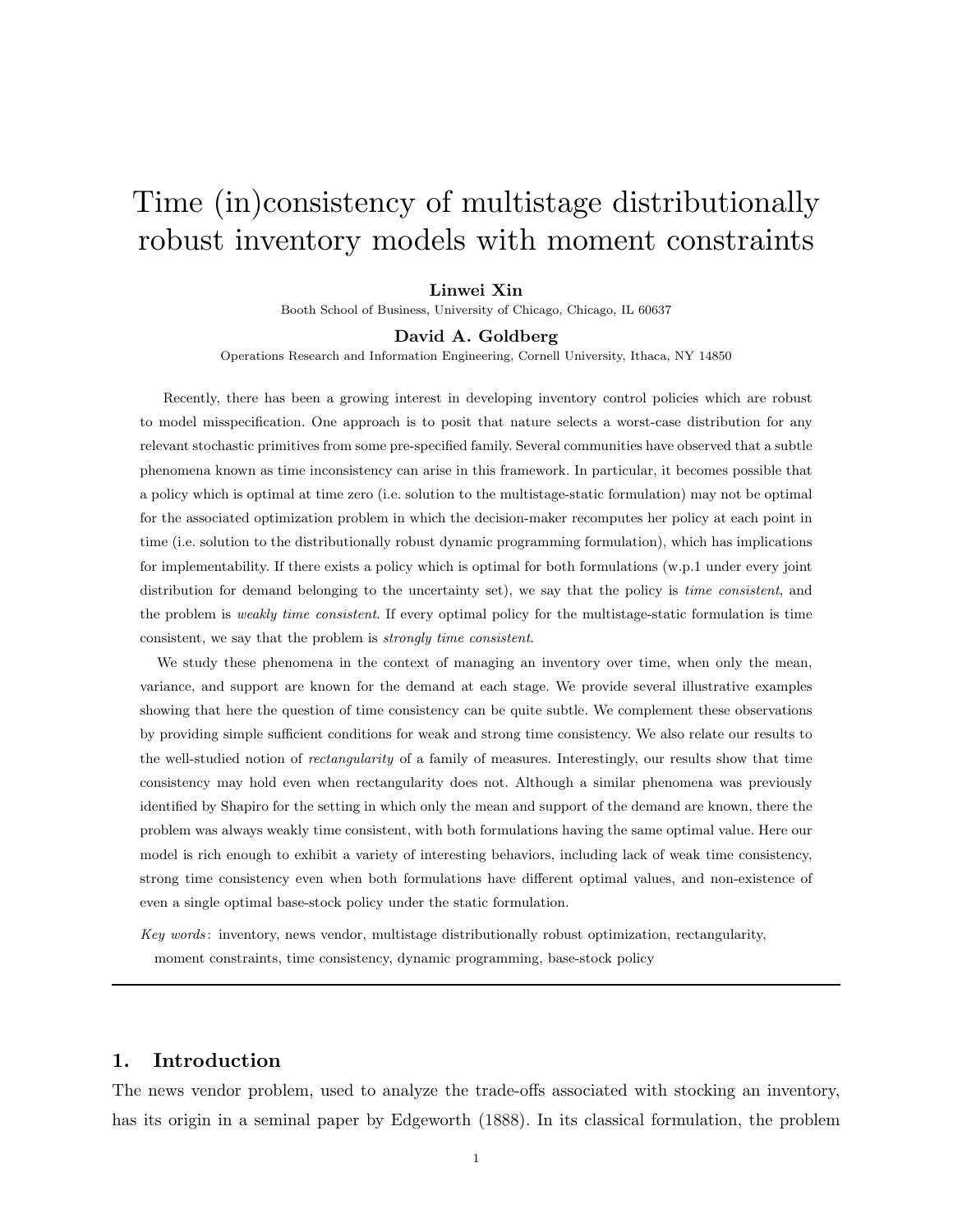# Time (in)consistency of multistage distributionally robust inventory models with moment constraints

**Linwei Xin**

Booth School of Business, University of Chicago, Chicago, IL 60637

**David A. Goldberg**

Operations Research and Information Engineering, Cornell University, Ithaca, NY 14850

Recently, there has been a growing interest in developing inventory control policies which are robust to model misspecification. One approach is to posit that nature selects a worst-case distribution for any relevant stochastic primitives from some pre-specified family. Several communities have observed that a subtle phenomena known as time inconsistency can arise in this framework. In particular, it becomes possible that a policy which is optimal at time zero (i.e. solution to the multistage-static formulation) may not be optimal for the associated optimization problem in which the decision-maker recomputes her policy at each point in time (i.e. solution to the distributionally robust dynamic programming formulation), which has implications for implementability. If there exists a policy which is optimal for both formulations (w.p.1 under every joint distribution for demand belonging to the uncertainty set), we say that the policy is *time consistent*, and the problem is *weakly time consistent*. If every optimal policy for the multistage-static formulation is time consistent, we say that the problem is *strongly time consistent*.

We study these phenomena in the context of managing an inventory over time, when only the mean, variance, and support are known for the demand at each stage. We provide several illustrative examples showing that here the question of time consistency can be quite subtle. We complement these observations by providing simple sufficient conditions for weak and strong time consistency. We also relate our results to the well-studied notion of *rectangularity* of a family of measures. Interestingly, our results show that time consistency may hold even when rectangularity does not. Although a similar phenomena was previously identified by Shapiro for the setting in which only the mean and support of the demand are known, there the problem was always weakly time consistent, with both formulations having the same optimal value. Here our model is rich enough to exhibit a variety of interesting behaviors, including lack of weak time consistency, strong time consistency even when both formulations have different optimal values, and non-existence of even a single optimal base-stock policy under the static formulation.

*Key words*: inventory, news vendor, multistage distributionally robust optimization, rectangularity, moment constraints, time consistency, dynamic programming, base-stock policy

## 1. Introduction

The news vendor problem, used to analyze the trade-offs associated with stocking an inventory, has its origin in a seminal paper by Edgeworth (1888). In its classical formulation, the problem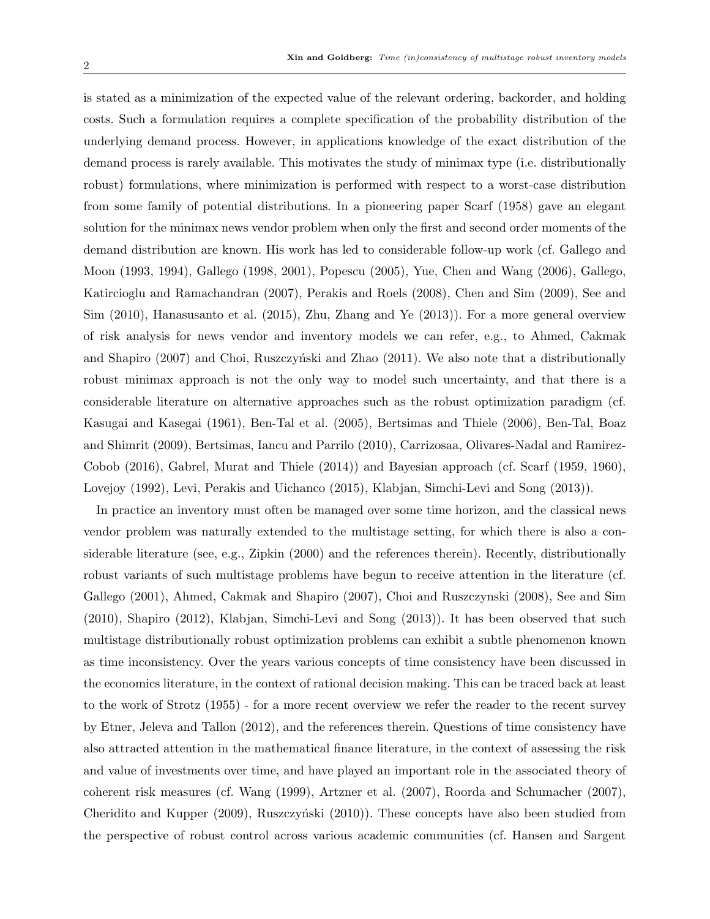is stated as a minimization of the expected value of the relevant ordering, backorder, and holding costs. Such a formulation requires a complete specification of the probability distribution of the underlying demand process. However, in applications knowledge of the exact distribution of the demand process is rarely available. This motivates the study of minimax type (i.e. distributionally robust) formulations, where minimization is performed with respect to a worst-case distribution from some family of potential distributions. In a pioneering paper Scarf (1958) gave an elegant solution for the minimax news vendor problem when only the first and second order moments of the demand distribution are known. His work has led to considerable follow-up work (cf. Gallego and Moon (1993, 1994), Gallego (1998, 2001), Popescu (2005), Yue, Chen and Wang (2006), Gallego, Katircioglu and Ramachandran (2007), Perakis and Roels (2008), Chen and Sim (2009), See and Sim (2010), Hanasusanto et al. (2015), Zhu, Zhang and Ye (2013)). For a more general overview of risk analysis for news vendor and inventory models we can refer, e.g., to Ahmed, Cakmak and Shapiro (2007) and Choi, Ruszczyński and Zhao (2011). We also note that a distributionally robust minimax approach is not the only way to model such uncertainty, and that there is a considerable literature on alternative approaches such as the robust optimization paradigm (cf. Kasugai and Kasegai (1961), Ben-Tal et al. (2005), Bertsimas and Thiele (2006), Ben-Tal, Boaz and Shimrit (2009), Bertsimas, Iancu and Parrilo (2010), Carrizosaa, Olivares-Nadal and Ramirez-Cobob (2016), Gabrel, Murat and Thiele (2014)) and Bayesian approach (cf. Scarf (1959, 1960), Lovejoy (1992), Levi, Perakis and Uichanco (2015), Klabjan, Simchi-Levi and Song (2013)).

In practice an inventory must often be managed over some time horizon, and the classical news vendor problem was naturally extended to the multistage setting, for which there is also a considerable literature (see, e.g., Zipkin (2000) and the references therein). Recently, distributionally robust variants of such multistage problems have begun to receive attention in the literature (cf. Gallego (2001), Ahmed, Cakmak and Shapiro (2007), Choi and Ruszczynski (2008), See and Sim (2010), Shapiro (2012), Klabjan, Simchi-Levi and Song (2013)). It has been observed that such multistage distributionally robust optimization problems can exhibit a subtle phenomenon known as time inconsistency. Over the years various concepts of time consistency have been discussed in the economics literature, in the context of rational decision making. This can be traced back at least to the work of Strotz (1955) - for a more recent overview we refer the reader to the recent survey by Etner, Jeleva and Tallon (2012), and the references therein. Questions of time consistency have also attracted attention in the mathematical finance literature, in the context of assessing the risk and value of investments over time, and have played an important role in the associated theory of coherent risk measures (cf. Wang (1999), Artzner et al. (2007), Roorda and Schumacher (2007), Cheridito and Kupper (2009), Ruszczyński (2010)). These concepts have also been studied from the perspective of robust control across various academic communities (cf. Hansen and Sargent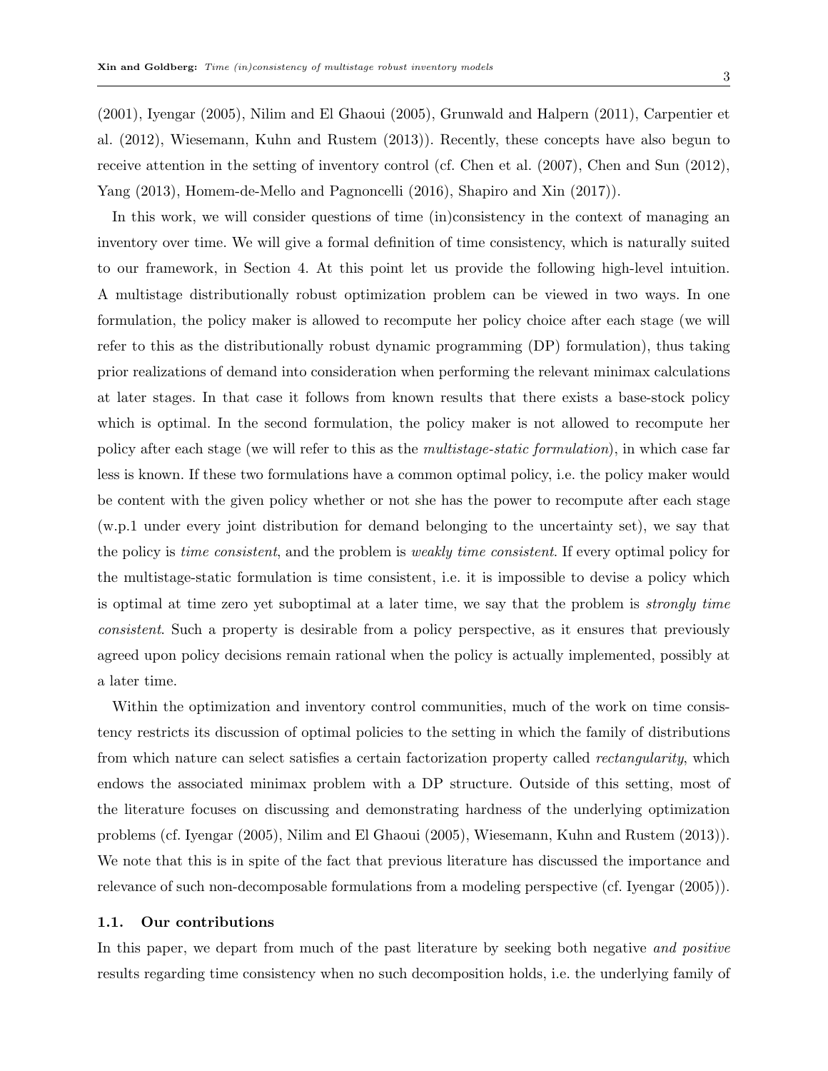(2001), Iyengar (2005), Nilim and El Ghaoui (2005), Grunwald and Halpern (2011), Carpentier et al. (2012), Wiesemann, Kuhn and Rustem (2013)). Recently, these concepts have also begun to receive attention in the setting of inventory control (cf. Chen et al. (2007), Chen and Sun (2012), Yang (2013), Homem-de-Mello and Pagnoncelli (2016), Shapiro and Xin (2017)).

In this work, we will consider questions of time (in)consistency in the context of managing an inventory over time. We will give a formal definition of time consistency, which is naturally suited to our framework, in Section 4. At this point let us provide the following high-level intuition. A multistage distributionally robust optimization problem can be viewed in two ways. In one formulation, the policy maker is allowed to recompute her policy choice after each stage (we will refer to this as the distributionally robust dynamic programming (DP) formulation), thus taking prior realizations of demand into consideration when performing the relevant minimax calculations at later stages. In that case it follows from known results that there exists a base-stock policy which is optimal. In the second formulation, the policy maker is not allowed to recompute her policy after each stage (we will refer to this as the *multistage-static formulation*), in which case far less is known. If these two formulations have a common optimal policy, i.e. the policy maker would be content with the given policy whether or not she has the power to recompute after each stage (w.p.1 under every joint distribution for demand belonging to the uncertainty set), we say that the policy is *time consistent*, and the problem is *weakly time consistent*. If every optimal policy for the multistage-static formulation is time consistent, i.e. it is impossible to devise a policy which is optimal at time zero yet suboptimal at a later time, we say that the problem is *strongly time consistent*. Such a property is desirable from a policy perspective, as it ensures that previously agreed upon policy decisions remain rational when the policy is actually implemented, possibly at a later time.

Within the optimization and inventory control communities, much of the work on time consistency restricts its discussion of optimal policies to the setting in which the family of distributions from which nature can select satisfies a certain factorization property called *rectangularity*, which endows the associated minimax problem with a DP structure. Outside of this setting, most of the literature focuses on discussing and demonstrating hardness of the underlying optimization problems (cf. Iyengar (2005), Nilim and El Ghaoui (2005), Wiesemann, Kuhn and Rustem (2013)). We note that this is in spite of the fact that previous literature has discussed the importance and relevance of such non-decomposable formulations from a modeling perspective (cf. Iyengar (2005)).

### 1.1. Our contributions

In this paper, we depart from much of the past literature by seeking both negative *and positive* results regarding time consistency when no such decomposition holds, i.e. the underlying family of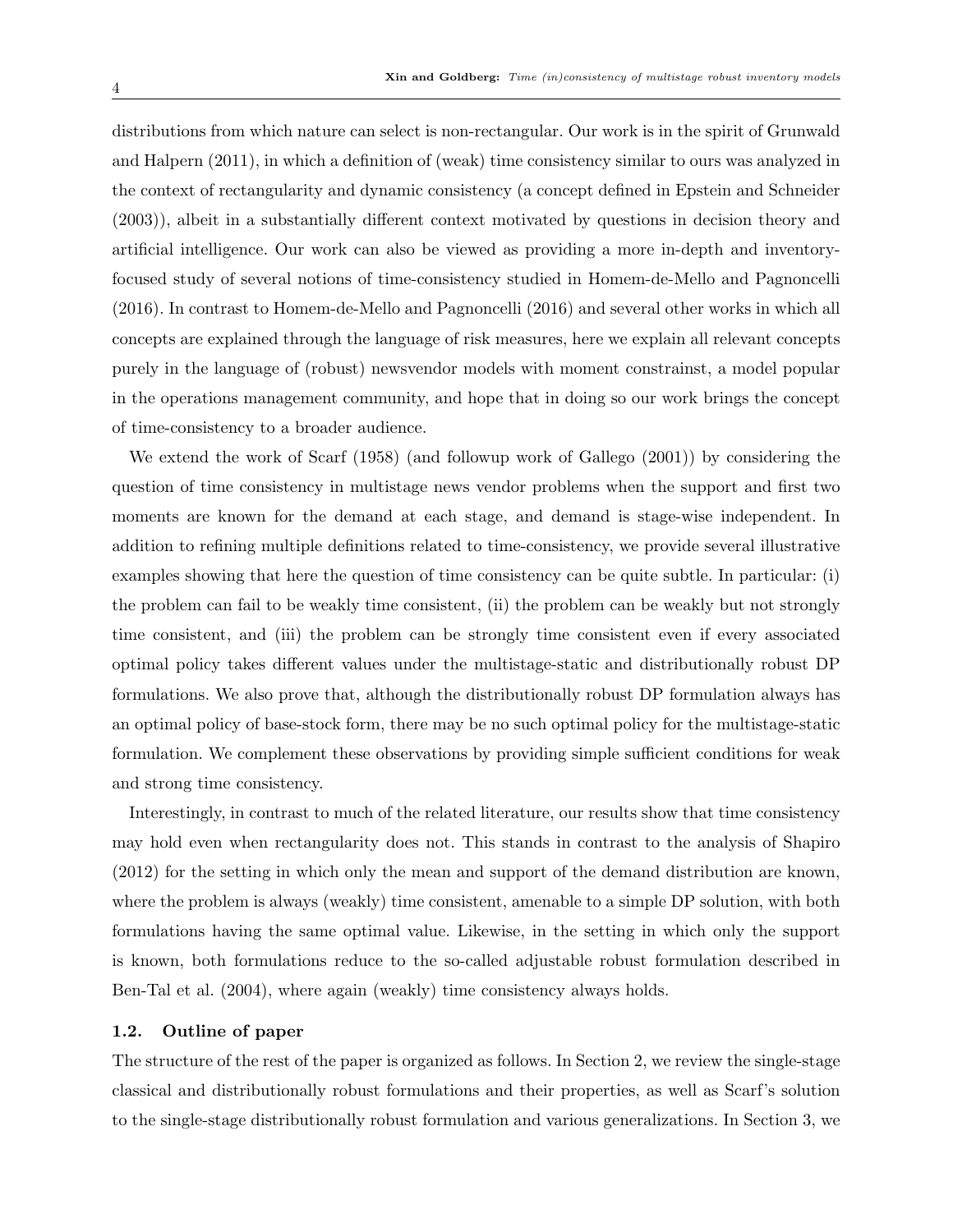distributions from which nature can select is non-rectangular. Our work is in the spirit of Grunwald and Halpern (2011), in which a definition of (weak) time consistency similar to ours was analyzed in the context of rectangularity and dynamic consistency (a concept defined in Epstein and Schneider (2003)), albeit in a substantially different context motivated by questions in decision theory and artificial intelligence. Our work can also be viewed as providing a more in-depth and inventory-focused study of several notions of time-consistency studied in Homem-de-Mello and Pagnoncelli (2016). In contrast to Homem-de-Mello and Pagnoncelli (2016) and several other works in which all concepts are explained through the language of risk measures, here we explain all relevant concepts purely in the language of (robust) newsvendor models with moment constrainst, a model popular in the operations management community, and hope that in doing so our work brings the concept of time-consistency to a broader audience.

We extend the work of Scarf (1958) (and followup work of Gallego (2001)) by considering the question of time consistency in multistage news vendor problems when the support and first two moments are known for the demand at each stage, and demand is stage-wise independent. In addition to refining multiple definitions related to time-consistency, we provide several illustrative examples showing that here the question of time consistency can be quite subtle. In particular: (i) the problem can fail to be weakly time consistent, (ii) the problem can be weakly but not strongly time consistent, and (iii) the problem can be strongly time consistent even if every associated optimal policy takes different values under the multistage-static and distributionally robust DP formulations. We also prove that, although the distributionally robust DP formulation always has an optimal policy of base-stock form, there may be no such optimal policy for the multistage-static formulation. We complement these observations by providing simple sufficient conditions for weak and strong time consistency.

Interestingly, in contrast to much of the related literature, our results show that time consistency may hold even when rectangularity does not. This stands in contrast to the analysis of Shapiro (2012) for the setting in which only the mean and support of the demand distribution are known, where the problem is always (weakly) time consistent, amenable to a simple DP solution, with both formulations having the same optimal value. Likewise, in the setting in which only the support is known, both formulations reduce to the so-called adjustable robust formulation described in Ben-Tal et al. (2004), where again (weakly) time consistency always holds.

### 1.2. Outline of paper

The structure of the rest of the paper is organized as follows. In Section 2, we review the single-stage classical and distributionally robust formulations and their properties, as well as Scarf's solution to the single-stage distributionally robust formulation and various generalizations. In Section 3, we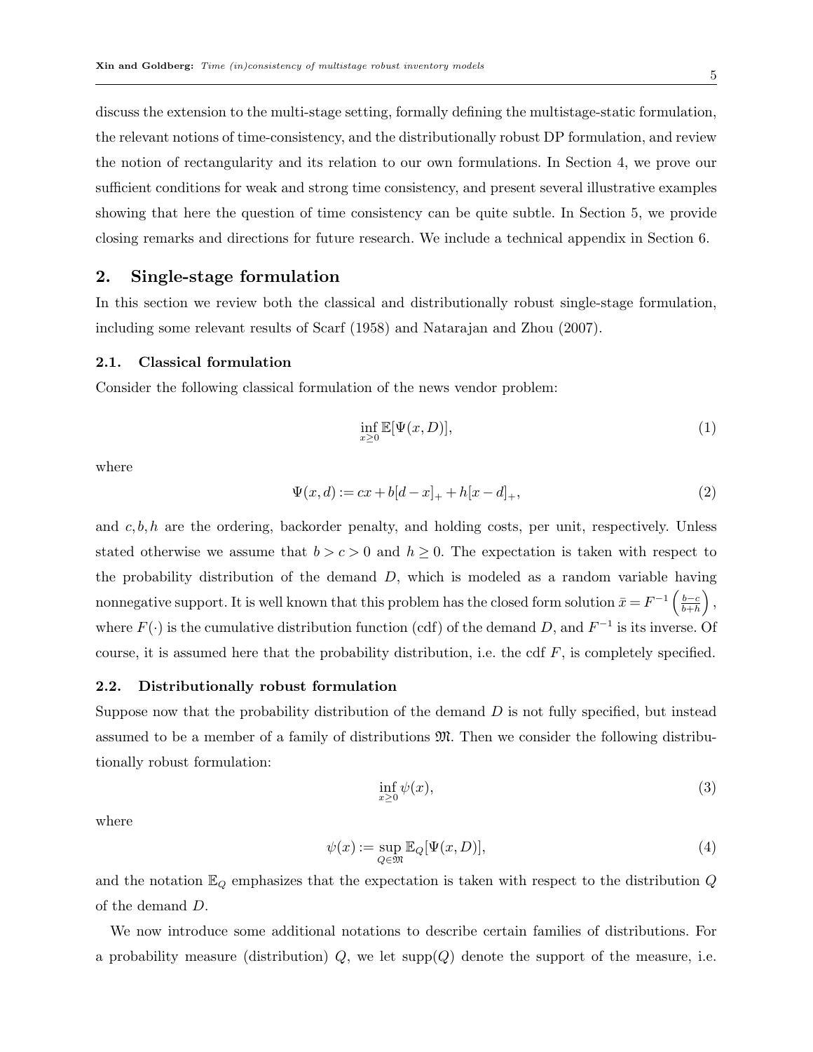discuss the extension to the multi-stage setting, formally defining the multistage-static formulation, the relevant notions of time-consistency, and the distributionally robust DP formulation, and review the notion of rectangularity and its relation to our own formulations. In Section 4, we prove our sufficient conditions for weak and strong time consistency, and present several illustrative examples showing that here the question of time consistency can be quite subtle. In Section 5, we provide closing remarks and directions for future research. We include a technical appendix in Section 6.

## 2. Single-stage formulation

In this section we review both the classical and distributionally robust single-stage formulation, including some relevant results of Scarf (1958) and Natarajan and Zhou (2007).

### 2.1. Classical formulation

Consider the following classical formulation of the news vendor problem:

$$\inf_{x \geq 0} \mathbb{E}[\Psi(x, D)], \tag{1}$$

where

$$\Psi(x, d) := cx + b[d - x]_+ + h[x - d]_+, \tag{2}$$

and $c, b, h$ are the ordering, backorder penalty, and holding costs, per unit, respectively. Unless stated otherwise we assume that $b > c > 0$ and $h \geq 0$. The expectation is taken with respect to the probability distribution of the demand $D$, which is modeled as a random variable having nonnegative support. It is well known that this problem has the closed form solution $\bar{x} = F^{-1}\left(\frac{b-c}{b+h}\right)$, where $F(\cdot)$ is the cumulative distribution function (cdf) of the demand $D$, and $F^{-1}$ is its inverse. Of course, it is assumed here that the probability distribution, i.e. the cdf $F$, is completely specified.

### 2.2. Distributionally robust formulation

Suppose now that the probability distribution of the demand $D$ is not fully specified, but instead assumed to be a member of a family of distributions $\mathfrak{M}$. Then we consider the following distributionally robust formulation:

$$\inf_{x \geq 0} \psi(x), \tag{3}$$

where

$$\psi(x) := \sup_{Q \in \mathfrak{M}} \mathbb{E}_Q[\Psi(x, D)], \tag{4}$$

and the notation $\mathbb{E}_Q$ emphasizes that the expectation is taken with respect to the distribution $Q$ of the demand $D$.

We now introduce some additional notations to describe certain families of distributions. For a probability measure (distribution) $Q$, we let $\text{supp}(Q)$ denote the support of the measure, i.e.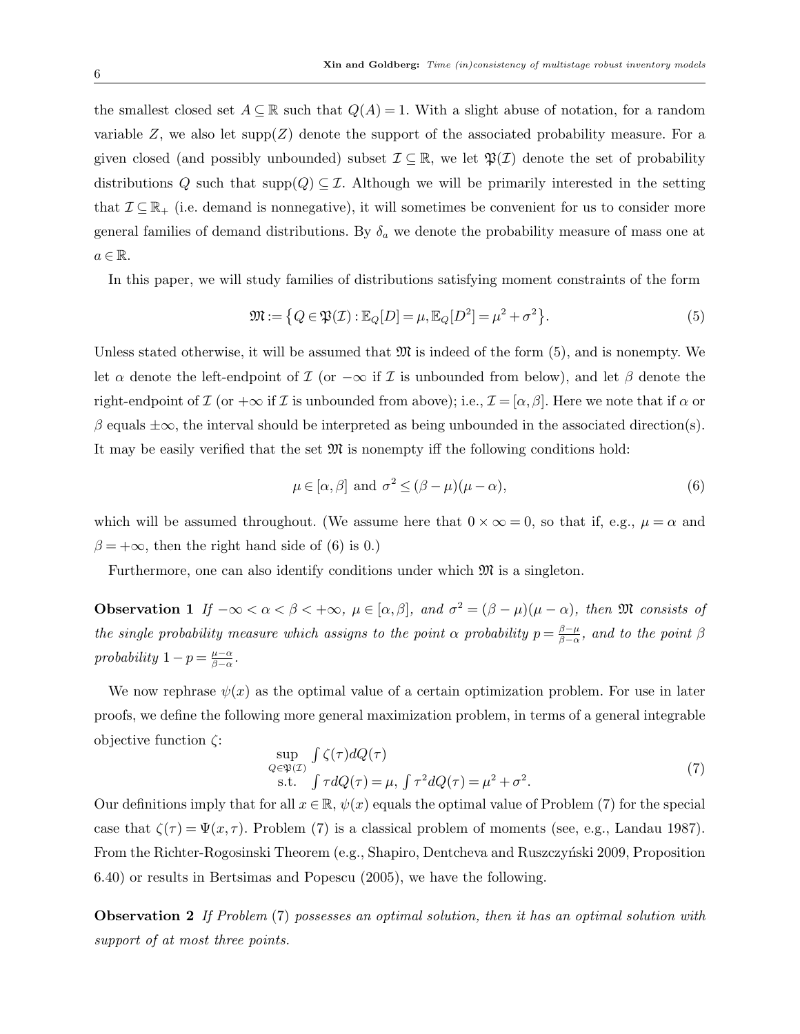the smallest closed set $A \subseteq \mathbb{R}$ such that $Q(A) = 1$. With a slight abuse of notation, for a random variable $Z$, we also let $\text{supp}(Z)$ denote the support of the associated probability measure. For a given closed (and possibly unbounded) subset $\mathcal{I} \subseteq \mathbb{R}$, we let $\mathfrak{P}(\mathcal{I})$ denote the set of probability distributions $Q$ such that $\text{supp}(Q) \subseteq \mathcal{I}$. Although we will be primarily interested in the setting that $\mathcal{I} \subseteq \mathbb{R}_+$ (i.e. demand is nonnegative), it will sometimes be convenient for us to consider more general families of demand distributions. By $\delta_a$ we denote the probability measure of mass one at $a \in \mathbb{R}$.

In this paper, we will study families of distributions satisfying moment constraints of the form

$$\mathfrak{M} := \left\{ Q \in \mathfrak{P}(\mathcal{I}) : \mathbb{E}_Q[D] = \mu, \mathbb{E}_Q[D^2] = \mu^2 + \sigma^2 \right\}. \tag{5}$$

Unless stated otherwise, it will be assumed that $\mathfrak{M}$ is indeed of the form (5), and is nonempty. We let $\alpha$ denote the left-endpoint of $\mathcal{I}$ (or $-\infty$ if $\mathcal{I}$ is unbounded from below), and let $\beta$ denote the right-endpoint of $\mathcal{I}$ (or $+\infty$ if $\mathcal{I}$ is unbounded from above); i.e., $\mathcal{I} = [\alpha, \beta]$. Here we note that if $\alpha$ or $\beta$ equals $\pm\infty$, the interval should be interpreted as being unbounded in the associated direction(s). It may be easily verified that the set $\mathfrak{M}$ is nonempty iff the following conditions hold:

$$\mu \in [\alpha, \beta] \text{ and } \sigma^2 \leq (\beta - \mu)(\mu - \alpha), \tag{6}$$

which will be assumed throughout. (We assume here that $0 \times \infty = 0$, so that if, e.g., $\mu = \alpha$ and $\beta = +\infty$, then the right hand side of (6) is 0.)

Furthermore, one can also identify conditions under which $\mathfrak{M}$ is a singleton.

**Observation 1** *If $-\infty < \alpha < \beta < +\infty$, $\mu \in [\alpha, \beta]$, and $\sigma^2 = (\beta - \mu)(\mu - \alpha)$, then $\mathfrak{M}$ consists of the single probability measure which assigns to the point $\alpha$ probability $p = \frac{\beta - \mu}{\beta - \alpha}$, and to the point $\beta$ probability $1 - p = \frac{\mu - \alpha}{\beta - \alpha}$.*

We now rephrase $\psi(x)$ as the optimal value of a certain optimization problem. For use in later proofs, we define the following more general maximization problem, in terms of a general integrable objective function $\zeta$:

$$\begin{aligned} \sup_{Q \in \mathfrak{P}(\mathcal{I})} \quad & \int \zeta(\tau) dQ(\tau) \\ \text{s.t.} \quad & \int \tau dQ(\tau) = \mu, \int \tau^2 dQ(\tau) = \mu^2 + \sigma^2. \end{aligned} \tag{7}$$

Our definitions imply that for all $x \in \mathbb{R}$, $\psi(x)$ equals the optimal value of Problem (7) for the special case that $\zeta(\tau) = \Psi(x, \tau)$. Problem (7) is a classical problem of moments (see, e.g., Landau 1987). From the Richter-Rogosinski Theorem (e.g., Shapiro, Dentcheva and Ruszczyński 2009, Proposition 6.40) or results in Bertsimas and Popescu (2005), we have the following.

**Observation 2** *If Problem (7) possesses an optimal solution, then it has an optimal solution with support of at most three points.*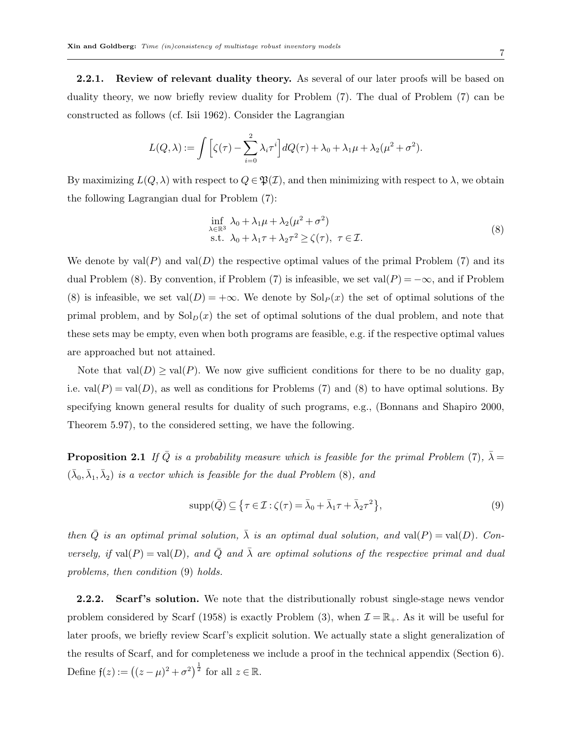#### 2.2.1. Review of relevant duality theory.

As several of our later proofs will be based on duality theory, we now briefly review duality for Problem (7). The dual of Problem (7) can be constructed as follows (cf. Isii 1962). Consider the Lagrangian

$$L(Q,\lambda) := \int \Big[\zeta(\tau) - \sum_{i=0}^{2} \lambda_i \tau^i\Big] dQ(\tau) + \lambda_0 + \lambda_1 \mu + \lambda_2(\mu^2+\sigma^2).$$

By maximizing $L(Q,\lambda)$ with respect to $Q \in \mathfrak{P}(\mathcal{I})$, and then minimizing with respect to $\lambda$, we obtain the following Lagrangian dual for Problem (7):

$$\begin{aligned} &\inf_{\lambda\in\mathbb{R}^3} \ \lambda_0 + \lambda_1\mu + \lambda_2(\mu^2+\sigma^2) \\ &\text{s.t. } \ \lambda_0 + \lambda_1\tau + \lambda_2\tau^2 \geq \zeta(\tau), \ \ \tau \in \mathcal{I}. \end{aligned} \tag{8}$$

We denote by $\text{val}(P)$ and $\text{val}(D)$ the respective optimal values of the primal Problem (7) and its dual Problem (8). By convention, if Problem (7) is infeasible, we set $\text{val}(P) = -\infty$, and if Problem (8) is infeasible, we set $\text{val}(D) = +\infty$. We denote by $\text{Sol}_P(x)$ the set of optimal solutions of the primal problem, and by $\text{Sol}_D(x)$ the set of optimal solutions of the dual problem, and note that these sets may be empty, even when both programs are feasible, e.g. if the respective optimal values are approached but not attained.

Note that $\text{val}(D) \geq \text{val}(P)$. We now give sufficient conditions for there to be no duality gap, i.e. $\text{val}(P) = \text{val}(D)$, as well as conditions for Problems (7) and (8) to have optimal solutions. By specifying known general results for duality of such programs, e.g., (Bonnans and Shapiro 2000, Theorem 5.97), to the considered setting, we have the following.

**Proposition 2.1** *If $\bar{Q}$ is a probability measure which is feasible for the primal Problem* (7)*, $\bar{\lambda} = (\bar{\lambda}_0, \bar{\lambda}_1, \bar{\lambda}_2)$ is a vector which is feasible for the dual Problem* (8)*, and*

$$\text{supp}(\bar{Q}) \subseteq \big\{\tau \in \mathcal{I} : \zeta(\tau) = \bar{\lambda}_0 + \bar{\lambda}_1\tau + \bar{\lambda}_2\tau^2\big\}, \tag{9}$$

*then $\bar{Q}$ is an optimal primal solution, $\bar{\lambda}$ is an optimal dual solution, and $\text{val}(P) = \text{val}(D)$. Conversely, if $\text{val}(P) = \text{val}(D)$, and $\bar{Q}$ and $\bar{\lambda}$ are optimal solutions of the respective primal and dual problems, then condition* (9) *holds.*

#### 2.2.2. Scarf's solution.

We note that the distributionally robust single-stage news vendor problem considered by Scarf (1958) is exactly Problem (3), when $\mathcal{I} = \mathbb{R}_+$. As it will be useful for later proofs, we briefly review Scarf's explicit solution. We actually state a slight generalization of the results of Scarf, and for completeness we include a proof in the technical appendix (Section 6). Define $\mathfrak{f}(z) := \big((z-\mu)^2 + \sigma^2\big)^{\frac{1}{2}}$ for all $z \in \mathbb{R}$.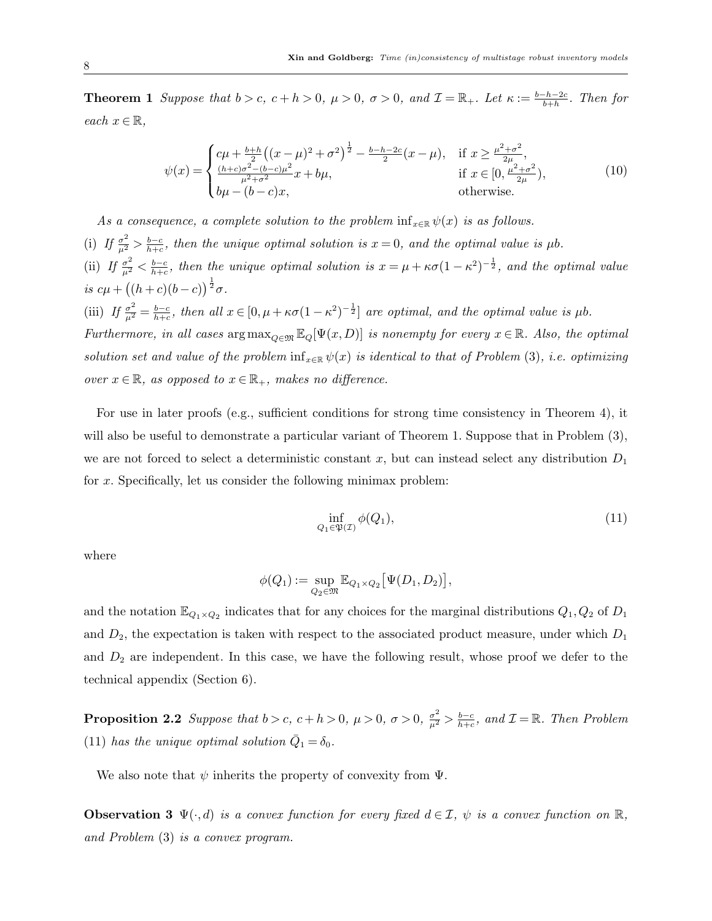**Theorem 1** *Suppose that $b > c$, $c + h > 0$, $\mu > 0$, $\sigma > 0$, and $\mathcal{I} = \mathbb{R}_+$. Let $\kappa := \frac{b-h-2c}{b+h}$. Then for each $x \in \mathbb{R}$,*

$$\psi(x) = \begin{cases} c\mu + \frac{b+h}{2}\big((x-\mu)^2 + \sigma^2\big)^{\frac{1}{2}} - \frac{b-h-2c}{2}(x-\mu), & \text{if } x \geq \frac{\mu^2+\sigma^2}{2\mu}, \\ \frac{(h+c)\sigma^2 - (b-c)\mu^2}{\mu^2+\sigma^2}x + b\mu, & \text{if } x \in [0, \frac{\mu^2+\sigma^2}{2\mu}), \\ b\mu - (b-c)x, & \text{otherwise.} \end{cases} \tag{10}$$

*As a consequence, a complete solution to the problem $\inf_{x\in\mathbb{R}} \psi(x)$ is as follows.*

*(i) If $\frac{\sigma^2}{\mu^2} > \frac{b-c}{h+c}$, then the unique optimal solution is $x = 0$, and the optimal value is $\mu b$.*

*(ii) If $\frac{\sigma^2}{\mu^2} < \frac{b-c}{h+c}$, then the unique optimal solution is $x = \mu + \kappa\sigma(1-\kappa^2)^{-\frac{1}{2}}$, and the optimal value is $c\mu + \big((h+c)(b-c)\big)^{\frac{1}{2}}\sigma$.*

*(iii) If $\frac{\sigma^2}{\mu^2} = \frac{b-c}{h+c}$, then all $x \in [0, \mu + \kappa\sigma(1-\kappa^2)^{-\frac{1}{2}}]$ are optimal, and the optimal value is $\mu b$.*

*Furthermore, in all cases $\arg\max_{Q\in\mathfrak{M}} \mathbb{E}_Q[\Psi(x,D)]$ is nonempty for every $x \in \mathbb{R}$. Also, the optimal solution set and value of the problem $\inf_{x\in\mathbb{R}} \psi(x)$ is identical to that of Problem (3), i.e. optimizing over $x \in \mathbb{R}$, as opposed to $x \in \mathbb{R}_+$, makes no difference.*

For use in later proofs (e.g., sufficient conditions for strong time consistency in Theorem 4), it will also be useful to demonstrate a particular variant of Theorem 1. Suppose that in Problem (3), we are not forced to select a deterministic constant $x$, but can instead select any distribution $D_1$ for $x$. Specifically, let us consider the following minimax problem:

$$\inf_{Q_1 \in \mathfrak{P}(\mathcal{I})} \phi(Q_1), \tag{11}$$

where

$$\phi(Q_1) := \sup_{Q_2 \in \mathfrak{M}} \mathbb{E}_{Q_1 \times Q_2}\big[\Psi(D_1, D_2)\big],$$

and the notation $\mathbb{E}_{Q_1 \times Q_2}$ indicates that for any choices for the marginal distributions $Q_1, Q_2$ of $D_1$ and $D_2$, the expectation is taken with respect to the associated product measure, under which $D_1$ and $D_2$ are independent. In this case, we have the following result, whose proof we defer to the technical appendix (Section 6).

**Proposition 2.2** *Suppose that $b > c$, $c + h > 0$, $\mu > 0$, $\sigma > 0$, $\frac{\sigma^2}{\mu^2} > \frac{b-c}{h+c}$, and $\mathcal{I} = \mathbb{R}$. Then Problem (11) has the unique optimal solution $\bar{Q}_1 = \delta_0$.*

We also note that $\psi$ inherits the property of convexity from $\Psi$.

**Observation 3** *$\Psi(\cdot, d)$ is a convex function for every fixed $d \in \mathcal{I}$, $\psi$ is a convex function on $\mathbb{R}$, and Problem (3) is a convex program.*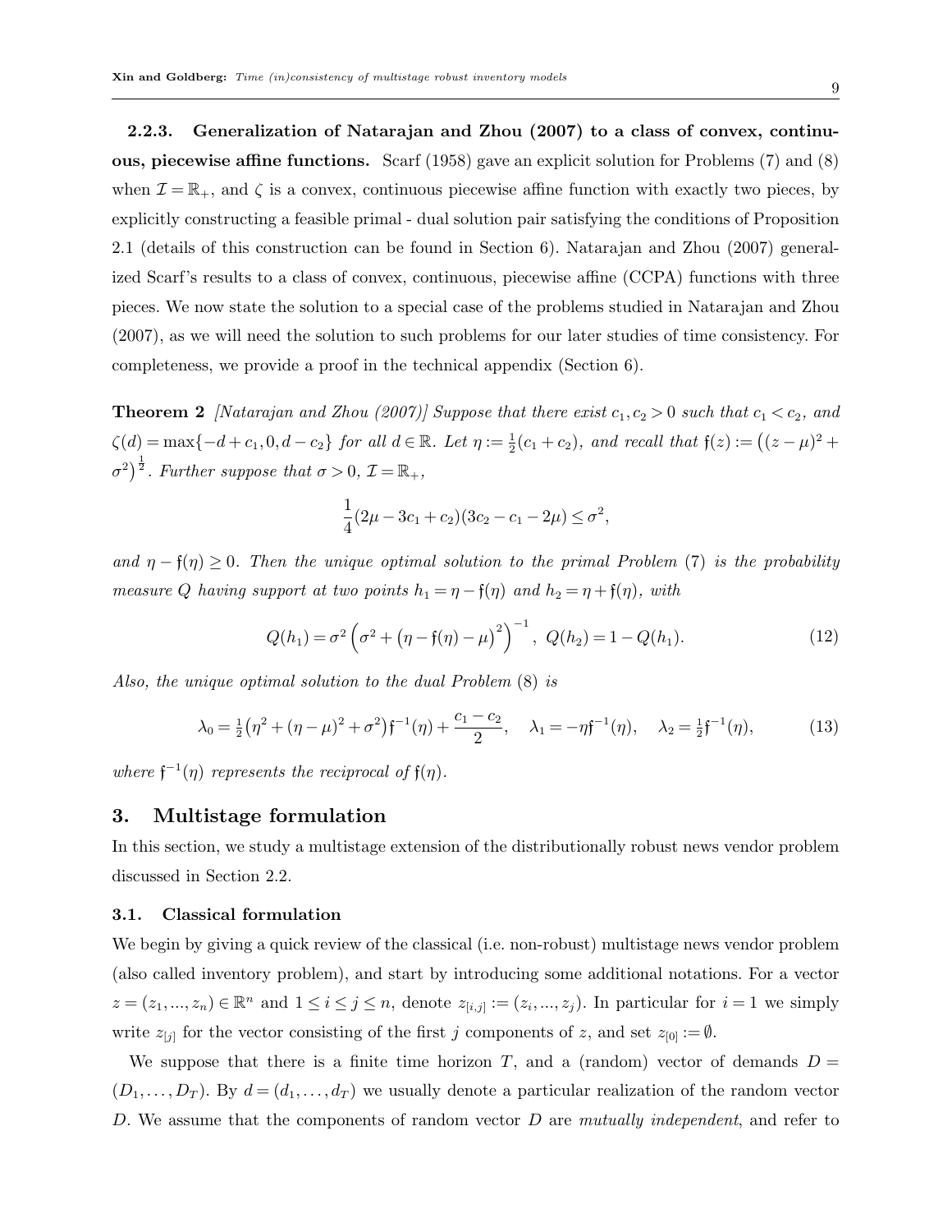**2.2.3. Generalization of Natarajan and Zhou (2007) to a class of convex, continuous, piecewise affine functions.** Scarf (1958) gave an explicit solution for Problems (7) and (8) when $\mathcal{I} = \mathbb{R}_+$, and $\zeta$ is a convex, continuous piecewise affine function with exactly two pieces, by explicitly constructing a feasible primal - dual solution pair satisfying the conditions of Proposition 2.1 (details of this construction can be found in Section 6). Natarajan and Zhou (2007) generalized Scarf's results to a class of convex, continuous, piecewise affine (CCPA) functions with three pieces. We now state the solution to a special case of the problems studied in Natarajan and Zhou (2007), as we will need the solution to such problems for our later studies of time consistency. For completeness, we provide a proof in the technical appendix (Section 6).

**Theorem 2** *[Natarajan and Zhou (2007)] Suppose that there exist $c_1, c_2 > 0$ such that $c_1 < c_2$, and $\zeta(d) = \max\{-d + c_1, 0, d - c_2\}$ for all $d \in \mathbb{R}$. Let $\eta := \frac{1}{2}(c_1 + c_2)$, and recall that $\mathfrak{f}(z) := \big((z-\mu)^2 + \sigma^2\big)^{\frac{1}{2}}$. Further suppose that $\sigma > 0$, $\mathcal{I} = \mathbb{R}_+$,*

$$\frac{1}{4}(2\mu - 3c_1 + c_2)(3c_2 - c_1 - 2\mu) \le \sigma^2,$$

*and $\eta - \mathfrak{f}(\eta) \ge 0$. Then the unique optimal solution to the primal Problem (7) is the probability measure $Q$ having support at two points $h_1 = \eta - \mathfrak{f}(\eta)$ and $h_2 = \eta + \mathfrak{f}(\eta)$, with*

$$Q(h_1) = \sigma^2 \left(\sigma^2 + \big(\eta - \mathfrak{f}(\eta) - \mu\big)^2\right)^{-1}, \ Q(h_2) = 1 - Q(h_1). \tag{12}$$

*Also, the unique optimal solution to the dual Problem (8) is*

$$\lambda_0 = \tfrac{1}{2}\big(\eta^2 + (\eta-\mu)^2 + \sigma^2\big)\mathfrak{f}^{-1}(\eta) + \frac{c_1 - c_2}{2}, \quad \lambda_1 = -\eta \mathfrak{f}^{-1}(\eta), \quad \lambda_2 = \tfrac{1}{2}\mathfrak{f}^{-1}(\eta), \tag{13}$$

*where $\mathfrak{f}^{-1}(\eta)$ represents the reciprocal of $\mathfrak{f}(\eta)$.*

# 3. Multistage formulation

In this section, we study a multistage extension of the distributionally robust news vendor problem discussed in Section 2.2.

## 3.1. Classical formulation

We begin by giving a quick review of the classical (i.e. non-robust) multistage news vendor problem (also called inventory problem), and start by introducing some additional notations. For a vector $z = (z_1, ..., z_n) \in \mathbb{R}^n$ and $1 \le i \le j \le n$, denote $z_{[i,j]} := (z_i, ..., z_j)$. In particular for $i = 1$ we simply write $z_{[j]}$ for the vector consisting of the first $j$ components of $z$, and set $z_{[0]} := \emptyset$.

We suppose that there is a finite time horizon $T$, and a (random) vector of demands $D = (D_1, \ldots, D_T)$. By $d = (d_1, \ldots, d_T)$ we usually denote a particular realization of the random vector $D$. We assume that the components of random vector $D$ are *mutually independent*, and refer to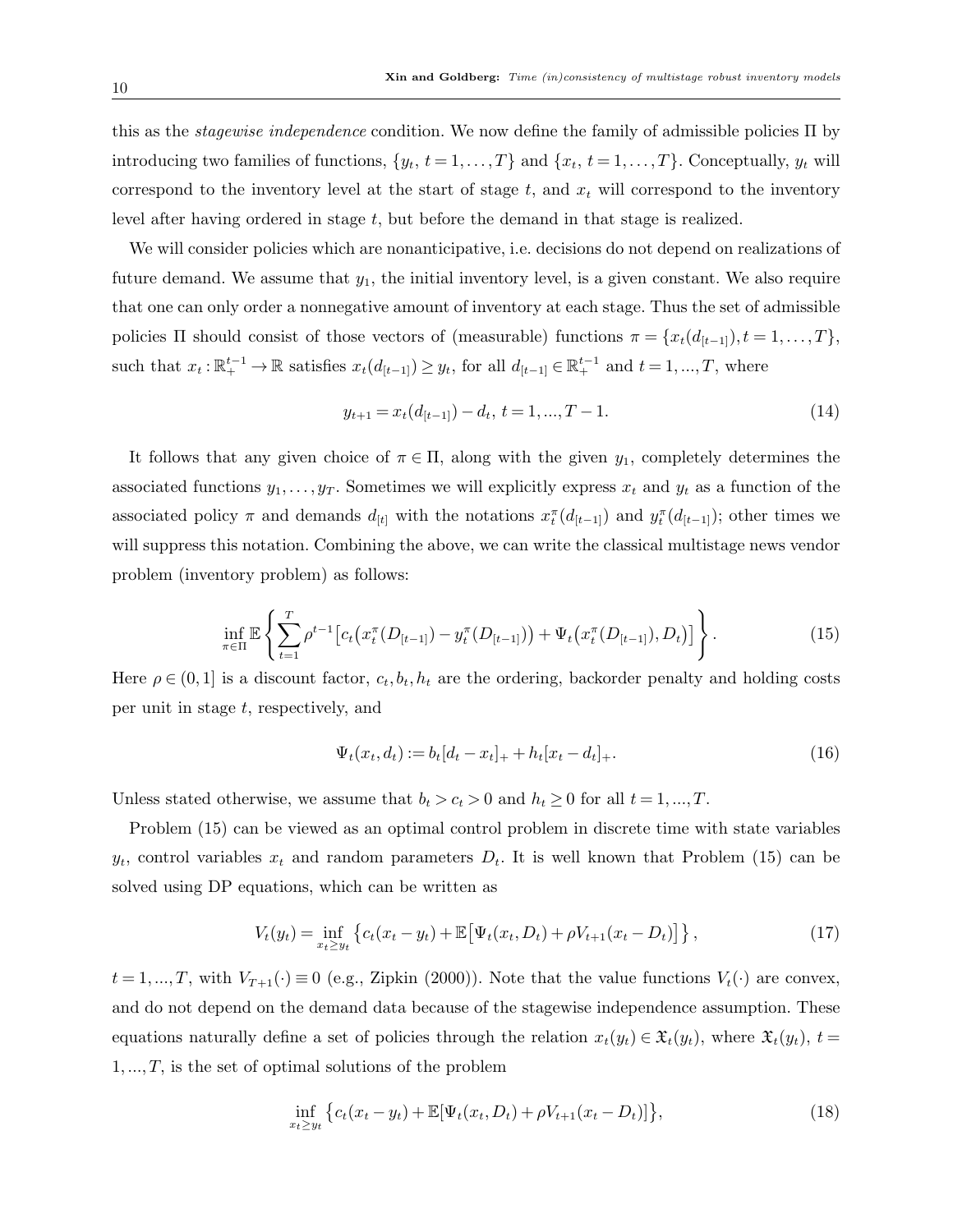this as the *stagewise independence* condition. We now define the family of admissible policies $\Pi$ by introducing two families of functions, $\{y_t,\, t=1,\ldots,T\}$ and $\{x_t,\, t=1,\ldots,T\}$. Conceptually, $y_t$ will correspond to the inventory level at the start of stage $t$, and $x_t$ will correspond to the inventory level after having ordered in stage $t$, but before the demand in that stage is realized.

We will consider policies which are nonanticipative, i.e. decisions do not depend on realizations of future demand. We assume that $y_1$, the initial inventory level, is a given constant. We also require that one can only order a nonnegative amount of inventory at each stage. Thus the set of admissible policies $\Pi$ should consist of those vectors of (measurable) functions $\pi = \{x_t(d_{[t-1]}), t=1,\ldots,T\}$, such that $x_t : \mathbb{R}_+^{t-1} \to \mathbb{R}$ satisfies $x_t(d_{[t-1]}) \geq y_t$, for all $d_{[t-1]} \in \mathbb{R}_+^{t-1}$ and $t=1,...,T$, where

$$y_{t+1} = x_t(d_{[t-1]}) - d_t,\; t=1,...,T-1. \tag{14}$$

It follows that any given choice of $\pi \in \Pi$, along with the given $y_1$, completely determines the associated functions $y_1,\ldots,y_T$. Sometimes we will explicitly express $x_t$ and $y_t$ as a function of the associated policy $\pi$ and demands $d_{[t]}$ with the notations $x_t^\pi(d_{[t-1]})$ and $y_t^\pi(d_{[t-1]})$; other times we will suppress this notation. Combining the above, we can write the classical multistage news vendor problem (inventory problem) as follows:

$$\inf_{\pi\in\Pi} \mathbb{E}\left\{ \sum_{t=1}^{T} \rho^{t-1}\big[c_t\big(x_t^\pi(D_{[t-1]}) - y_t^\pi(D_{[t-1]})\big) + \Psi_t\big(x_t^\pi(D_{[t-1]}), D_t\big)\big] \right\}. \tag{15}$$

Here $\rho \in (0,1]$ is a discount factor, $c_t, b_t, h_t$ are the ordering, backorder penalty and holding costs per unit in stage $t$, respectively, and

$$\Psi_t(x_t, d_t) := b_t[d_t - x_t]_+ + h_t[x_t - d_t]_+. \tag{16}$$

Unless stated otherwise, we assume that $b_t > c_t > 0$ and $h_t \geq 0$ for all $t=1,...,T$.

Problem (15) can be viewed as an optimal control problem in discrete time with state variables $y_t$, control variables $x_t$ and random parameters $D_t$. It is well known that Problem (15) can be solved using DP equations, which can be written as

$$V_t(y_t) = \inf_{x_t \geq y_t} \left\{ c_t(x_t - y_t) + \mathbb{E}\big[\Psi_t(x_t, D_t) + \rho V_{t+1}(x_t - D_t)\big] \right\}, \tag{17}$$

$t=1,...,T$, with $V_{T+1}(\cdot) \equiv 0$ (e.g., Zipkin (2000)). Note that the value functions $V_t(\cdot)$ are convex, and do not depend on the demand data because of the stagewise independence assumption. These equations naturally define a set of policies through the relation $x_t(y_t) \in \mathfrak{X}_t(y_t)$, where $\mathfrak{X}_t(y_t)$, $t=1,...,T$, is the set of optimal solutions of the problem

$$\inf_{x_t \geq y_t} \left\{ c_t(x_t - y_t) + \mathbb{E}[\Psi_t(x_t, D_t) + \rho V_{t+1}(x_t - D_t)] \right\}, \tag{18}$$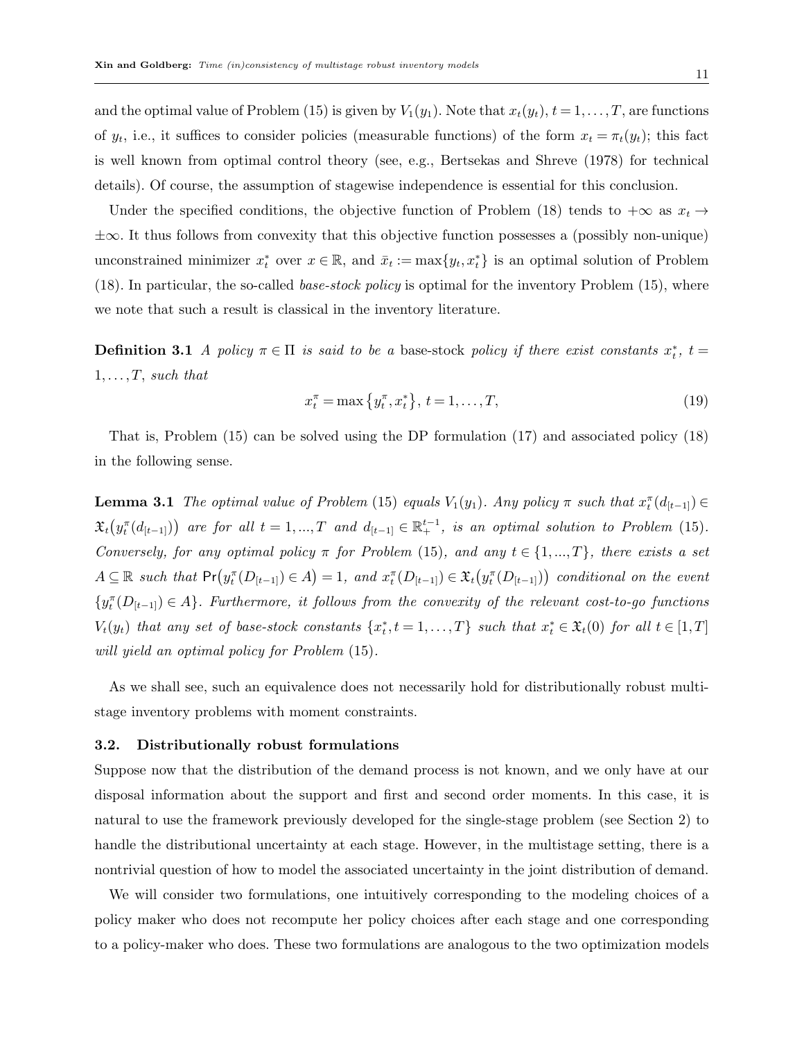and the optimal value of Problem (15) is given by $V_1(y_1)$. Note that $x_t(y_t)$, $t = 1, \ldots, T$, are functions of $y_t$, i.e., it suffices to consider policies (measurable functions) of the form $x_t = \pi_t(y_t)$; this fact is well known from optimal control theory (see, e.g., Bertsekas and Shreve (1978) for technical details). Of course, the assumption of stagewise independence is essential for this conclusion.

Under the specified conditions, the objective function of Problem (18) tends to $+\infty$ as $x_t \to \pm\infty$. It thus follows from convexity that this objective function possesses a (possibly non-unique) unconstrained minimizer $x_t^*$ over $x \in \mathbb{R}$, and $\bar{x}_t := \max\{y_t, x_t^*\}$ is an optimal solution of Problem (18). In particular, the so-called *base-stock policy* is optimal for the inventory Problem (15), where we note that such a result is classical in the inventory literature.

**Definition 3.1** *A policy $\pi \in \Pi$ is said to be a* base-stock *policy if there exist constants $x_t^*$, $t = 1, \ldots, T$, such that*

$$x_t^\pi = \max\left\{y_t^\pi, x_t^*\right\},\ t = 1, \ldots, T, \tag{19}$$

That is, Problem (15) can be solved using the DP formulation (17) and associated policy (18) in the following sense.

**Lemma 3.1** *The optimal value of Problem* (15) *equals $V_1(y_1)$. Any policy $\pi$ such that $x_t^\pi(d_{[t-1]}) \in \mathfrak{X}_t\big(y_t^\pi(d_{[t-1]})\big)$ are for all $t = 1, ..., T$ and $d_{[t-1]} \in \mathbb{R}_+^{t-1}$, is an optimal solution to Problem* (15). *Conversely, for any optimal policy $\pi$ for Problem* (15), *and any $t \in \{1, ..., T\}$, there exists a set $A \subseteq \mathbb{R}$ such that $\Pr\big(y_t^\pi(D_{[t-1]}) \in A\big) = 1$, and $x_t^\pi(D_{[t-1]}) \in \mathfrak{X}_t\big(y_t^\pi(D_{[t-1]})\big)$ conditional on the event $\{y_t^\pi(D_{[t-1]}) \in A\}$. Furthermore, it follows from the convexity of the relevant cost-to-go functions $V_t(y_t)$ that any set of base-stock constants $\{x_t^*, t = 1, \ldots, T\}$ such that $x_t^* \in \mathfrak{X}_t(0)$ for all $t \in [1, T]$ will yield an optimal policy for Problem* (15).

As we shall see, such an equivalence does not necessarily hold for distributionally robust multi-stage inventory problems with moment constraints.

### 3.2. Distributionally robust formulations

Suppose now that the distribution of the demand process is not known, and we only have at our disposal information about the support and first and second order moments. In this case, it is natural to use the framework previously developed for the single-stage problem (see Section 2) to handle the distributional uncertainty at each stage. However, in the multistage setting, there is a nontrivial question of how to model the associated uncertainty in the joint distribution of demand.

We will consider two formulations, one intuitively corresponding to the modeling choices of a policy maker who does not recompute her policy choices after each stage and one corresponding to a policy-maker who does. These two formulations are analogous to the two optimization models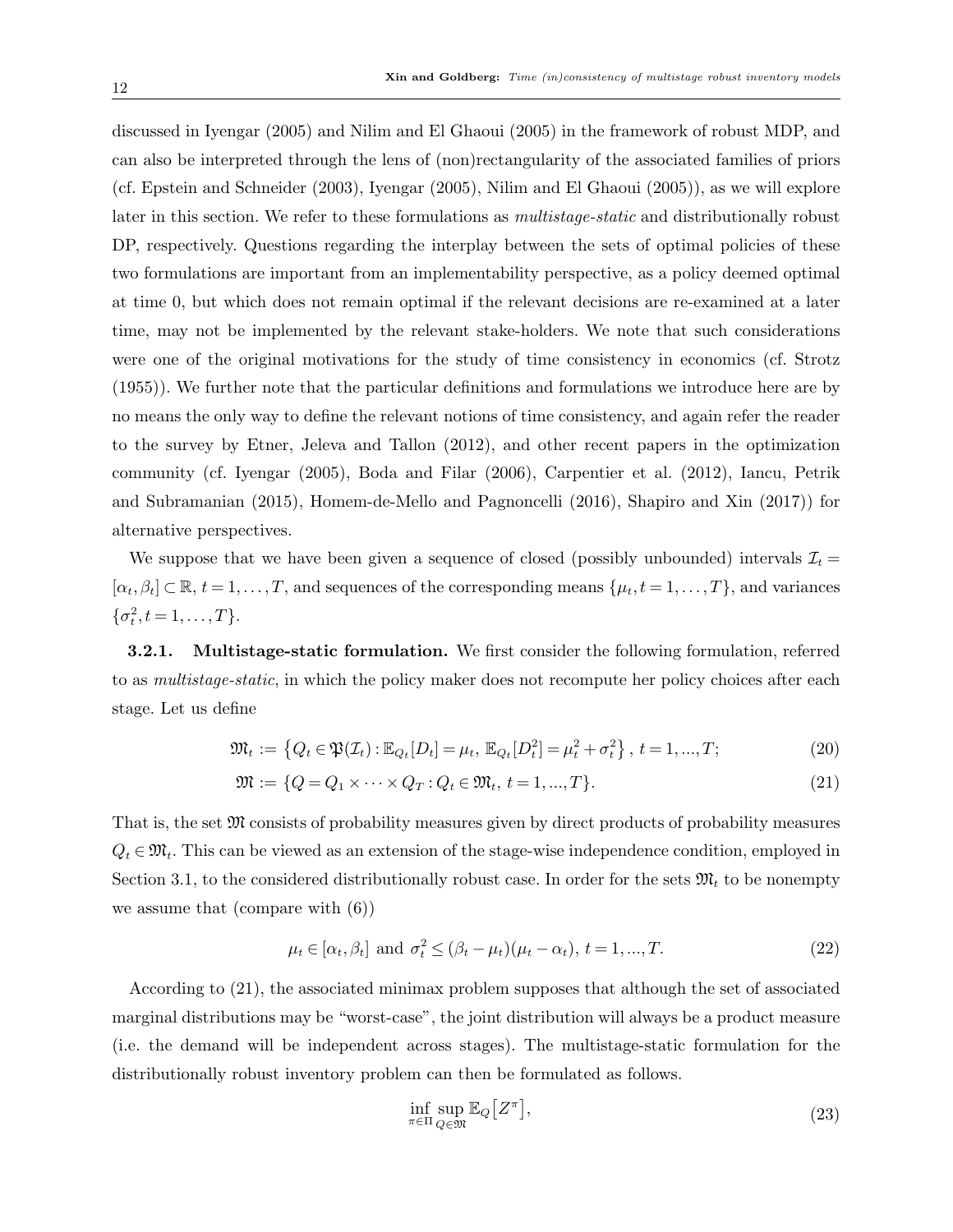discussed in Iyengar (2005) and Nilim and El Ghaoui (2005) in the framework of robust MDP, and can also be interpreted through the lens of (non)rectangularity of the associated families of priors (cf. Epstein and Schneider (2003), Iyengar (2005), Nilim and El Ghaoui (2005)), as we will explore later in this section. We refer to these formulations as *multistage-static* and distributionally robust DP, respectively. Questions regarding the interplay between the sets of optimal policies of these two formulations are important from an implementability perspective, as a policy deemed optimal at time 0, but which does not remain optimal if the relevant decisions are re-examined at a later time, may not be implemented by the relevant stake-holders. We note that such considerations were one of the original motivations for the study of time consistency in economics (cf. Strotz (1955)). We further note that the particular definitions and formulations we introduce here are by no means the only way to define the relevant notions of time consistency, and again refer the reader to the survey by Etner, Jeleva and Tallon (2012), and other recent papers in the optimization community (cf. Iyengar (2005), Boda and Filar (2006), Carpentier et al. (2012), Iancu, Petrik and Subramanian (2015), Homem-de-Mello and Pagnoncelli (2016), Shapiro and Xin (2017)) for alternative perspectives.

We suppose that we have been given a sequence of closed (possibly unbounded) intervals $\mathcal{I}_t = [\alpha_t, \beta_t] \subset \mathbb{R}$, $t = 1, \dots, T$, and sequences of the corresponding means $\{\mu_t, t = 1, \dots, T\}$, and variances $\{\sigma_t^2, t = 1, \dots, T\}$.

**3.2.1. Multistage-static formulation.** We first consider the following formulation, referred to as *multistage-static*, in which the policy maker does not recompute her policy choices after each stage. Let us define

$$\mathfrak{M}_t := \left\{ Q_t \in \mathfrak{P}(\mathcal{I}_t) : \mathbb{E}_{Q_t}[D_t] = \mu_t,\ \mathbb{E}_{Q_t}[D_t^2] = \mu_t^2 + \sigma_t^2 \right\},\ t = 1, ..., T; \tag{20}$$

$$\mathfrak{M} := \{ Q = Q_1 \times \cdots \times Q_T : Q_t \in \mathfrak{M}_t,\ t = 1, ..., T \}. \tag{21}$$

That is, the set $\mathfrak{M}$ consists of probability measures given by direct products of probability measures $Q_t \in \mathfrak{M}_t$. This can be viewed as an extension of the stage-wise independence condition, employed in Section 3.1, to the considered distributionally robust case. In order for the sets $\mathfrak{M}_t$ to be nonempty we assume that (compare with (6))

$$\mu_t \in [\alpha_t, \beta_t] \text{ and } \sigma_t^2 \le (\beta_t - \mu_t)(\mu_t - \alpha_t),\ t = 1, ..., T. \tag{22}$$

According to (21), the associated minimax problem supposes that although the set of associated marginal distributions may be "worst-case", the joint distribution will always be a product measure (i.e. the demand will be independent across stages). The multistage-static formulation for the distributionally robust inventory problem can then be formulated as follows.

$$\inf_{\pi \in \Pi} \sup_{Q \in \mathfrak{M}} \mathbb{E}_Q\big[Z^\pi\big], \tag{23}$$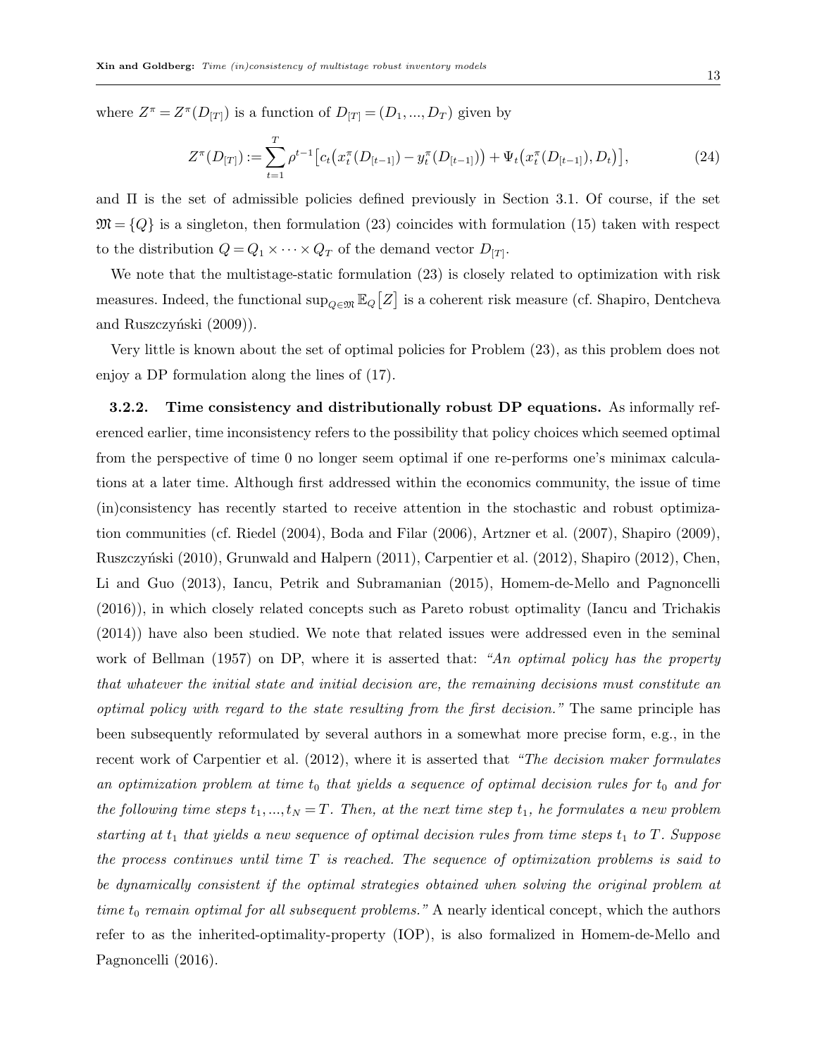where $Z^\pi = Z^\pi(D_{[T]})$ is a function of $D_{[T]} = (D_1, ..., D_T)$ given by

$$Z^\pi(D_{[T]}) := \sum_{t=1}^{T} \rho^{t-1}\big[c_t\big(x_t^\pi(D_{[t-1]}) - y_t^\pi(D_{[t-1]})\big) + \Psi_t\big(x_t^\pi(D_{[t-1]}), D_t\big)\big], \tag{24}$$

and $\Pi$ is the set of admissible policies defined previously in Section 3.1. Of course, if the set $\mathfrak{M} = \{Q\}$ is a singleton, then formulation (23) coincides with formulation (15) taken with respect to the distribution $Q = Q_1 \times \cdots \times Q_T$ of the demand vector $D_{[T]}$.

We note that the multistage-static formulation (23) is closely related to optimization with risk measures. Indeed, the functional $\sup_{Q\in\mathfrak{M}} \mathbb{E}_Q\big[Z\big]$ is a coherent risk measure (cf. Shapiro, Dentcheva and Ruszczyński (2009)).

Very little is known about the set of optimal policies for Problem (23), as this problem does not enjoy a DP formulation along the lines of (17).

**3.2.2. Time consistency and distributionally robust DP equations.** As informally referenced earlier, time inconsistency refers to the possibility that policy choices which seemed optimal from the perspective of time 0 no longer seem optimal if one re-performs one's minimax calculations at a later time. Although first addressed within the economics community, the issue of time (in)consistency has recently started to receive attention in the stochastic and robust optimization communities (cf. Riedel (2004), Boda and Filar (2006), Artzner et al. (2007), Shapiro (2009), Ruszczyński (2010), Grunwald and Halpern (2011), Carpentier et al. (2012), Shapiro (2012), Chen, Li and Guo (2013), Iancu, Petrik and Subramanian (2015), Homem-de-Mello and Pagnoncelli (2016)), in which closely related concepts such as Pareto robust optimality (Iancu and Trichakis (2014)) have also been studied. We note that related issues were addressed even in the seminal work of Bellman (1957) on DP, where it is asserted that: *"An optimal policy has the property that whatever the initial state and initial decision are, the remaining decisions must constitute an optimal policy with regard to the state resulting from the first decision."* The same principle has been subsequently reformulated by several authors in a somewhat more precise form, e.g., in the recent work of Carpentier et al. (2012), where it is asserted that *"The decision maker formulates an optimization problem at time $t_0$ that yields a sequence of optimal decision rules for $t_0$ and for the following time steps $t_1, ..., t_N = T$. Then, at the next time step $t_1$, he formulates a new problem starting at $t_1$ that yields a new sequence of optimal decision rules from time steps $t_1$ to $T$. Suppose the process continues until time $T$ is reached. The sequence of optimization problems is said to be dynamically consistent if the optimal strategies obtained when solving the original problem at time $t_0$ remain optimal for all subsequent problems."* A nearly identical concept, which the authors refer to as the inherited-optimality-property (IOP), is also formalized in Homem-de-Mello and Pagnoncelli (2016).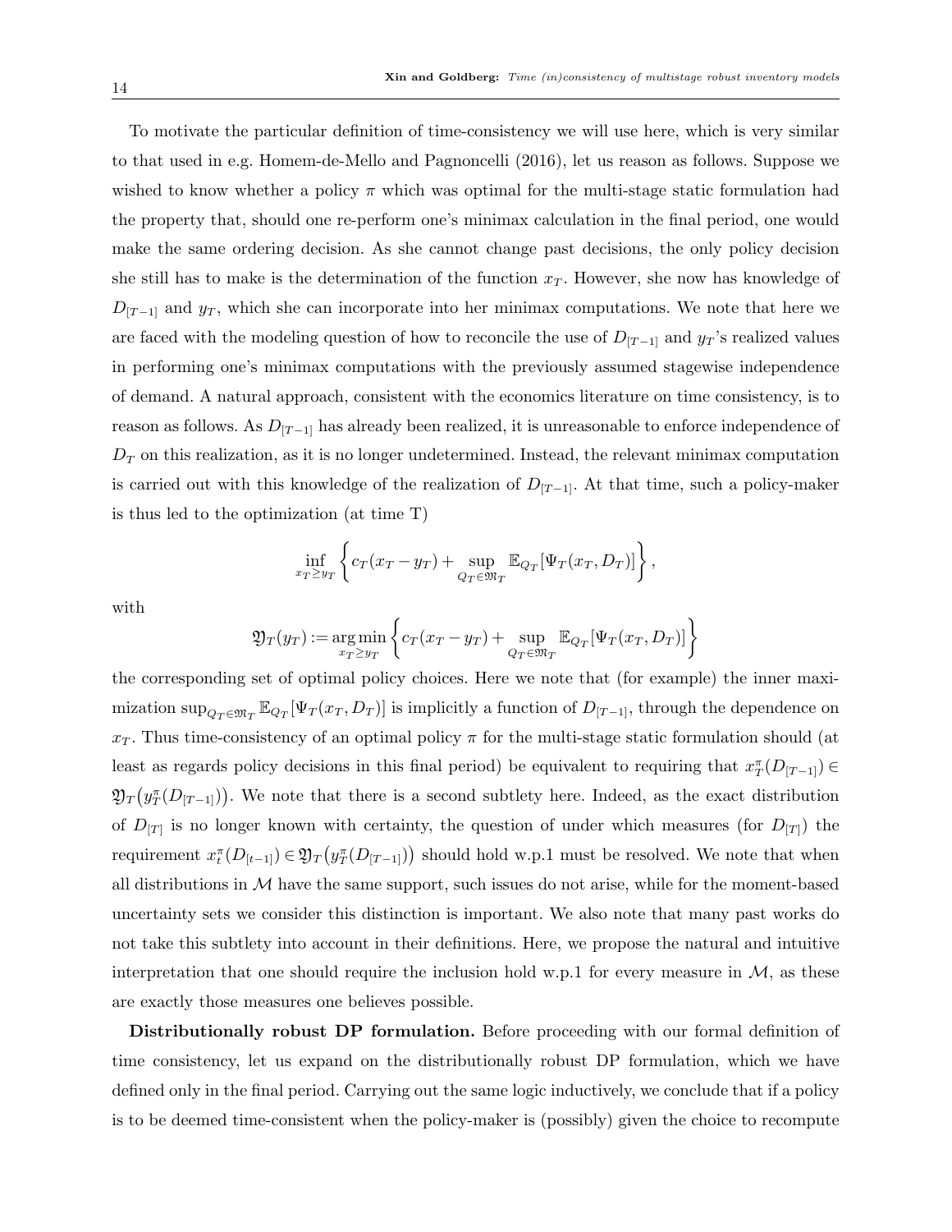To motivate the particular definition of time-consistency we will use here, which is very similar to that used in e.g. Homem-de-Mello and Pagnoncelli (2016), let us reason as follows. Suppose we wished to know whether a policy $\pi$ which was optimal for the multi-stage static formulation had the property that, should one re-perform one's minimax calculation in the final period, one would make the same ordering decision. As she cannot change past decisions, the only policy decision she still has to make is the determination of the function $x_T$. However, she now has knowledge of $D_{[T-1]}$ and $y_T$, which she can incorporate into her minimax computations. We note that here we are faced with the modeling question of how to reconcile the use of $D_{[T-1]}$ and $y_T$'s realized values in performing one's minimax computations with the previously assumed stagewise independence of demand. A natural approach, consistent with the economics literature on time consistency, is to reason as follows. As $D_{[T-1]}$ has already been realized, it is unreasonable to enforce independence of $D_T$ on this realization, as it is no longer undetermined. Instead, the relevant minimax computation is carried out with this knowledge of the realization of $D_{[T-1]}$. At that time, such a policy-maker is thus led to the optimization (at time T)

$$\inf_{x_T \geq y_T} \left\{ c_T(x_T - y_T) + \sup_{Q_T \in \mathfrak{M}_T} \mathbb{E}_{Q_T}[\Psi_T(x_T, D_T)] \right\},$$

with

$$\mathfrak{Y}_T(y_T) := \operatorname*{arg\,min}_{x_T \geq y_T} \left\{ c_T(x_T - y_T) + \sup_{Q_T \in \mathfrak{M}_T} \mathbb{E}_{Q_T}[\Psi_T(x_T, D_T)] \right\}$$

the corresponding set of optimal policy choices. Here we note that (for example) the inner maximization $\sup_{Q_T \in \mathfrak{M}_T} \mathbb{E}_{Q_T}[\Psi_T(x_T, D_T)]$ is implicitly a function of $D_{[T-1]}$, through the dependence on $x_T$. Thus time-consistency of an optimal policy $\pi$ for the multi-stage static formulation should (at least as regards policy decisions in this final period) be equivalent to requiring that $x^\pi_T(D_{[T-1]}) \in \mathfrak{Y}_T\big(y^\pi_T(D_{[T-1]})\big)$. We note that there is a second subtlety here. Indeed, as the exact distribution of $D_{[T]}$ is no longer known with certainty, the question of under which measures (for $D_{[T]}$) the requirement $x^\pi_t(D_{[t-1]}) \in \mathfrak{Y}_T\big(y^\pi_T(D_{[T-1]})\big)$ should hold w.p.1 must be resolved. We note that when all distributions in $\mathcal{M}$ have the same support, such issues do not arise, while for the moment-based uncertainty sets we consider this distinction is important. We also note that many past works do not take this subtlety into account in their definitions. Here, we propose the natural and intuitive interpretation that one should require the inclusion hold w.p.1 for every measure in $\mathcal{M}$, as these are exactly those measures one believes possible.

**Distributionally robust DP formulation.** Before proceeding with our formal definition of time consistency, let us expand on the distributionally robust DP formulation, which we have defined only in the final period. Carrying out the same logic inductively, we conclude that if a policy is to be deemed time-consistent when the policy-maker is (possibly) given the choice to recompute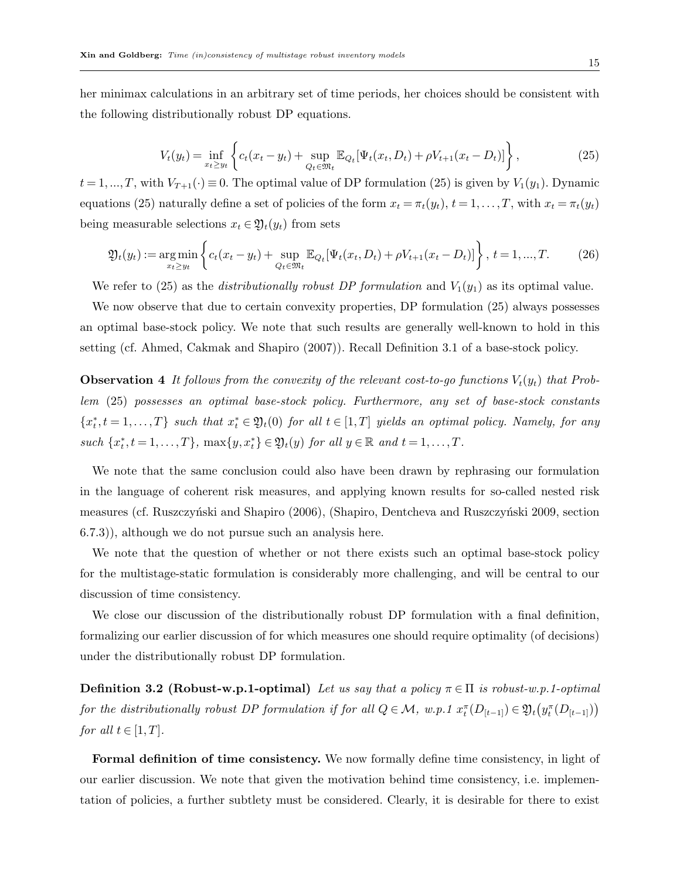her minimax calculations in an arbitrary set of time periods, her choices should be consistent with the following distributionally robust DP equations.

$$V_t(y_t) = \inf_{x_t \geq y_t} \left\{ c_t(x_t - y_t) + \sup_{Q_t \in \mathfrak{M}_t} \mathbb{E}_{Q_t}[\Psi_t(x_t, D_t) + \rho V_{t+1}(x_t - D_t)] \right\}, \tag{25}$$

$t = 1, ..., T$, with $V_{T+1}(\cdot) \equiv 0$. The optimal value of DP formulation (25) is given by $V_1(y_1)$. Dynamic equations (25) naturally define a set of policies of the form $x_t = \pi_t(y_t)$, $t = 1, \ldots, T$, with $x_t = \pi_t(y_t)$ being measurable selections $x_t \in \mathfrak{Y}_t(y_t)$ from sets

$$\mathfrak{Y}_t(y_t) := \operatorname*{arg\,min}_{x_t \geq y_t} \left\{ c_t(x_t - y_t) + \sup_{Q_t \in \mathfrak{M}_t} \mathbb{E}_{Q_t}[\Psi_t(x_t, D_t) + \rho V_{t+1}(x_t - D_t)] \right\}, \; t = 1, ..., T. \tag{26}$$

We refer to (25) as the *distributionally robust DP formulation* and $V_1(y_1)$ as its optimal value.

We now observe that due to certain convexity properties, DP formulation (25) always possesses an optimal base-stock policy. We note that such results are generally well-known to hold in this setting (cf. Ahmed, Cakmak and Shapiro (2007)). Recall Definition 3.1 of a base-stock policy.

**Observation 4** *It follows from the convexity of the relevant cost-to-go functions $V_t(y_t)$ that Problem* (25) *possesses an optimal base-stock policy. Furthermore, any set of base-stock constants $\{x^*_t, t = 1, \ldots, T\}$ such that $x^*_t \in \mathfrak{Y}_t(0)$ for all $t \in [1, T]$ yields an optimal policy. Namely, for any such $\{x^*_t, t = 1, \ldots, T\}$, $\max\{y, x^*_t\} \in \mathfrak{Y}_t(y)$ for all $y \in \mathbb{R}$ and $t = 1, \ldots, T$.*

We note that the same conclusion could also have been drawn by rephrasing our formulation in the language of coherent risk measures, and applying known results for so-called nested risk measures (cf. Ruszczyński and Shapiro (2006), (Shapiro, Dentcheva and Ruszczyński 2009, section 6.7.3)), although we do not pursue such an analysis here.

We note that the question of whether or not there exists such an optimal base-stock policy for the multistage-static formulation is considerably more challenging, and will be central to our discussion of time consistency.

We close our discussion of the distributionally robust DP formulation with a final definition, formalizing our earlier discussion of for which measures one should require optimality (of decisions) under the distributionally robust DP formulation.

**Definition 3.2 (Robust-w.p.1-optimal)** *Let us say that a policy $\pi \in \Pi$ is robust-w.p.1-optimal for the distributionally robust DP formulation if for all $Q \in \mathcal{M}$, w.p.1 $x^\pi_t(D_{[t-1]}) \in \mathfrak{Y}_t\big(y^\pi_t(D_{[t-1]})\big)$ for all $t \in [1, T]$.*

**Formal definition of time consistency.** We now formally define time consistency, in light of our earlier discussion. We note that given the motivation behind time consistency, i.e. implementation of policies, a further subtlety must be considered. Clearly, it is desirable for there to exist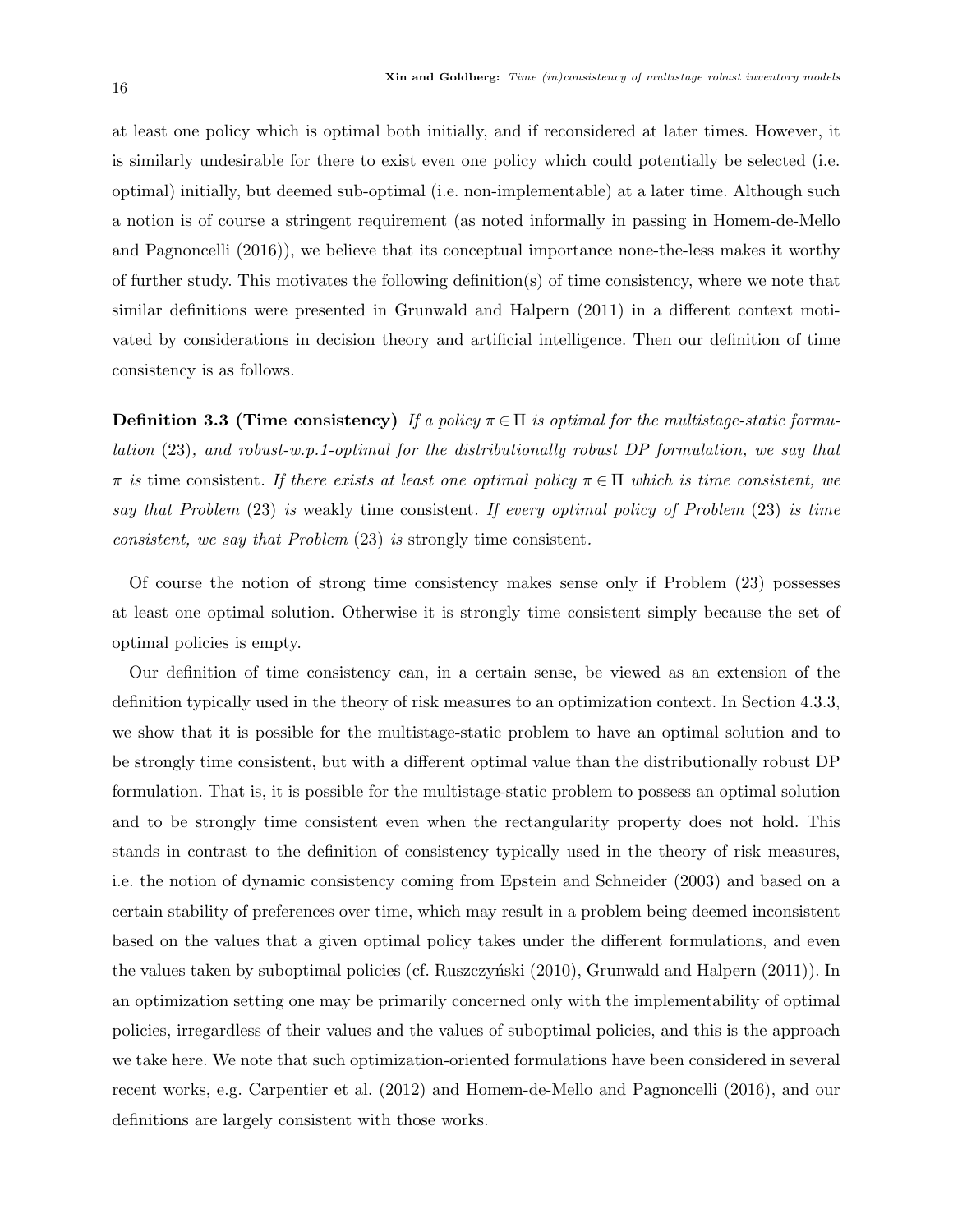at least one policy which is optimal both initially, and if reconsidered at later times. However, it is similarly undesirable for there to exist even one policy which could potentially be selected (i.e. optimal) initially, but deemed sub-optimal (i.e. non-implementable) at a later time. Although such a notion is of course a stringent requirement (as noted informally in passing in Homem-de-Mello and Pagnoncelli (2016)), we believe that its conceptual importance none-the-less makes it worthy of further study. This motivates the following definition(s) of time consistency, where we note that similar definitions were presented in Grunwald and Halpern (2011) in a different context motivated by considerations in decision theory and artificial intelligence. Then our definition of time consistency is as follows.

**Definition 3.3 (Time consistency)** *If a policy $\pi \in \Pi$ is optimal for the multistage-static formulation* (23)*, and robust-w.p.1-optimal for the distributionally robust DP formulation, we say that $\pi$ is* time consistent*. If there exists at least one optimal policy $\pi \in \Pi$ which is time consistent, we say that Problem* (23) *is* weakly time consistent*. If every optimal policy of Problem* (23) *is time consistent, we say that Problem* (23) *is* strongly time consistent*.*

Of course the notion of strong time consistency makes sense only if Problem (23) possesses at least one optimal solution. Otherwise it is strongly time consistent simply because the set of optimal policies is empty.

Our definition of time consistency can, in a certain sense, be viewed as an extension of the definition typically used in the theory of risk measures to an optimization context. In Section 4.3.3, we show that it is possible for the multistage-static problem to have an optimal solution and to be strongly time consistent, but with a different optimal value than the distributionally robust DP formulation. That is, it is possible for the multistage-static problem to possess an optimal solution and to be strongly time consistent even when the rectangularity property does not hold. This stands in contrast to the definition of consistency typically used in the theory of risk measures, i.e. the notion of dynamic consistency coming from Epstein and Schneider (2003) and based on a certain stability of preferences over time, which may result in a problem being deemed inconsistent based on the values that a given optimal policy takes under the different formulations, and even the values taken by suboptimal policies (cf. Ruszczyński (2010), Grunwald and Halpern (2011)). In an optimization setting one may be primarily concerned only with the implementability of optimal policies, irregardless of their values and the values of suboptimal policies, and this is the approach we take here. We note that such optimization-oriented formulations have been considered in several recent works, e.g. Carpentier et al. (2012) and Homem-de-Mello and Pagnoncelli (2016), and our definitions are largely consistent with those works.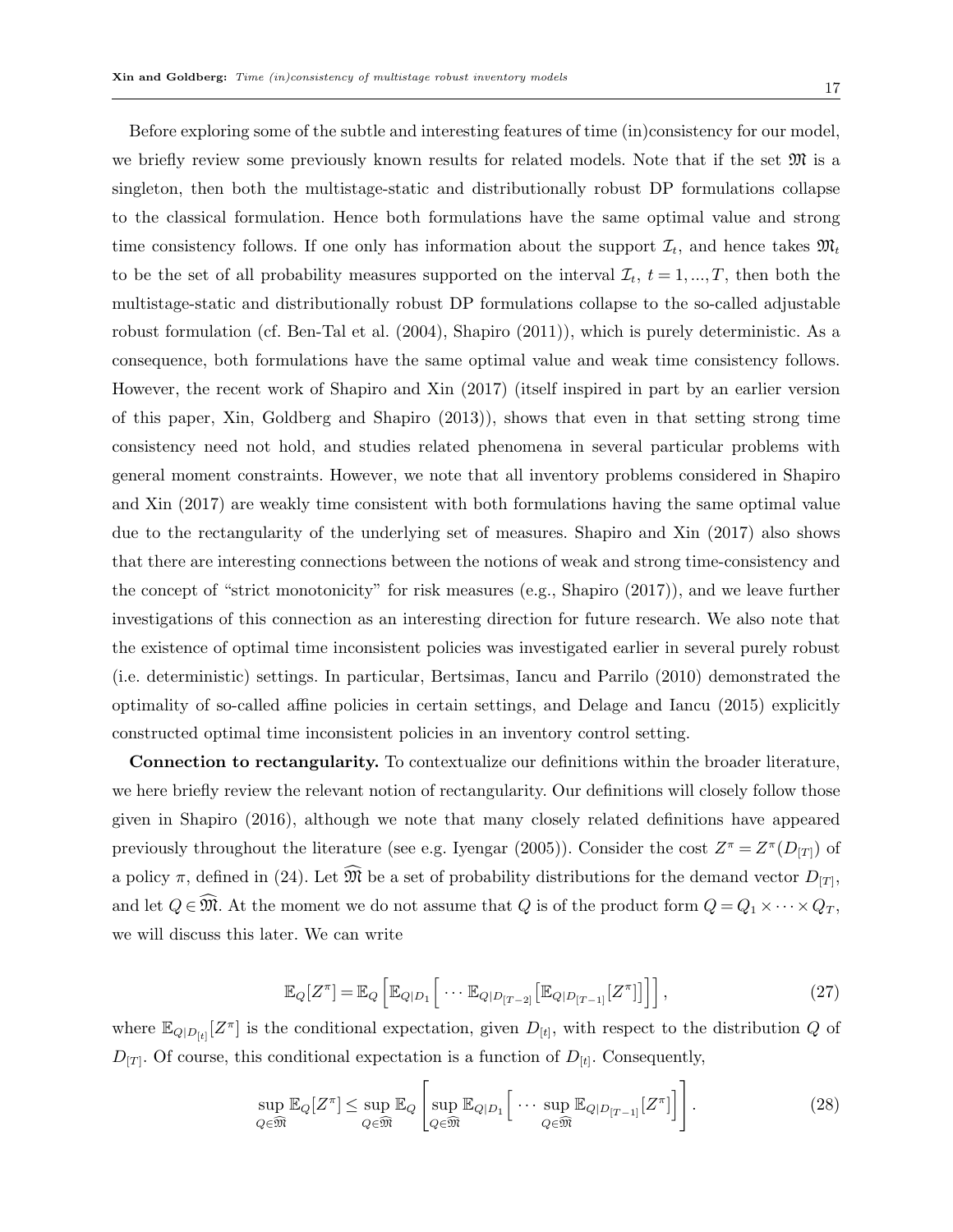Before exploring some of the subtle and interesting features of time (in)consistency for our model, we briefly review some previously known results for related models. Note that if the set $\mathfrak{M}$ is a singleton, then both the multistage-static and distributionally robust DP formulations collapse to the classical formulation. Hence both formulations have the same optimal value and strong time consistency follows. If one only has information about the support $\mathcal{I}_t$, and hence takes $\mathfrak{M}_t$ to be the set of all probability measures supported on the interval $\mathcal{I}_t$, $t = 1, ..., T$, then both the multistage-static and distributionally robust DP formulations collapse to the so-called adjustable robust formulation (cf. Ben-Tal et al. (2004), Shapiro (2011)), which is purely deterministic. As a consequence, both formulations have the same optimal value and weak time consistency follows. However, the recent work of Shapiro and Xin (2017) (itself inspired in part by an earlier version of this paper, Xin, Goldberg and Shapiro (2013)), shows that even in that setting strong time consistency need not hold, and studies related phenomena in several particular problems with general moment constraints. However, we note that all inventory problems considered in Shapiro and Xin (2017) are weakly time consistent with both formulations having the same optimal value due to the rectangularity of the underlying set of measures. Shapiro and Xin (2017) also shows that there are interesting connections between the notions of weak and strong time-consistency and the concept of "strict monotonicity" for risk measures (e.g., Shapiro (2017)), and we leave further investigations of this connection as an interesting direction for future research. We also note that the existence of optimal time inconsistent policies was investigated earlier in several purely robust (i.e. deterministic) settings. In particular, Bertsimas, Iancu and Parrilo (2010) demonstrated the optimality of so-called affine policies in certain settings, and Delage and Iancu (2015) explicitly constructed optimal time inconsistent policies in an inventory control setting.

**Connection to rectangularity.** To contextualize our definitions within the broader literature, we here briefly review the relevant notion of rectangularity. Our definitions will closely follow those given in Shapiro (2016), although we note that many closely related definitions have appeared previously throughout the literature (see e.g. Iyengar (2005)). Consider the cost $Z^\pi = Z^\pi(D_{[T]})$ of a policy $\pi$, defined in (24). Let $\widehat{\mathfrak{M}}$ be a set of probability distributions for the demand vector $D_{[T]}$, and let $Q \in \widehat{\mathfrak{M}}$. At the moment we do not assume that $Q$ is of the product form $Q = Q_1 \times \cdots \times Q_T$, we will discuss this later. We can write

$$\mathbb{E}_Q[Z^\pi] = \mathbb{E}_Q\left[\mathbb{E}_{Q|D_1}\left[\cdots \mathbb{E}_{Q|D_{[T-2]}}\left[\mathbb{E}_{Q|D_{[T-1]}}[Z^\pi]\right]\right]\right], \tag{27}$$

where $\mathbb{E}_{Q|D_{[t]}}[Z^\pi]$ is the conditional expectation, given $D_{[t]}$, with respect to the distribution $Q$ of $D_{[T]}$. Of course, this conditional expectation is a function of $D_{[t]}$. Consequently,

$$\sup_{Q\in\widehat{\mathfrak{M}}} \mathbb{E}_Q[Z^\pi] \leq \sup_{Q\in\widehat{\mathfrak{M}}} \mathbb{E}_Q\left[\sup_{Q\in\widehat{\mathfrak{M}}} \mathbb{E}_{Q|D_1}\left[\cdots \sup_{Q\in\widehat{\mathfrak{M}}} \mathbb{E}_{Q|D_{[T-1]}}[Z^\pi]\right]\right]. \tag{28}$$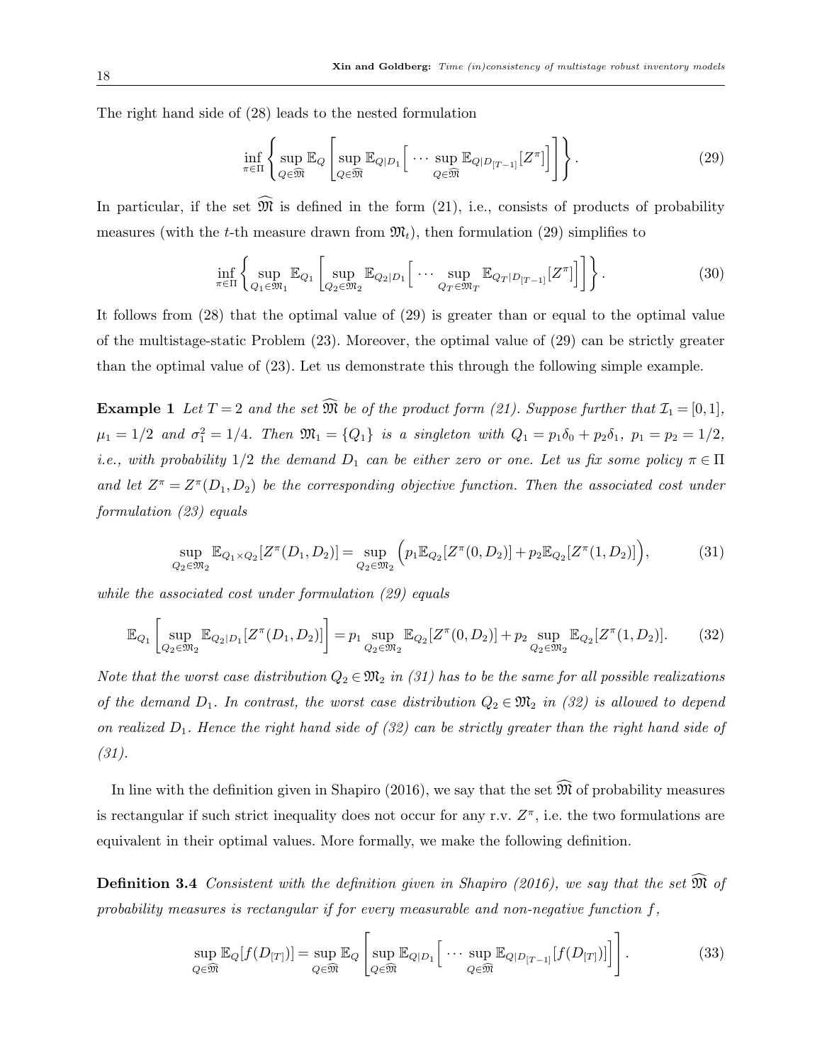The right hand side of (28) leads to the nested formulation

$$
\inf_{\pi\in\Pi}\left\{\sup_{Q\in\widehat{\mathfrak{M}}}\mathbb{E}_Q\left[\sup_{Q\in\widehat{\mathfrak{M}}}\mathbb{E}_{Q|D_1}\Big[\cdots\sup_{Q\in\widehat{\mathfrak{M}}}\mathbb{E}_{Q|D_{[T-1]}}[Z^\pi]\Big]\right]\right\}. \tag{29}
$$

In particular, if the set $\widehat{\mathfrak{M}}$ is defined in the form (21), i.e., consists of products of probability measures (with the $t$-th measure drawn from $\mathfrak{M}_t$), then formulation (29) simplifies to

$$
\inf_{\pi\in\Pi}\left\{\sup_{Q_1\in\mathfrak{M}_1}\mathbb{E}_{Q_1}\left[\sup_{Q_2\in\mathfrak{M}_2}\mathbb{E}_{Q_2|D_1}\Big[\cdots\sup_{Q_T\in\mathfrak{M}_T}\mathbb{E}_{Q_T|D_{[T-1]}}[Z^\pi]\Big]\right]\right\}. \tag{30}
$$

It follows from (28) that the optimal value of (29) is greater than or equal to the optimal value of the multistage-static Problem (23). Moreover, the optimal value of (29) can be strictly greater than the optimal value of (23). Let us demonstrate this through the following simple example.

**Example 1** *Let $T=2$ and the set $\widehat{\mathfrak{M}}$ be of the product form (21). Suppose further that $\mathcal{I}_1=[0,1]$, $\mu_1=1/2$ and $\sigma_1^2=1/4$. Then $\mathfrak{M}_1=\{Q_1\}$ is a singleton with $Q_1=p_1\delta_0+p_2\delta_1$, $p_1=p_2=1/2$, i.e., with probability $1/2$ the demand $D_1$ can be either zero or one. Let us fix some policy $\pi\in\Pi$ and let $Z^\pi=Z^\pi(D_1,D_2)$ be the corresponding objective function. Then the associated cost under formulation (23) equals*

$$
\sup_{Q_2\in\mathfrak{M}_2}\mathbb{E}_{Q_1\times Q_2}[Z^\pi(D_1,D_2)]=\sup_{Q_2\in\mathfrak{M}_2}\Big(p_1\mathbb{E}_{Q_2}[Z^\pi(0,D_2)]+p_2\mathbb{E}_{Q_2}[Z^\pi(1,D_2)]\Big), \tag{31}
$$

*while the associated cost under formulation (29) equals*

$$
\mathbb{E}_{Q_1}\left[\sup_{Q_2\in\mathfrak{M}_2}\mathbb{E}_{Q_2|D_1}[Z^\pi(D_1,D_2)]\right]=p_1\sup_{Q_2\in\mathfrak{M}_2}\mathbb{E}_{Q_2}[Z^\pi(0,D_2)]+p_2\sup_{Q_2\in\mathfrak{M}_2}\mathbb{E}_{Q_2}[Z^\pi(1,D_2)]. \tag{32}
$$

*Note that the worst case distribution $Q_2\in\mathfrak{M}_2$ in (31) has to be the same for all possible realizations of the demand $D_1$. In contrast, the worst case distribution $Q_2\in\mathfrak{M}_2$ in (32) is allowed to depend on realized $D_1$. Hence the right hand side of (32) can be strictly greater than the right hand side of (31).*

In line with the definition given in Shapiro (2016), we say that the set $\widehat{\mathfrak{M}}$ of probability measures is rectangular if such strict inequality does not occur for any r.v. $Z^\pi$, i.e. the two formulations are equivalent in their optimal values. More formally, we make the following definition.

**Definition 3.4** *Consistent with the definition given in Shapiro (2016), we say that the set $\widehat{\mathfrak{M}}$ of probability measures is rectangular if for every measurable and non-negative function $f$,*

$$
\sup_{Q\in\widehat{\mathfrak{M}}}\mathbb{E}_Q[f(D_{[T]})]=\sup_{Q\in\widehat{\mathfrak{M}}}\mathbb{E}_Q\left[\sup_{Q\in\widehat{\mathfrak{M}}}\mathbb{E}_{Q|D_1}\Big[\cdots\sup_{Q\in\widehat{\mathfrak{M}}}\mathbb{E}_{Q|D_{[T-1]}}[f(D_{[T]})]\Big]\right]. \tag{33}
$$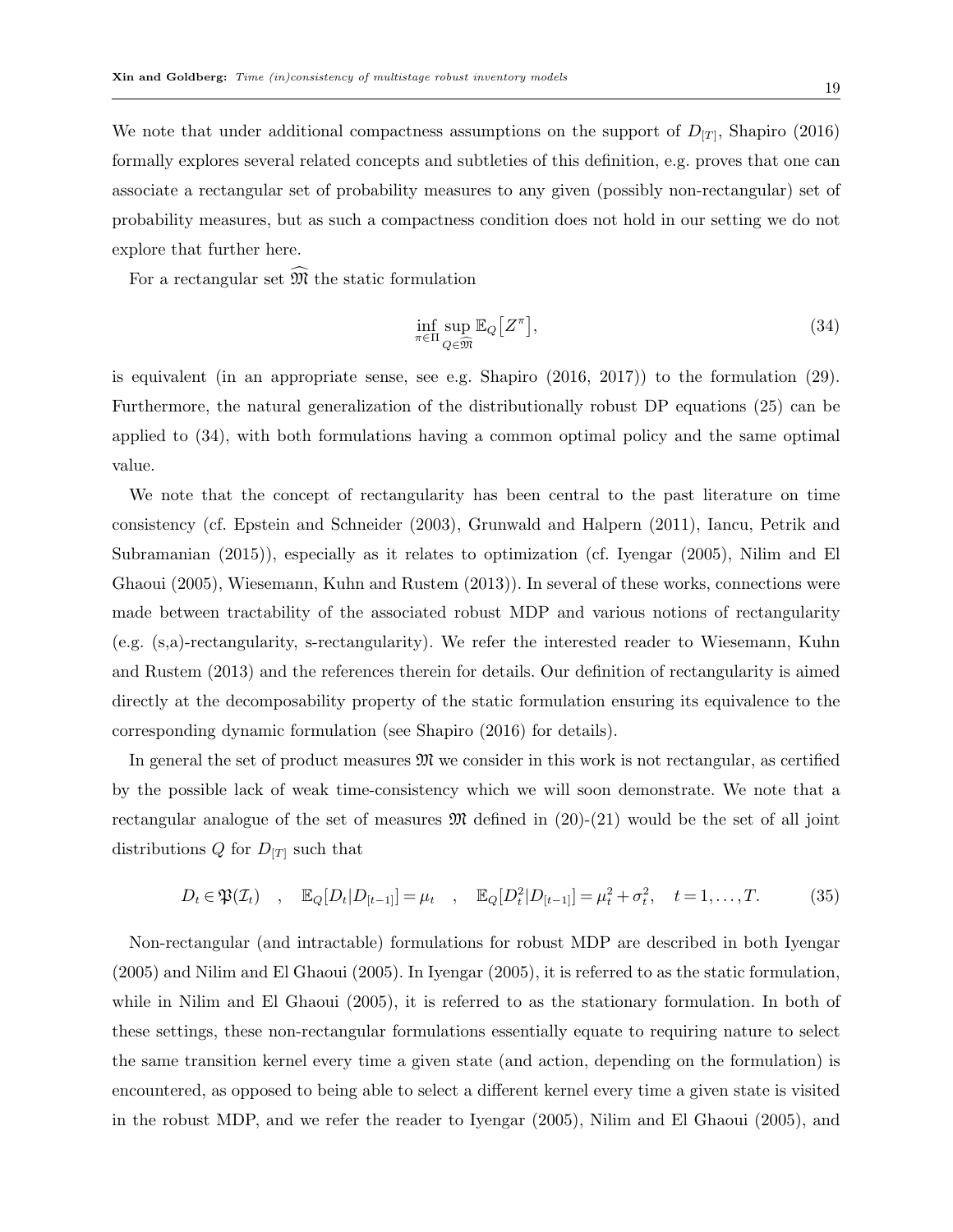We note that under additional compactness assumptions on the support of $D_{[T]}$, Shapiro (2016) formally explores several related concepts and subtleties of this definition, e.g. proves that one can associate a rectangular set of probability measures to any given (possibly non-rectangular) set of probability measures, but as such a compactness condition does not hold in our setting we do not explore that further here.

For a rectangular set $\widehat{\mathfrak{M}}$ the static formulation

$$\inf_{\pi \in \Pi} \sup_{Q \in \widehat{\mathfrak{M}}} \mathbb{E}_Q\big[Z^\pi\big], \tag{34}$$

is equivalent (in an appropriate sense, see e.g. Shapiro (2016, 2017)) to the formulation (29). Furthermore, the natural generalization of the distributionally robust DP equations (25) can be applied to (34), with both formulations having a common optimal policy and the same optimal value.

We note that the concept of rectangularity has been central to the past literature on time consistency (cf. Epstein and Schneider (2003), Grunwald and Halpern (2011), Iancu, Petrik and Subramanian (2015)), especially as it relates to optimization (cf. Iyengar (2005), Nilim and El Ghaoui (2005), Wiesemann, Kuhn and Rustem (2013)). In several of these works, connections were made between tractability of the associated robust MDP and various notions of rectangularity (e.g. (s,a)-rectangularity, s-rectangularity). We refer the interested reader to Wiesemann, Kuhn and Rustem (2013) and the references therein for details. Our definition of rectangularity is aimed directly at the decomposability property of the static formulation ensuring its equivalence to the corresponding dynamic formulation (see Shapiro (2016) for details).

In general the set of product measures $\mathfrak{M}$ we consider in this work is not rectangular, as certified by the possible lack of weak time-consistency which we will soon demonstrate. We note that a rectangular analogue of the set of measures $\mathfrak{M}$ defined in (20)-(21) would be the set of all joint distributions $Q$ for $D_{[T]}$ such that

$$D_t \in \mathfrak{P}(\mathcal{I}_t) \quad , \quad \mathbb{E}_Q[D_t | D_{[t-1]}] = \mu_t \quad , \quad \mathbb{E}_Q[D_t^2 | D_{[t-1]}] = \mu_t^2 + \sigma_t^2, \quad t = 1, \ldots, T. \tag{35}$$

Non-rectangular (and intractable) formulations for robust MDP are described in both Iyengar (2005) and Nilim and El Ghaoui (2005). In Iyengar (2005), it is referred to as the static formulation, while in Nilim and El Ghaoui (2005), it is referred to as the stationary formulation. In both of these settings, these non-rectangular formulations essentially equate to requiring nature to select the same transition kernel every time a given state (and action, depending on the formulation) is encountered, as opposed to being able to select a different kernel every time a given state is visited in the robust MDP, and we refer the reader to Iyengar (2005), Nilim and El Ghaoui (2005), and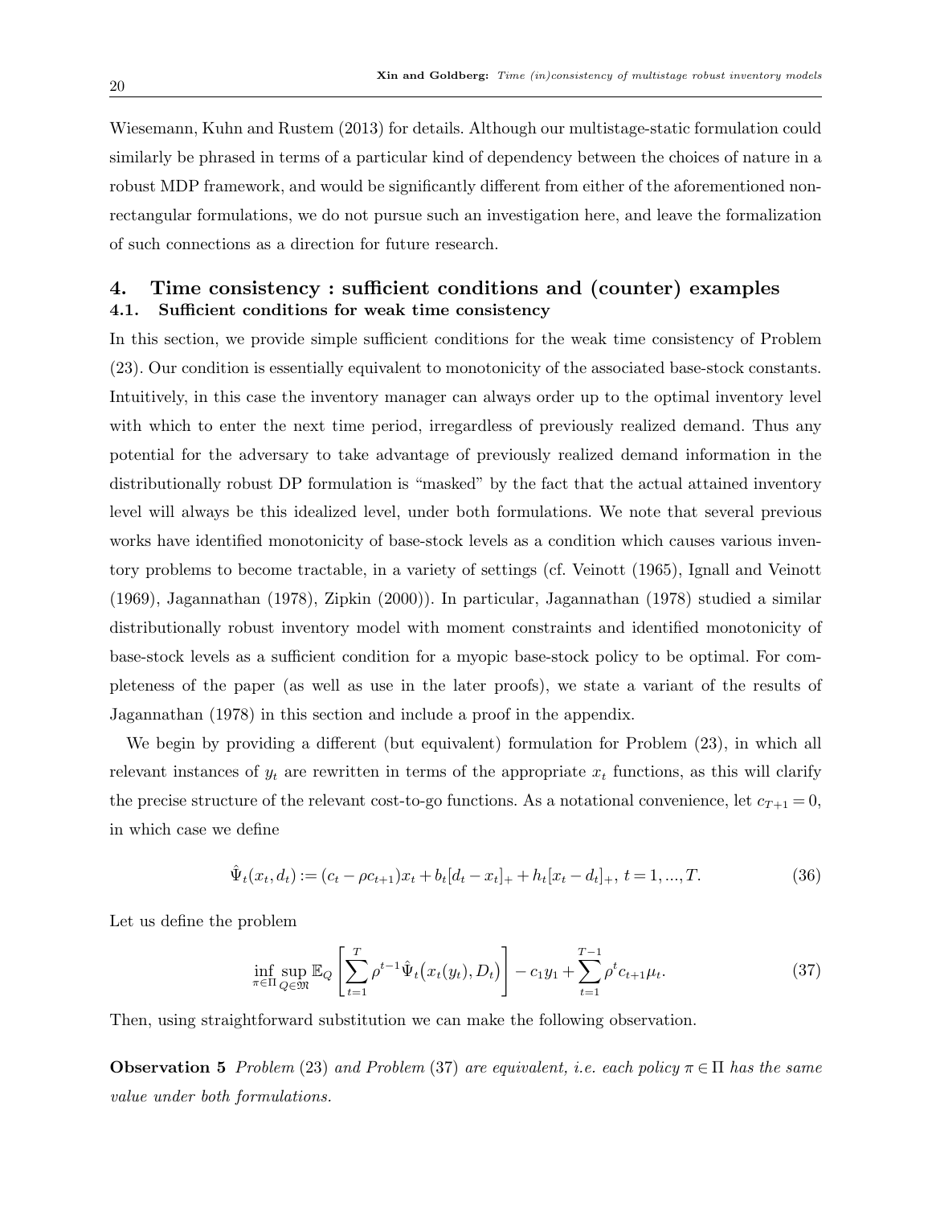Wiesemann, Kuhn and Rustem (2013) for details. Although our multistage-static formulation could similarly be phrased in terms of a particular kind of dependency between the choices of nature in a robust MDP framework, and would be significantly different from either of the aforementioned non-rectangular formulations, we do not pursue such an investigation here, and leave the formalization of such connections as a direction for future research.

## 4. Time consistency : sufficient conditions and (counter) examples

### 4.1. Sufficient conditions for weak time consistency

In this section, we provide simple sufficient conditions for the weak time consistency of Problem (23). Our condition is essentially equivalent to monotonicity of the associated base-stock constants. Intuitively, in this case the inventory manager can always order up to the optimal inventory level with which to enter the next time period, irregardless of previously realized demand. Thus any potential for the adversary to take advantage of previously realized demand information in the distributionally robust DP formulation is "masked" by the fact that the actual attained inventory level will always be this idealized level, under both formulations. We note that several previous works have identified monotonicity of base-stock levels as a condition which causes various inventory problems to become tractable, in a variety of settings (cf. Veinott (1965), Ignall and Veinott (1969), Jagannathan (1978), Zipkin (2000)). In particular, Jagannathan (1978) studied a similar distributionally robust inventory model with moment constraints and identified monotonicity of base-stock levels as a sufficient condition for a myopic base-stock policy to be optimal. For completeness of the paper (as well as use in the later proofs), we state a variant of the results of Jagannathan (1978) in this section and include a proof in the appendix.

We begin by providing a different (but equivalent) formulation for Problem (23), in which all relevant instances of $y_t$ are rewritten in terms of the appropriate $x_t$ functions, as this will clarify the precise structure of the relevant cost-to-go functions. As a notational convenience, let $c_{T+1} = 0$, in which case we define

$$\hat{\Psi}_t(x_t, d_t) := (c_t - \rho c_{t+1})x_t + b_t[d_t - x_t]_+ + h_t[x_t - d_t]_+,\ t = 1, ..., T. \tag{36}$$

Let us define the problem

$$\inf_{\pi \in \Pi} \sup_{Q \in \mathfrak{M}} \mathbb{E}_Q \left[ \sum_{t=1}^{T} \rho^{t-1} \hat{\Psi}_t\big(x_t(y_t), D_t\big) \right] - c_1 y_1 + \sum_{t=1}^{T-1} \rho^t c_{t+1} \mu_t. \tag{37}$$

Then, using straightforward substitution we can make the following observation.

**Observation 5** *Problem* (23) *and Problem* (37) *are equivalent, i.e. each policy* $\pi \in \Pi$ *has the same value under both formulations.*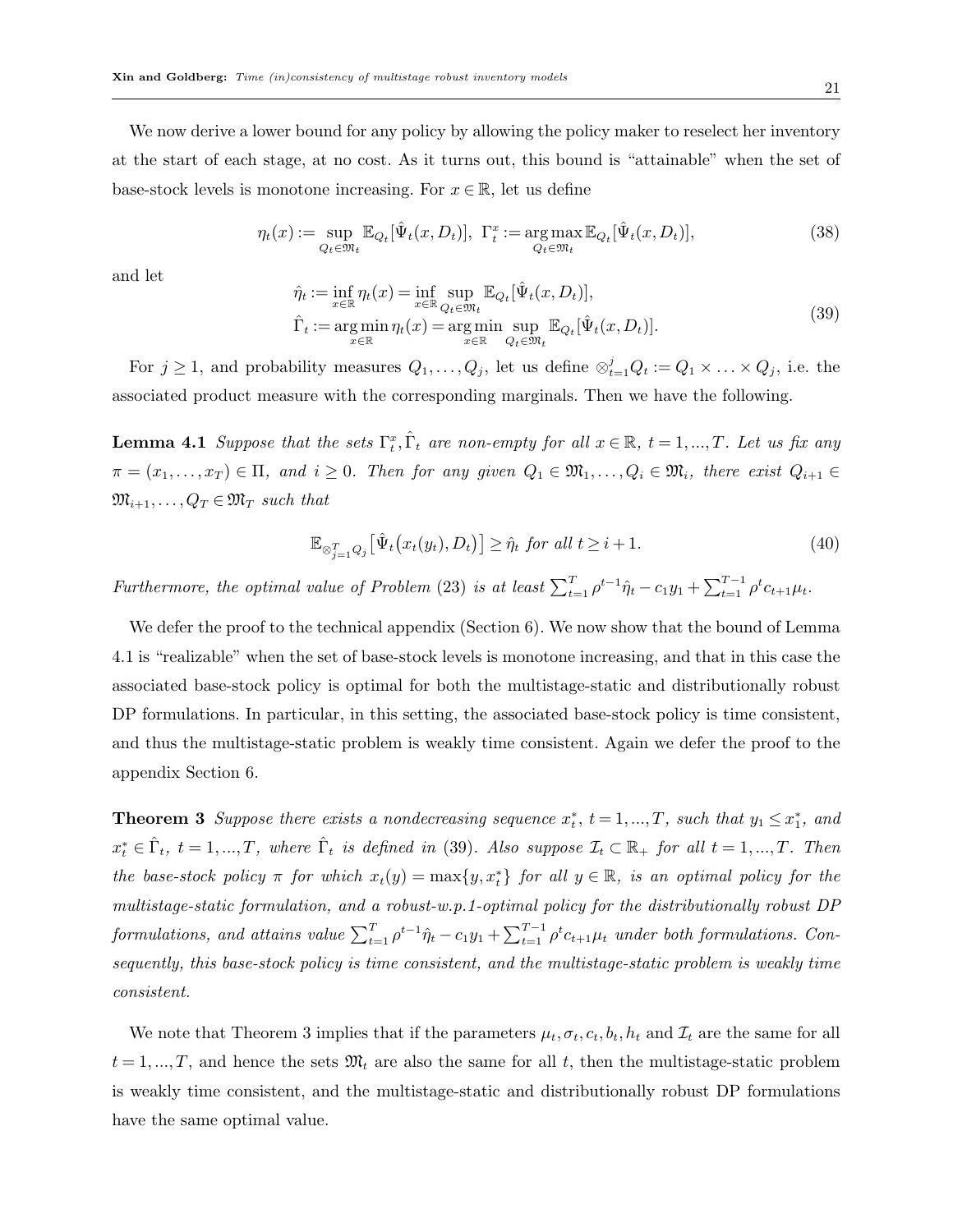We now derive a lower bound for any policy by allowing the policy maker to reselect her inventory at the start of each stage, at no cost. As it turns out, this bound is "attainable" when the set of base-stock levels is monotone increasing. For $x \in \mathbb{R}$, let us define

$$\eta_t(x) := \sup_{Q_t \in \mathfrak{M}_t} \mathbb{E}_{Q_t}[\hat{\Psi}_t(x, D_t)], \;\; \Gamma_t^x := \operatorname*{arg\,max}_{Q_t \in \mathfrak{M}_t} \mathbb{E}_{Q_t}[\hat{\Psi}_t(x, D_t)], \tag{38}$$

and let

$$\begin{aligned} \hat{\eta}_t &:= \inf_{x \in \mathbb{R}} \eta_t(x) = \inf_{x \in \mathbb{R}} \sup_{Q_t \in \mathfrak{M}_t} \mathbb{E}_{Q_t}[\hat{\Psi}_t(x, D_t)], \\ \hat{\Gamma}_t &:= \operatorname*{arg\,min}_{x \in \mathbb{R}} \eta_t(x) = \operatorname*{arg\,min}_{x \in \mathbb{R}} \sup_{Q_t \in \mathfrak{M}_t} \mathbb{E}_{Q_t}[\hat{\Psi}_t(x, D_t)]. \end{aligned} \tag{39}$$

For $j \geq 1$, and probability measures $Q_1, \ldots, Q_j$, let us define $\otimes_{t=1}^{j} Q_t := Q_1 \times \ldots \times Q_j$, i.e. the associated product measure with the corresponding marginals. Then we have the following.

**Lemma 4.1** *Suppose that the sets $\Gamma_t^x, \hat{\Gamma}_t$ are non-empty for all $x \in \mathbb{R}$, $t = 1, ..., T$. Let us fix any $\pi = (x_1, \ldots, x_T) \in \Pi$, and $i \geq 0$. Then for any given $Q_1 \in \mathfrak{M}_1, \ldots, Q_i \in \mathfrak{M}_i$, there exist $Q_{i+1} \in \mathfrak{M}_{i+1}, \ldots, Q_T \in \mathfrak{M}_T$ such that*

$$\mathbb{E}_{\otimes_{j=1}^{T} Q_j}\big[\hat{\Psi}_t\big(x_t(y_t), D_t\big)\big] \geq \hat{\eta}_t \text{ for all } t \geq i+1. \tag{40}$$

*Furthermore, the optimal value of Problem (23) is at least $\sum_{t=1}^{T} \rho^{t-1}\hat{\eta}_t - c_1 y_1 + \sum_{t=1}^{T-1} \rho^t c_{t+1}\mu_t$.*

We defer the proof to the technical appendix (Section 6). We now show that the bound of Lemma 4.1 is "realizable" when the set of base-stock levels is monotone increasing, and that in this case the associated base-stock policy is optimal for both the multistage-static and distributionally robust DP formulations. In particular, in this setting, the associated base-stock policy is time consistent, and thus the multistage-static problem is weakly time consistent. Again we defer the proof to the appendix Section 6.

**Theorem 3** *Suppose there exists a nondecreasing sequence $x_t^*$, $t = 1, ..., T$, such that $y_1 \leq x_1^*$, and $x_t^* \in \hat{\Gamma}_t$, $t = 1, ..., T$, where $\hat{\Gamma}_t$ is defined in (39). Also suppose $\mathcal{I}_t \subset \mathbb{R}_+$ for all $t = 1, ..., T$. Then the base-stock policy $\pi$ for which $x_t(y) = \max\{y, x_t^*\}$ for all $y \in \mathbb{R}$, is an optimal policy for the multistage-static formulation, and a robust-w.p.1-optimal policy for the distributionally robust DP formulations, and attains value $\sum_{t=1}^{T} \rho^{t-1}\hat{\eta}_t - c_1 y_1 + \sum_{t=1}^{T-1} \rho^t c_{t+1}\mu_t$ under both formulations. Consequently, this base-stock policy is time consistent, and the multistage-static problem is weakly time consistent.*

We note that Theorem 3 implies that if the parameters $\mu_t, \sigma_t, c_t, b_t, h_t$ and $\mathcal{I}_t$ are the same for all $t = 1, ..., T$, and hence the sets $\mathfrak{M}_t$ are also the same for all $t$, then the multistage-static problem is weakly time consistent, and the multistage-static and distributionally robust DP formulations have the same optimal value.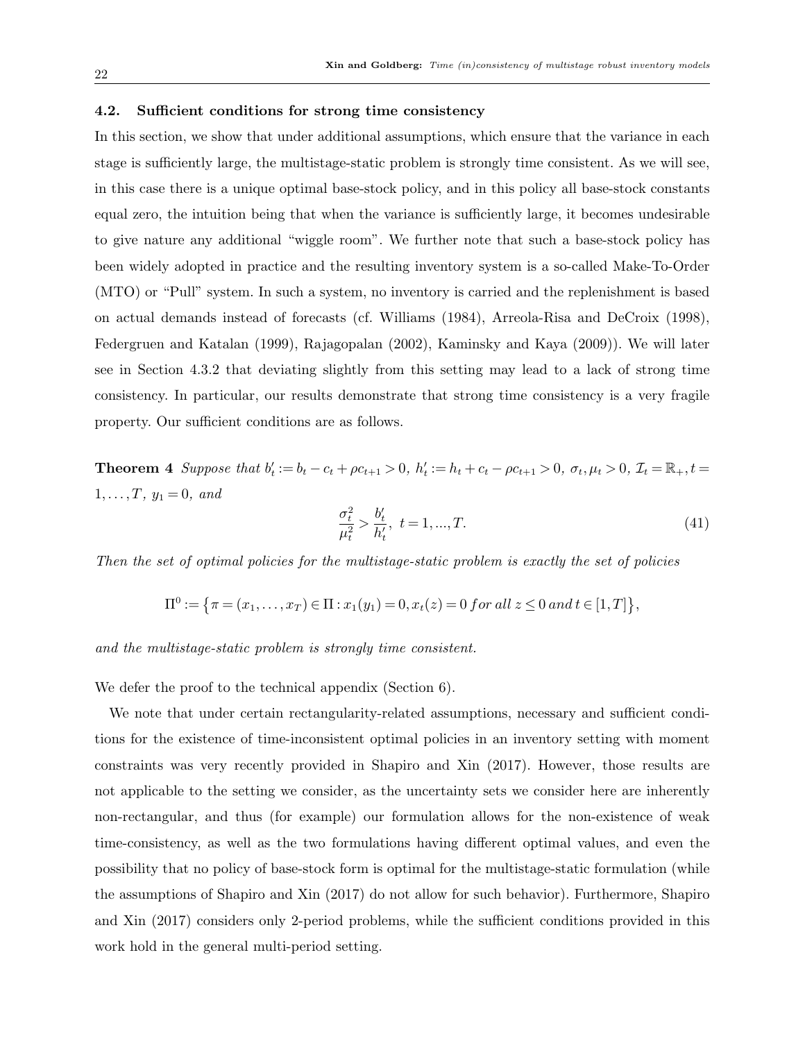### 4.2. Sufficient conditions for strong time consistency

In this section, we show that under additional assumptions, which ensure that the variance in each stage is sufficiently large, the multistage-static problem is strongly time consistent. As we will see, in this case there is a unique optimal base-stock policy, and in this policy all base-stock constants equal zero, the intuition being that when the variance is sufficiently large, it becomes undesirable to give nature any additional "wiggle room". We further note that such a base-stock policy has been widely adopted in practice and the resulting inventory system is a so-called Make-To-Order (MTO) or "Pull" system. In such a system, no inventory is carried and the replenishment is based on actual demands instead of forecasts (cf. Williams (1984), Arreola-Risa and DeCroix (1998), Federgruen and Katalan (1999), Rajagopalan (2002), Kaminsky and Kaya (2009)). We will later see in Section 4.3.2 that deviating slightly from this setting may lead to a lack of strong time consistency. In particular, our results demonstrate that strong time consistency is a very fragile property. Our sufficient conditions are as follows.

**Theorem 4** *Suppose that $b'_t := b_t - c_t + \rho c_{t+1} > 0$, $h'_t := h_t + c_t - \rho c_{t+1} > 0$, $\sigma_t, \mu_t > 0$, $\mathcal{I}_t = \mathbb{R}_+, t = 1, \ldots, T$, $y_1 = 0$, and*

$$\frac{\sigma_t^2}{\mu_t^2} > \frac{b'_t}{h'_t}, \ t = 1, ..., T. \tag{41}$$

*Then the set of optimal policies for the multistage-static problem is exactly the set of policies*

$$\Pi^0 := \left\{\pi = (x_1, \ldots, x_T) \in \Pi : x_1(y_1) = 0, x_t(z) = 0 \, for \, all \, z \leq 0 \, and \, t \in [1, T]\right\},$$

*and the multistage-static problem is strongly time consistent.*

We defer the proof to the technical appendix (Section 6).

We note that under certain rectangularity-related assumptions, necessary and sufficient conditions for the existence of time-inconsistent optimal policies in an inventory setting with moment constraints was very recently provided in Shapiro and Xin (2017). However, those results are not applicable to the setting we consider, as the uncertainty sets we consider here are inherently non-rectangular, and thus (for example) our formulation allows for the non-existence of weak time-consistency, as well as the two formulations having different optimal values, and even the possibility that no policy of base-stock form is optimal for the multistage-static formulation (while the assumptions of Shapiro and Xin (2017) do not allow for such behavior). Furthermore, Shapiro and Xin (2017) considers only 2-period problems, while the sufficient conditions provided in this work hold in the general multi-period setting.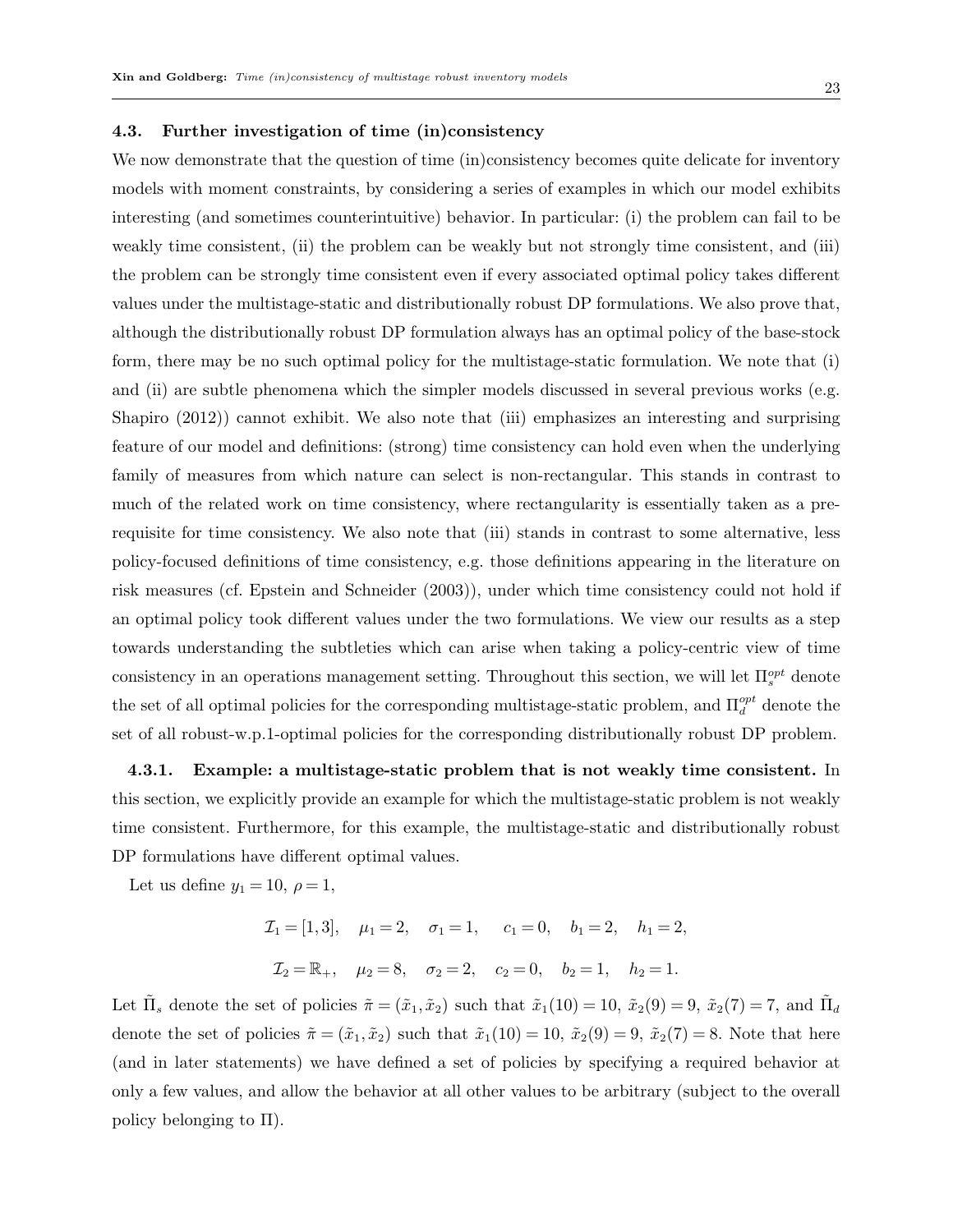### 4.3. Further investigation of time (in)consistency

We now demonstrate that the question of time (in)consistency becomes quite delicate for inventory models with moment constraints, by considering a series of examples in which our model exhibits interesting (and sometimes counterintuitive) behavior. In particular: (i) the problem can fail to be weakly time consistent, (ii) the problem can be weakly but not strongly time consistent, and (iii) the problem can be strongly time consistent even if every associated optimal policy takes different values under the multistage-static and distributionally robust DP formulations. We also prove that, although the distributionally robust DP formulation always has an optimal policy of the base-stock form, there may be no such optimal policy for the multistage-static formulation. We note that (i) and (ii) are subtle phenomena which the simpler models discussed in several previous works (e.g. Shapiro (2012)) cannot exhibit. We also note that (iii) emphasizes an interesting and surprising feature of our model and definitions: (strong) time consistency can hold even when the underlying family of measures from which nature can select is non-rectangular. This stands in contrast to much of the related work on time consistency, where rectangularity is essentially taken as a pre-requisite for time consistency. We also note that (iii) stands in contrast to some alternative, less policy-focused definitions of time consistency, e.g. those definitions appearing in the literature on risk measures (cf. Epstein and Schneider (2003)), under which time consistency could not hold if an optimal policy took different values under the two formulations. We view our results as a step towards understanding the subtleties which can arise when taking a policy-centric view of time consistency in an operations management setting. Throughout this section, we will let $\Pi_s^{opt}$ denote the set of all optimal policies for the corresponding multistage-static problem, and $\Pi_d^{opt}$ denote the set of all robust-w.p.1-optimal policies for the corresponding distributionally robust DP problem.

#### 4.3.1. Example: a multistage-static problem that is not weakly time consistent.

In this section, we explicitly provide an example for which the multistage-static problem is not weakly time consistent. Furthermore, for this example, the multistage-static and distributionally robust DP formulations have different optimal values.

Let us define $y_1 = 10$, $\rho = 1$,

$$\mathcal{I}_1 = [1,3], \quad \mu_1 = 2, \quad \sigma_1 = 1, \quad c_1 = 0, \quad b_1 = 2, \quad h_1 = 2,$$

$$\mathcal{I}_2 = \mathbb{R}_+, \quad \mu_2 = 8, \quad \sigma_2 = 2, \quad c_2 = 0, \quad b_2 = 1, \quad h_2 = 1.$$

Let $\tilde{\Pi}_s$ denote the set of policies $\tilde{\pi} = (\tilde{x}_1, \tilde{x}_2)$ such that $\tilde{x}_1(10) = 10$, $\tilde{x}_2(9) = 9$, $\tilde{x}_2(7) = 7$, and $\tilde{\Pi}_d$ denote the set of policies $\tilde{\pi} = (\tilde{x}_1, \tilde{x}_2)$ such that $\tilde{x}_1(10) = 10$, $\tilde{x}_2(9) = 9$, $\tilde{x}_2(7) = 8$. Note that here (and in later statements) we have defined a set of policies by specifying a required behavior at only a few values, and allow the behavior at all other values to be arbitrary (subject to the overall policy belonging to $\Pi$).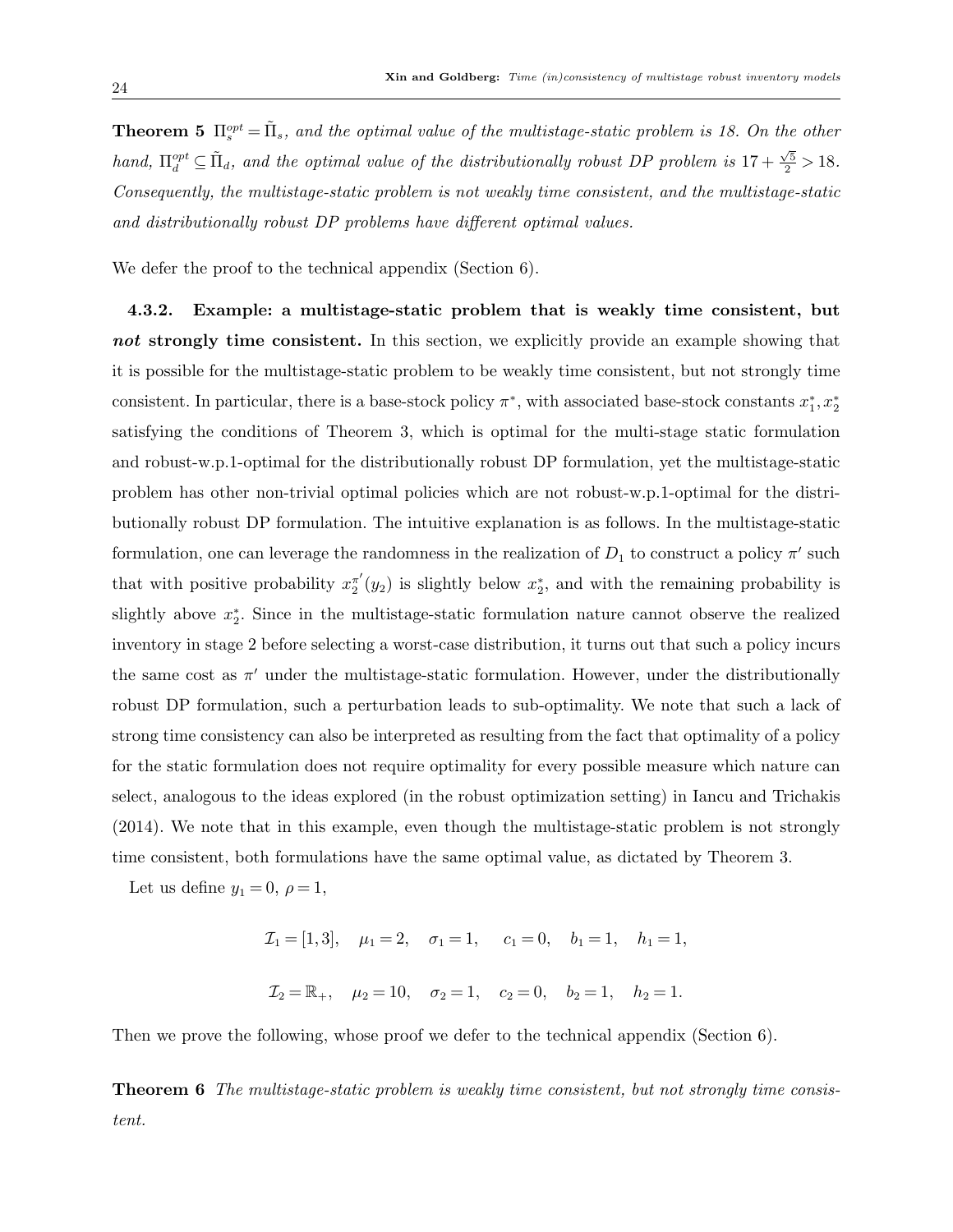**Theorem 5** *$\Pi_s^{opt} = \tilde{\Pi}_s$, and the optimal value of the multistage-static problem is 18. On the other hand, $\Pi_d^{opt} \subseteq \tilde{\Pi}_d$, and the optimal value of the distributionally robust DP problem is $17 + \frac{\sqrt{5}}{2} > 18$. Consequently, the multistage-static problem is not weakly time consistent, and the multistage-static and distributionally robust DP problems have different optimal values.*

We defer the proof to the technical appendix (Section 6).

**4.3.2. Example: a multistage-static problem that is weakly time consistent, but *not* strongly time consistent.** In this section, we explicitly provide an example showing that it is possible for the multistage-static problem to be weakly time consistent, but not strongly time consistent. In particular, there is a base-stock policy $\pi^*$, with associated base-stock constants $x_1^*, x_2^*$ satisfying the conditions of Theorem 3, which is optimal for the multi-stage static formulation and robust-w.p.1-optimal for the distributionally robust DP formulation, yet the multistage-static problem has other non-trivial optimal policies which are not robust-w.p.1-optimal for the distributionally robust DP formulation. The intuitive explanation is as follows. In the multistage-static formulation, one can leverage the randomness in the realization of $D_1$ to construct a policy $\pi'$ such that with positive probability $x_2^{\pi'}(y_2)$ is slightly below $x_2^*$, and with the remaining probability is slightly above $x_2^*$. Since in the multistage-static formulation nature cannot observe the realized inventory in stage 2 before selecting a worst-case distribution, it turns out that such a policy incurs the same cost as $\pi'$ under the multistage-static formulation. However, under the distributionally robust DP formulation, such a perturbation leads to sub-optimality. We note that such a lack of strong time consistency can also be interpreted as resulting from the fact that optimality of a policy for the static formulation does not require optimality for every possible measure which nature can select, analogous to the ideas explored (in the robust optimization setting) in Iancu and Trichakis (2014). We note that in this example, even though the multistage-static problem is not strongly time consistent, both formulations have the same optimal value, as dictated by Theorem 3.

Let us define $y_1 = 0$, $\rho = 1$,

$$\mathcal{I}_1 = [1,3], \quad \mu_1 = 2, \quad \sigma_1 = 1, \quad c_1 = 0, \quad b_1 = 1, \quad h_1 = 1,$$

$$\mathcal{I}_2 = \mathbb{R}_+, \quad \mu_2 = 10, \quad \sigma_2 = 1, \quad c_2 = 0, \quad b_2 = 1, \quad h_2 = 1.$$

Then we prove the following, whose proof we defer to the technical appendix (Section 6).

**Theorem 6** *The multistage-static problem is weakly time consistent, but not strongly time consistent.*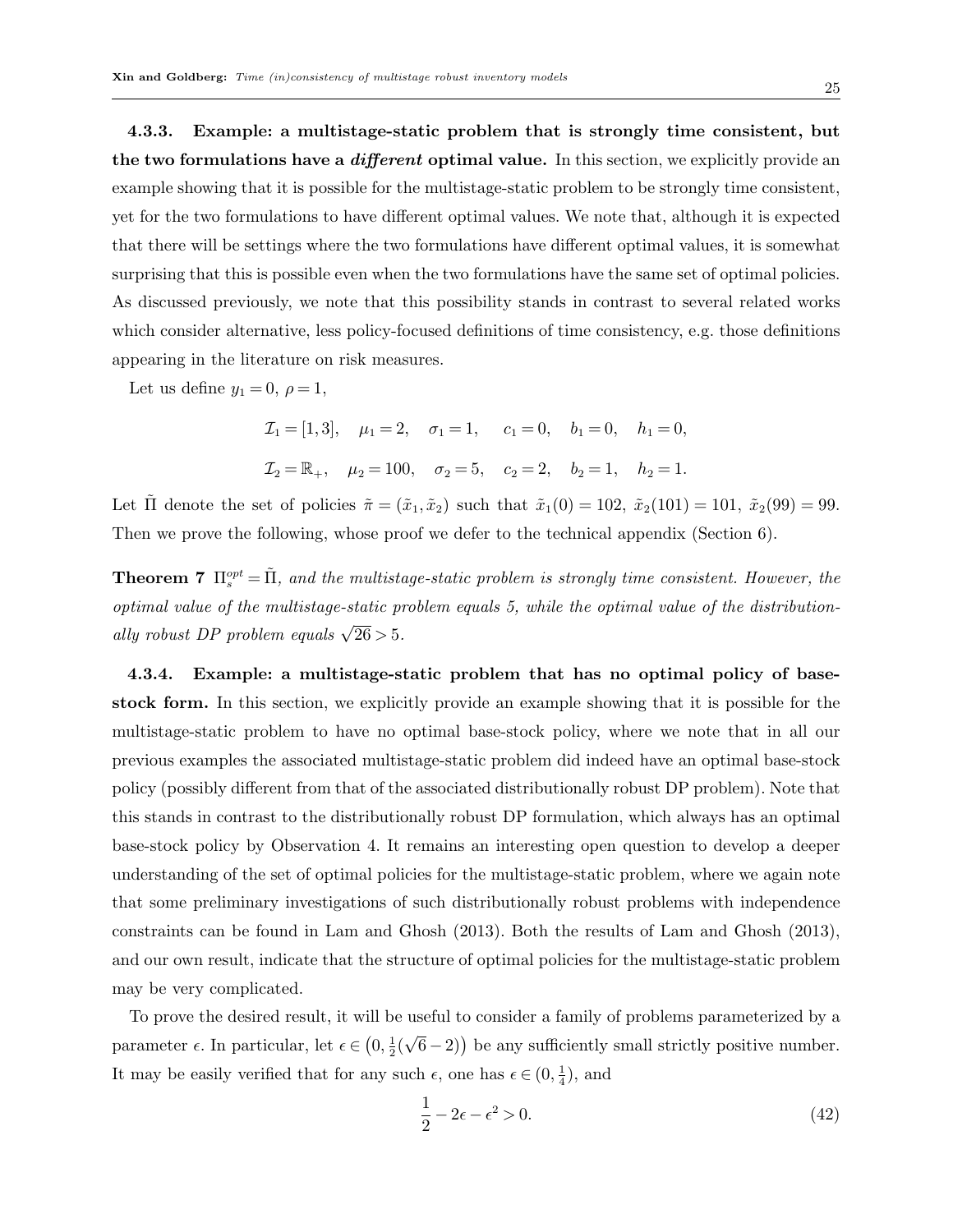#### 4.3.3. Example: a multistage-static problem that is strongly time consistent, but the two formulations have a *different* optimal value.

In this section, we explicitly provide an example showing that it is possible for the multistage-static problem to be strongly time consistent, yet for the two formulations to have different optimal values. We note that, although it is expected that there will be settings where the two formulations have different optimal values, it is somewhat surprising that this is possible even when the two formulations have the same set of optimal policies. As discussed previously, we note that this possibility stands in contrast to several related works which consider alternative, less policy-focused definitions of time consistency, e.g. those definitions appearing in the literature on risk measures.

Let us define $y_1 = 0$, $\rho = 1$,

$$\mathcal{I}_1 = [1,3], \quad \mu_1 = 2, \quad \sigma_1 = 1, \quad c_1 = 0, \quad b_1 = 0, \quad h_1 = 0,$$

$$\mathcal{I}_2 = \mathbb{R}_+, \quad \mu_2 = 100, \quad \sigma_2 = 5, \quad c_2 = 2, \quad b_2 = 1, \quad h_2 = 1.$$

Let $\tilde{\Pi}$ denote the set of policies $\tilde{\pi} = (\tilde{x}_1, \tilde{x}_2)$ such that $\tilde{x}_1(0) = 102$, $\tilde{x}_2(101) = 101$, $\tilde{x}_2(99) = 99$. Then we prove the following, whose proof we defer to the technical appendix (Section 6).

**Theorem 7** *$\Pi_s^{opt} = \tilde{\Pi}$, and the multistage-static problem is strongly time consistent. However, the optimal value of the multistage-static problem equals 5, while the optimal value of the distributionally robust DP problem equals $\sqrt{26} > 5$.*

#### 4.3.4. Example: a multistage-static problem that has no optimal policy of base-stock form.

In this section, we explicitly provide an example showing that it is possible for the multistage-static problem to have no optimal base-stock policy, where we note that in all our previous examples the associated multistage-static problem did indeed have an optimal base-stock policy (possibly different from that of the associated distributionally robust DP problem). Note that this stands in contrast to the distributionally robust DP formulation, which always has an optimal base-stock policy by Observation 4. It remains an interesting open question to develop a deeper understanding of the set of optimal policies for the multistage-static problem, where we again note that some preliminary investigations of such distributionally robust problems with independence constraints can be found in Lam and Ghosh (2013). Both the results of Lam and Ghosh (2013), and our own result, indicate that the structure of optimal policies for the multistage-static problem may be very complicated.

To prove the desired result, it will be useful to consider a family of problems parameterized by a parameter $\epsilon$. In particular, let $\epsilon \in \left(0, \frac{1}{2}(\sqrt{6} - 2)\right)$ be any sufficiently small strictly positive number. It may be easily verified that for any such $\epsilon$, one has $\epsilon \in (0, \frac{1}{4})$, and

$$\frac{1}{2} - 2\epsilon - \epsilon^2 > 0. \tag{42}$$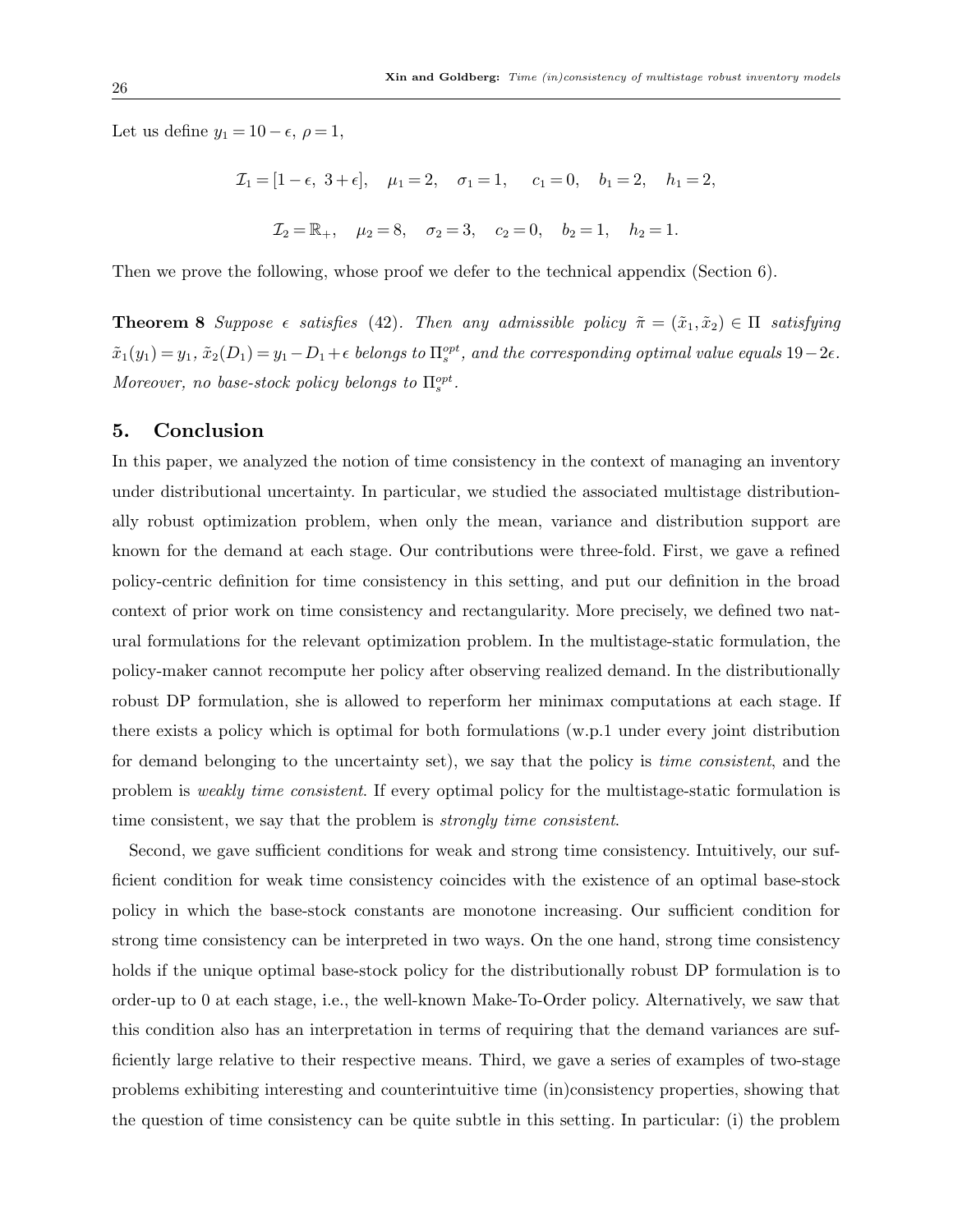Let us define $y_1 = 10 - \epsilon$, $\rho = 1$,

$$\mathcal{I}_1 = [1-\epsilon,\ 3+\epsilon], \quad \mu_1 = 2, \quad \sigma_1 = 1, \quad c_1 = 0, \quad b_1 = 2, \quad h_1 = 2,$$

$$\mathcal{I}_2 = \mathbb{R}_+, \quad \mu_2 = 8, \quad \sigma_2 = 3, \quad c_2 = 0, \quad b_2 = 1, \quad h_2 = 1.$$

Then we prove the following, whose proof we defer to the technical appendix (Section 6).

**Theorem 8** *Suppose $\epsilon$ satisfies (42). Then any admissible policy $\tilde{\pi} = (\tilde{x}_1, \tilde{x}_2) \in \Pi$ satisfying $\tilde{x}_1(y_1) = y_1$, $\tilde{x}_2(D_1) = y_1 - D_1 + \epsilon$ belongs to $\Pi_s^{opt}$, and the corresponding optimal value equals $19 - 2\epsilon$. Moreover, no base-stock policy belongs to $\Pi_s^{opt}$.*

## 5. Conclusion

In this paper, we analyzed the notion of time consistency in the context of managing an inventory under distributional uncertainty. In particular, we studied the associated multistage distributionally robust optimization problem, when only the mean, variance and distribution support are known for the demand at each stage. Our contributions were three-fold. First, we gave a refined policy-centric definition for time consistency in this setting, and put our definition in the broad context of prior work on time consistency and rectangularity. More precisely, we defined two natural formulations for the relevant optimization problem. In the multistage-static formulation, the policy-maker cannot recompute her policy after observing realized demand. In the distributionally robust DP formulation, she is allowed to reperform her minimax computations at each stage. If there exists a policy which is optimal for both formulations (w.p.1 under every joint distribution for demand belonging to the uncertainty set), we say that the policy is *time consistent*, and the problem is *weakly time consistent*. If every optimal policy for the multistage-static formulation is time consistent, we say that the problem is *strongly time consistent*.

Second, we gave sufficient conditions for weak and strong time consistency. Intuitively, our sufficient condition for weak time consistency coincides with the existence of an optimal base-stock policy in which the base-stock constants are monotone increasing. Our sufficient condition for strong time consistency can be interpreted in two ways. On the one hand, strong time consistency holds if the unique optimal base-stock policy for the distributionally robust DP formulation is to order-up to 0 at each stage, i.e., the well-known Make-To-Order policy. Alternatively, we saw that this condition also has an interpretation in terms of requiring that the demand variances are sufficiently large relative to their respective means. Third, we gave a series of examples of two-stage problems exhibiting interesting and counterintuitive time (in)consistency properties, showing that the question of time consistency can be quite subtle in this setting. In particular: (i) the problem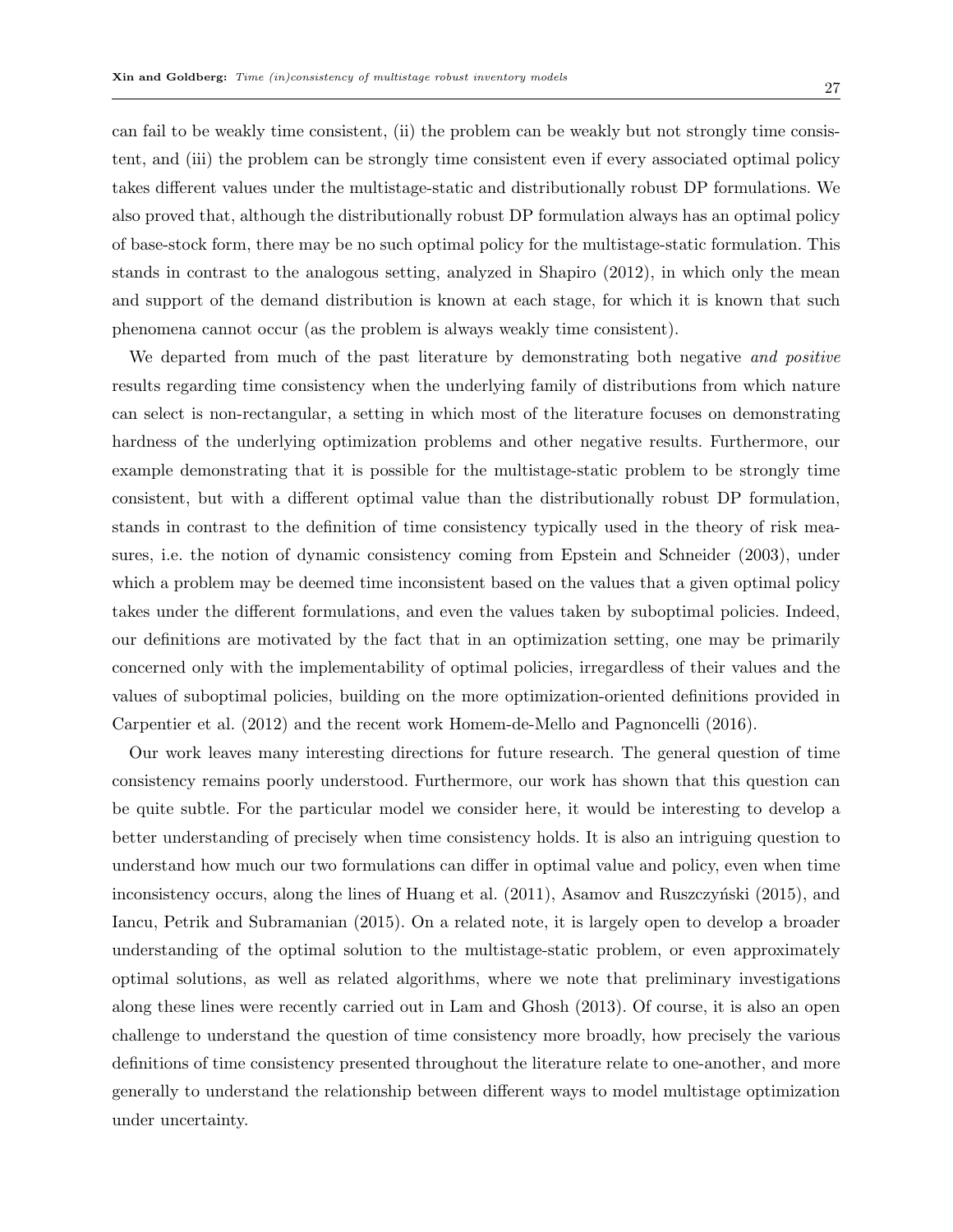can fail to be weakly time consistent, (ii) the problem can be weakly but not strongly time consistent, and (iii) the problem can be strongly time consistent even if every associated optimal policy takes different values under the multistage-static and distributionally robust DP formulations. We also proved that, although the distributionally robust DP formulation always has an optimal policy of base-stock form, there may be no such optimal policy for the multistage-static formulation. This stands in contrast to the analogous setting, analyzed in Shapiro (2012), in which only the mean and support of the demand distribution is known at each stage, for which it is known that such phenomena cannot occur (as the problem is always weakly time consistent).

We departed from much of the past literature by demonstrating both negative *and positive* results regarding time consistency when the underlying family of distributions from which nature can select is non-rectangular, a setting in which most of the literature focuses on demonstrating hardness of the underlying optimization problems and other negative results. Furthermore, our example demonstrating that it is possible for the multistage-static problem to be strongly time consistent, but with a different optimal value than the distributionally robust DP formulation, stands in contrast to the definition of time consistency typically used in the theory of risk measures, i.e. the notion of dynamic consistency coming from Epstein and Schneider (2003), under which a problem may be deemed time inconsistent based on the values that a given optimal policy takes under the different formulations, and even the values taken by suboptimal policies. Indeed, our definitions are motivated by the fact that in an optimization setting, one may be primarily concerned only with the implementability of optimal policies, irregardless of their values and the values of suboptimal policies, building on the more optimization-oriented definitions provided in Carpentier et al. (2012) and the recent work Homem-de-Mello and Pagnoncelli (2016).

Our work leaves many interesting directions for future research. The general question of time consistency remains poorly understood. Furthermore, our work has shown that this question can be quite subtle. For the particular model we consider here, it would be interesting to develop a better understanding of precisely when time consistency holds. It is also an intriguing question to understand how much our two formulations can differ in optimal value and policy, even when time inconsistency occurs, along the lines of Huang et al. (2011), Asamov and Ruszczyński (2015), and Iancu, Petrik and Subramanian (2015). On a related note, it is largely open to develop a broader understanding of the optimal solution to the multistage-static problem, or even approximately optimal solutions, as well as related algorithms, where we note that preliminary investigations along these lines were recently carried out in Lam and Ghosh (2013). Of course, it is also an open challenge to understand the question of time consistency more broadly, how precisely the various definitions of time consistency presented throughout the literature relate to one-another, and more generally to understand the relationship between different ways to model multistage optimization under uncertainty.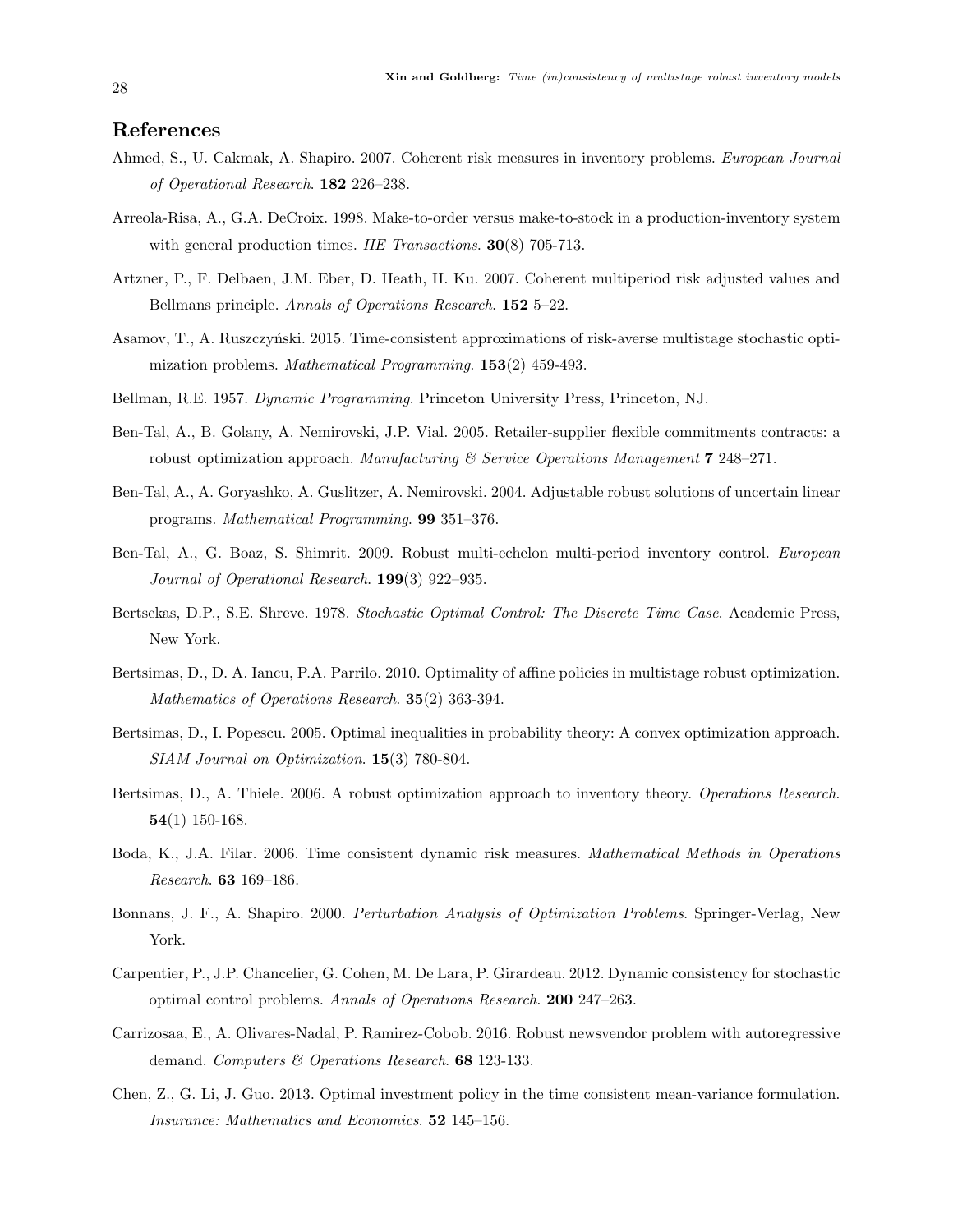## References

Ahmed, S., U. Cakmak, A. Shapiro. 2007. Coherent risk measures in inventory problems. *European Journal of Operational Research*. **182** 226–238.

Arreola-Risa, A., G.A. DeCroix. 1998. Make-to-order versus make-to-stock in a production-inventory system with general production times. *IIE Transactions*. **30**(8) 705-713.

Artzner, P., F. Delbaen, J.M. Eber, D. Heath, H. Ku. 2007. Coherent multiperiod risk adjusted values and Bellmans principle. *Annals of Operations Research*. **152** 5–22.

Asamov, T., A. Ruszczyński. 2015. Time-consistent approximations of risk-averse multistage stochastic optimization problems. *Mathematical Programming*. **153**(2) 459-493.

Bellman, R.E. 1957. *Dynamic Programming*. Princeton University Press, Princeton, NJ.

Ben-Tal, A., B. Golany, A. Nemirovski, J.P. Vial. 2005. Retailer-supplier flexible commitments contracts: a robust optimization approach. *Manufacturing & Service Operations Management* **7** 248–271.

Ben-Tal, A., A. Goryashko, A. Guslitzer, A. Nemirovski. 2004. Adjustable robust solutions of uncertain linear programs. *Mathematical Programming*. **99** 351–376.

Ben-Tal, A., G. Boaz, S. Shimrit. 2009. Robust multi-echelon multi-period inventory control. *European Journal of Operational Research*. **199**(3) 922–935.

Bertsekas, D.P., S.E. Shreve. 1978. *Stochastic Optimal Control: The Discrete Time Case*. Academic Press, New York.

Bertsimas, D., D. A. Iancu, P.A. Parrilo. 2010. Optimality of affine policies in multistage robust optimization. *Mathematics of Operations Research*. **35**(2) 363-394.

Bertsimas, D., I. Popescu. 2005. Optimal inequalities in probability theory: A convex optimization approach. *SIAM Journal on Optimization*. **15**(3) 780-804.

Bertsimas, D., A. Thiele. 2006. A robust optimization approach to inventory theory. *Operations Research*. **54**(1) 150-168.

Boda, K., J.A. Filar. 2006. Time consistent dynamic risk measures. *Mathematical Methods in Operations Research*. **63** 169–186.

Bonnans, J. F., A. Shapiro. 2000. *Perturbation Analysis of Optimization Problems*. Springer-Verlag, New York.

Carpentier, P., J.P. Chancelier, G. Cohen, M. De Lara, P. Girardeau. 2012. Dynamic consistency for stochastic optimal control problems. *Annals of Operations Research*. **200** 247–263.

Carrizosaa, E., A. Olivares-Nadal, P. Ramirez-Cobob. 2016. Robust newsvendor problem with autoregressive demand. *Computers & Operations Research*. **68** 123-133.

Chen, Z., G. Li, J. Guo. 2013. Optimal investment policy in the time consistent mean-variance formulation. *Insurance: Mathematics and Economics*. **52** 145–156.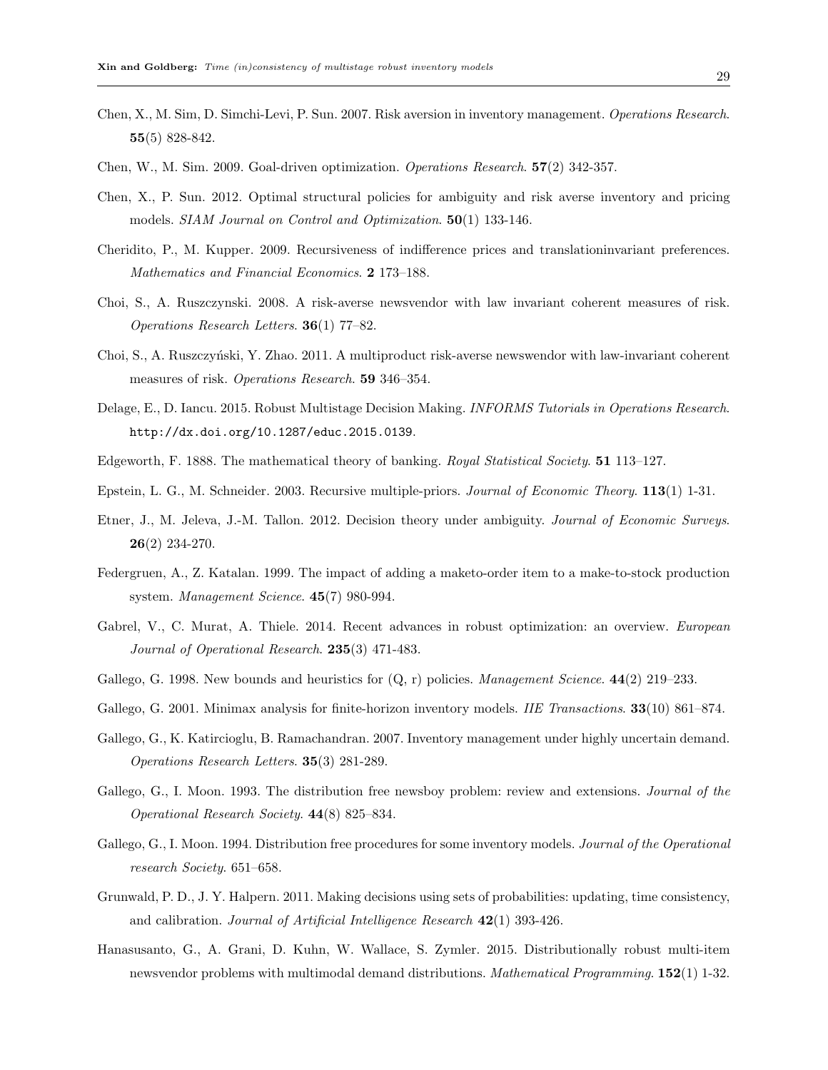Chen, X., M. Sim, D. Simchi-Levi, P. Sun. 2007. Risk aversion in inventory management. *Operations Research*. **55**(5) 828-842.

Chen, W., M. Sim. 2009. Goal-driven optimization. *Operations Research*. **57**(2) 342-357.

Chen, X., P. Sun. 2012. Optimal structural policies for ambiguity and risk averse inventory and pricing models. *SIAM Journal on Control and Optimization*. **50**(1) 133-146.

Cheridito, P., M. Kupper. 2009. Recursiveness of indifference prices and translationinvariant preferences. *Mathematics and Financial Economics*. **2** 173–188.

Choi, S., A. Ruszczynski. 2008. A risk-averse newsvendor with law invariant coherent measures of risk. *Operations Research Letters*. **36**(1) 77–82.

Choi, S., A. Ruszczyński, Y. Zhao. 2011. A multiproduct risk-averse newswendor with law-invariant coherent measures of risk. *Operations Research*. **59** 346–354.

Delage, E., D. Iancu. 2015. Robust Multistage Decision Making. *INFORMS Tutorials in Operations Research*. `http://dx.doi.org/10.1287/educ.2015.0139`.

Edgeworth, F. 1888. The mathematical theory of banking. *Royal Statistical Society*. **51** 113–127.

Epstein, L. G., M. Schneider. 2003. Recursive multiple-priors. *Journal of Economic Theory*. **113**(1) 1-31.

Etner, J., M. Jeleva, J.-M. Tallon. 2012. Decision theory under ambiguity. *Journal of Economic Surveys*. **26**(2) 234-270.

Federgruen, A., Z. Katalan. 1999. The impact of adding a maketo-order item to a make-to-stock production system. *Management Science*. **45**(7) 980-994.

Gabrel, V., C. Murat, A. Thiele. 2014. Recent advances in robust optimization: an overview. *European Journal of Operational Research*. **235**(3) 471-483.

Gallego, G. 1998. New bounds and heuristics for (Q, r) policies. *Management Science*. **44**(2) 219–233.

Gallego, G. 2001. Minimax analysis for finite-horizon inventory models. *IIE Transactions*. **33**(10) 861–874.

Gallego, G., K. Katircioglu, B. Ramachandran. 2007. Inventory management under highly uncertain demand. *Operations Research Letters*. **35**(3) 281-289.

Gallego, G., I. Moon. 1993. The distribution free newsboy problem: review and extensions. *Journal of the Operational Research Society*. **44**(8) 825–834.

Gallego, G., I. Moon. 1994. Distribution free procedures for some inventory models. *Journal of the Operational research Society*. 651–658.

Grunwald, P. D., J. Y. Halpern. 2011. Making decisions using sets of probabilities: updating, time consistency, and calibration. *Journal of Artificial Intelligence Research* **42**(1) 393-426.

Hanasusanto, G., A. Grani, D. Kuhn, W. Wallace, S. Zymler. 2015. Distributionally robust multi-item newsvendor problems with multimodal demand distributions. *Mathematical Programming*. **152**(1) 1-32.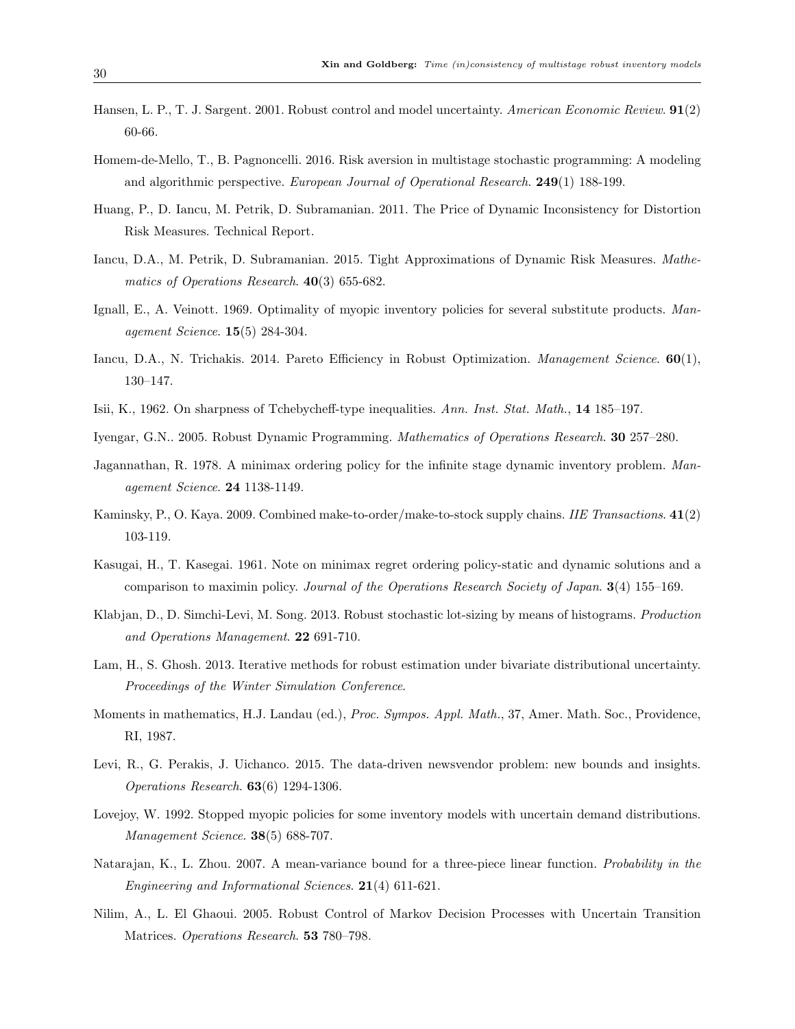Hansen, L. P., T. J. Sargent. 2001. Robust control and model uncertainty. *American Economic Review*. **91**(2) 60-66.

Homem-de-Mello, T., B. Pagnoncelli. 2016. Risk aversion in multistage stochastic programming: A modeling and algorithmic perspective. *European Journal of Operational Research*. **249**(1) 188-199.

Huang, P., D. Iancu, M. Petrik, D. Subramanian. 2011. The Price of Dynamic Inconsistency for Distortion Risk Measures. Technical Report.

Iancu, D.A., M. Petrik, D. Subramanian. 2015. Tight Approximations of Dynamic Risk Measures. *Mathematics of Operations Research*. **40**(3) 655-682.

Ignall, E., A. Veinott. 1969. Optimality of myopic inventory policies for several substitute products. *Management Science*. **15**(5) 284-304.

Iancu, D.A., N. Trichakis. 2014. Pareto Efficiency in Robust Optimization. *Management Science*. **60**(1), 130–147.

Isii, K., 1962. On sharpness of Tchebycheff-type inequalities. *Ann. Inst. Stat. Math.*, **14** 185–197.

Iyengar, G.N.. 2005. Robust Dynamic Programming. *Mathematics of Operations Research*. **30** 257–280.

Jagannathan, R. 1978. A minimax ordering policy for the infinite stage dynamic inventory problem. *Management Science*. **24** 1138-1149.

Kaminsky, P., O. Kaya. 2009. Combined make-to-order/make-to-stock supply chains. *IIE Transactions*. **41**(2) 103-119.

Kasugai, H., T. Kasegai. 1961. Note on minimax regret ordering policy-static and dynamic solutions and a comparison to maximin policy. *Journal of the Operations Research Society of Japan*. **3**(4) 155–169.

Klabjan, D., D. Simchi-Levi, M. Song. 2013. Robust stochastic lot-sizing by means of histograms. *Production and Operations Management*. **22** 691-710.

Lam, H., S. Ghosh. 2013. Iterative methods for robust estimation under bivariate distributional uncertainty. *Proceedings of the Winter Simulation Conference*.

Moments in mathematics, H.J. Landau (ed.), *Proc. Sympos. Appl. Math.*, 37, Amer. Math. Soc., Providence, RI, 1987.

Levi, R., G. Perakis, J. Uichanco. 2015. The data-driven newsvendor problem: new bounds and insights. *Operations Research*. **63**(6) 1294-1306.

Lovejoy, W. 1992. Stopped myopic policies for some inventory models with uncertain demand distributions. *Management Science*. **38**(5) 688-707.

Natarajan, K., L. Zhou. 2007. A mean-variance bound for a three-piece linear function. *Probability in the Engineering and Informational Sciences*. **21**(4) 611-621.

Nilim, A., L. El Ghaoui. 2005. Robust Control of Markov Decision Processes with Uncertain Transition Matrices. *Operations Research*. **53** 780–798.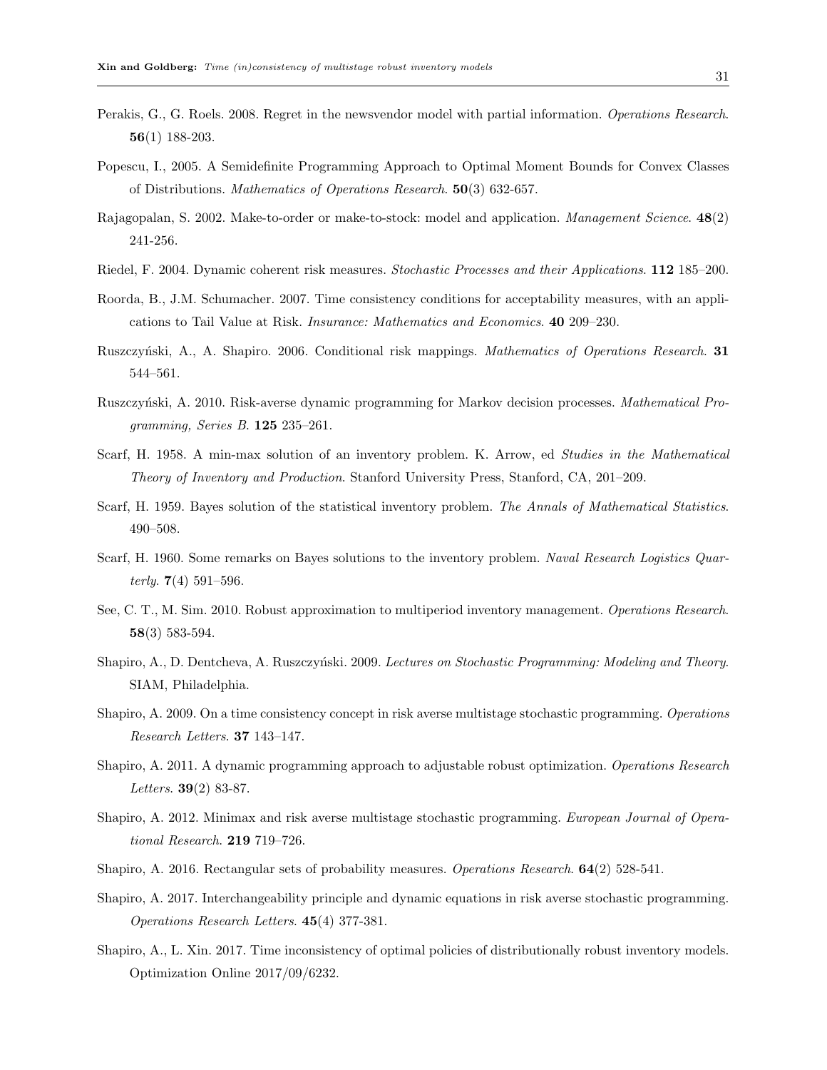Perakis, G., G. Roels. 2008. Regret in the newsvendor model with partial information. *Operations Research*. **56**(1) 188-203.

Popescu, I., 2005. A Semidefinite Programming Approach to Optimal Moment Bounds for Convex Classes of Distributions. *Mathematics of Operations Research*. **50**(3) 632-657.

Rajagopalan, S. 2002. Make-to-order or make-to-stock: model and application. *Management Science*. **48**(2) 241-256.

Riedel, F. 2004. Dynamic coherent risk measures. *Stochastic Processes and their Applications*. **112** 185–200.

Roorda, B., J.M. Schumacher. 2007. Time consistency conditions for acceptability measures, with an applications to Tail Value at Risk. *Insurance: Mathematics and Economics*. **40** 209–230.

Ruszczyński, A., A. Shapiro. 2006. Conditional risk mappings. *Mathematics of Operations Research*. **31** 544–561.

Ruszczyński, A. 2010. Risk-averse dynamic programming for Markov decision processes. *Mathematical Programming, Series B*. **125** 235–261.

Scarf, H. 1958. A min-max solution of an inventory problem. K. Arrow, ed *Studies in the Mathematical Theory of Inventory and Production*. Stanford University Press, Stanford, CA, 201–209.

Scarf, H. 1959. Bayes solution of the statistical inventory problem. *The Annals of Mathematical Statistics*. 490–508.

Scarf, H. 1960. Some remarks on Bayes solutions to the inventory problem. *Naval Research Logistics Quarterly*. **7**(4) 591–596.

See, C. T., M. Sim. 2010. Robust approximation to multiperiod inventory management. *Operations Research*. **58**(3) 583-594.

Shapiro, A., D. Dentcheva, A. Ruszczyński. 2009. *Lectures on Stochastic Programming: Modeling and Theory*. SIAM, Philadelphia.

Shapiro, A. 2009. On a time consistency concept in risk averse multistage stochastic programming. *Operations Research Letters*. **37** 143–147.

Shapiro, A. 2011. A dynamic programming approach to adjustable robust optimization. *Operations Research Letters*. **39**(2) 83-87.

Shapiro, A. 2012. Minimax and risk averse multistage stochastic programming. *European Journal of Operational Research*. **219** 719–726.

Shapiro, A. 2016. Rectangular sets of probability measures. *Operations Research*. **64**(2) 528-541.

Shapiro, A. 2017. Interchangeability principle and dynamic equations in risk averse stochastic programming. *Operations Research Letters*. **45**(4) 377-381.

Shapiro, A., L. Xin. 2017. Time inconsistency of optimal policies of distributionally robust inventory models. Optimization Online 2017/09/6232.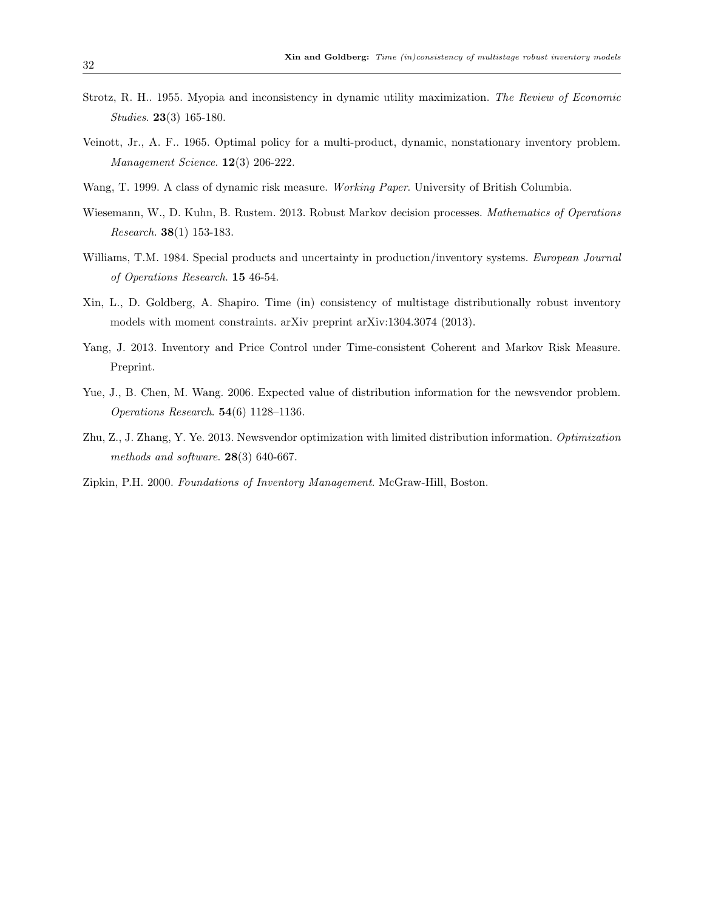Strotz, R. H.. 1955. Myopia and inconsistency in dynamic utility maximization. *The Review of Economic Studies*. **23**(3) 165-180.

Veinott, Jr., A. F.. 1965. Optimal policy for a multi-product, dynamic, nonstationary inventory problem. *Management Science*. **12**(3) 206-222.

Wang, T. 1999. A class of dynamic risk measure. *Working Paper*. University of British Columbia.

Wiesemann, W., D. Kuhn, B. Rustem. 2013. Robust Markov decision processes. *Mathematics of Operations Research*. **38**(1) 153-183.

Williams, T.M. 1984. Special products and uncertainty in production/inventory systems. *European Journal of Operations Research*. **15** 46-54.

Xin, L., D. Goldberg, A. Shapiro. Time (in) consistency of multistage distributionally robust inventory models with moment constraints. arXiv preprint arXiv:1304.3074 (2013).

Yang, J. 2013. Inventory and Price Control under Time-consistent Coherent and Markov Risk Measure. Preprint.

Yue, J., B. Chen, M. Wang. 2006. Expected value of distribution information for the newsvendor problem. *Operations Research*. **54**(6) 1128–1136.

Zhu, Z., J. Zhang, Y. Ye. 2013. Newsvendor optimization with limited distribution information. *Optimization methods and software*. **28**(3) 640-667.

Zipkin, P.H. 2000. *Foundations of Inventory Management*. McGraw-Hill, Boston.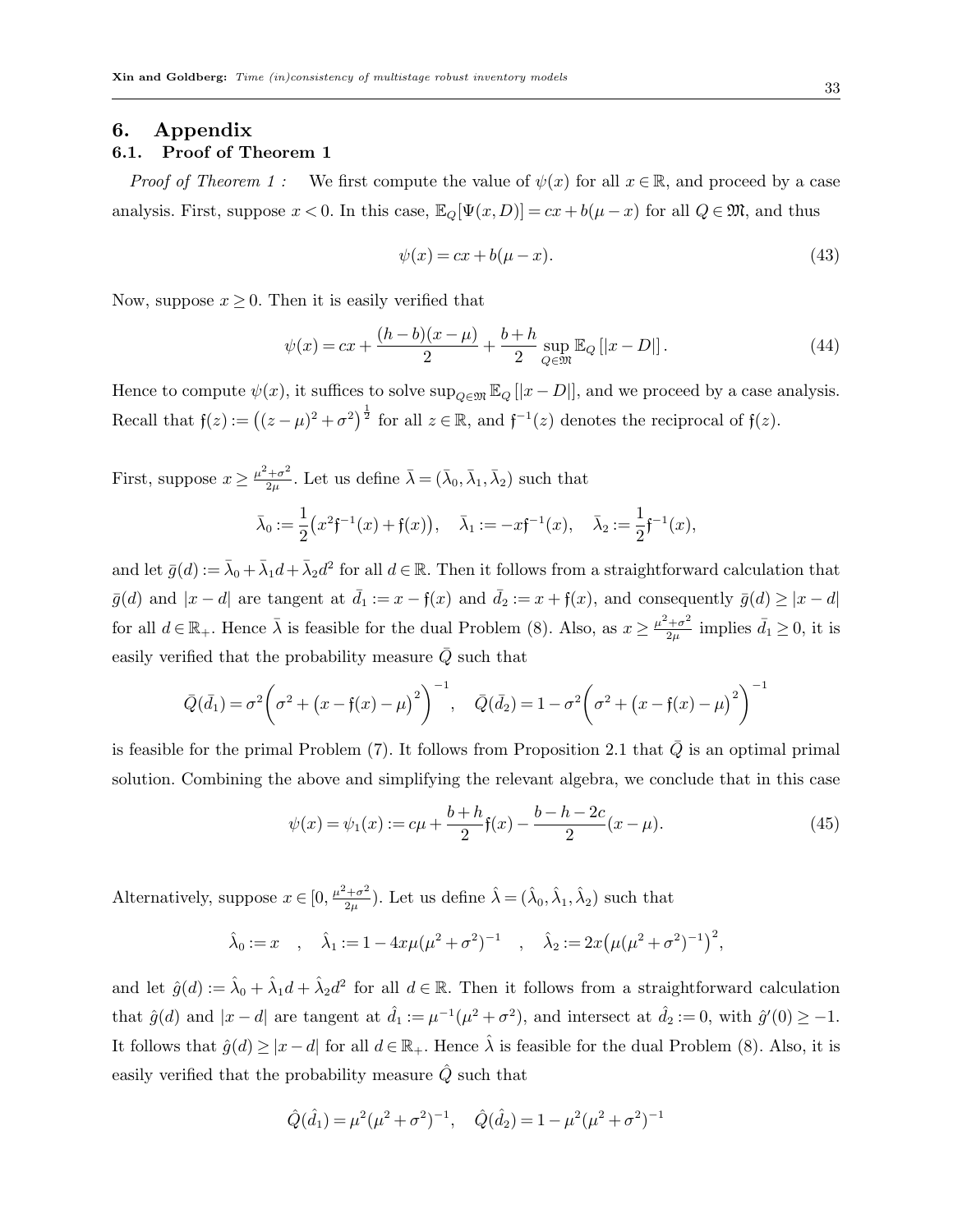# 6. Appendix

## 6.1. Proof of Theorem 1

*Proof of Theorem 1 :* We first compute the value of $\psi(x)$ for all $x \in \mathbb{R}$, and proceed by a case analysis. First, suppose $x < 0$. In this case, $\mathbb{E}_Q[\Psi(x,D)] = cx + b(\mu - x)$ for all $Q \in \mathfrak{M}$, and thus

$$\psi(x) = cx + b(\mu - x). \tag{43}$$

Now, suppose $x \geq 0$. Then it is easily verified that

$$\psi(x) = cx + \frac{(h-b)(x-\mu)}{2} + \frac{b+h}{2} \sup_{Q \in \mathfrak{M}} \mathbb{E}_Q\left[|x - D|\right]. \tag{44}$$

Hence to compute $\psi(x)$, it suffices to solve $\sup_{Q \in \mathfrak{M}} \mathbb{E}_Q\left[|x-D|\right]$, and we proceed by a case analysis. Recall that $\mathfrak{f}(z) := \big((z-\mu)^2 + \sigma^2\big)^{\frac{1}{2}}$ for all $z \in \mathbb{R}$, and $\mathfrak{f}^{-1}(z)$ denotes the reciprocal of $\mathfrak{f}(z)$.

First, suppose $x \geq \frac{\mu^2+\sigma^2}{2\mu}$. Let us define $\bar{\lambda} = (\bar{\lambda}_0, \bar{\lambda}_1, \bar{\lambda}_2)$ such that

$$\bar{\lambda}_0 := \frac{1}{2}\big(x^2 \mathfrak{f}^{-1}(x) + \mathfrak{f}(x)\big), \quad \bar{\lambda}_1 := -x\mathfrak{f}^{-1}(x), \quad \bar{\lambda}_2 := \frac{1}{2}\mathfrak{f}^{-1}(x),$$

and let $\bar{g}(d) := \bar{\lambda}_0 + \bar{\lambda}_1 d + \bar{\lambda}_2 d^2$ for all $d \in \mathbb{R}$. Then it follows from a straightforward calculation that $\bar{g}(d)$ and $|x - d|$ are tangent at $\bar{d}_1 := x - \mathfrak{f}(x)$ and $\bar{d}_2 := x + \mathfrak{f}(x)$, and consequently $\bar{g}(d) \geq |x - d|$ for all $d \in \mathbb{R}_+$. Hence $\bar{\lambda}$ is feasible for the dual Problem (8). Also, as $x \geq \frac{\mu^2+\sigma^2}{2\mu}$ implies $\bar{d}_1 \geq 0$, it is easily verified that the probability measure $\bar{Q}$ such that

$$\bar{Q}(\bar{d}_1) = \sigma^2\bigg(\sigma^2 + \big(x - \mathfrak{f}(x) - \mu\big)^2\bigg)^{-1}, \quad \bar{Q}(\bar{d}_2) = 1 - \sigma^2\bigg(\sigma^2 + \big(x - \mathfrak{f}(x) - \mu\big)^2\bigg)^{-1}$$

is feasible for the primal Problem (7). It follows from Proposition 2.1 that $\bar{Q}$ is an optimal primal solution. Combining the above and simplifying the relevant algebra, we conclude that in this case

$$\psi(x) = \psi_1(x) := c\mu + \frac{b+h}{2}\mathfrak{f}(x) - \frac{b-h-2c}{2}(x-\mu). \tag{45}$$

Alternatively, suppose $x \in [0, \frac{\mu^2+\sigma^2}{2\mu})$. Let us define $\hat{\lambda} = (\hat{\lambda}_0, \hat{\lambda}_1, \hat{\lambda}_2)$ such that

$$\hat{\lambda}_0 := x \quad , \quad \hat{\lambda}_1 := 1 - 4x\mu(\mu^2+\sigma^2)^{-1} \quad , \quad \hat{\lambda}_2 := 2x\big(\mu(\mu^2+\sigma^2)^{-1}\big)^2,$$

and let $\hat{g}(d) := \hat{\lambda}_0 + \hat{\lambda}_1 d + \hat{\lambda}_2 d^2$ for all $d \in \mathbb{R}$. Then it follows from a straightforward calculation that $\hat{g}(d)$ and $|x-d|$ are tangent at $\hat{d}_1 := \mu^{-1}(\mu^2+\sigma^2)$, and intersect at $\hat{d}_2 := 0$, with $\hat{g}'(0) \geq -1$. It follows that $\hat{g}(d) \geq |x - d|$ for all $d \in \mathbb{R}_+$. Hence $\hat{\lambda}$ is feasible for the dual Problem (8). Also, it is easily verified that the probability measure $\hat{Q}$ such that

$$\hat{Q}(\hat{d}_1) = \mu^2(\mu^2+\sigma^2)^{-1}, \quad \hat{Q}(\hat{d}_2) = 1 - \mu^2(\mu^2+\sigma^2)^{-1}$$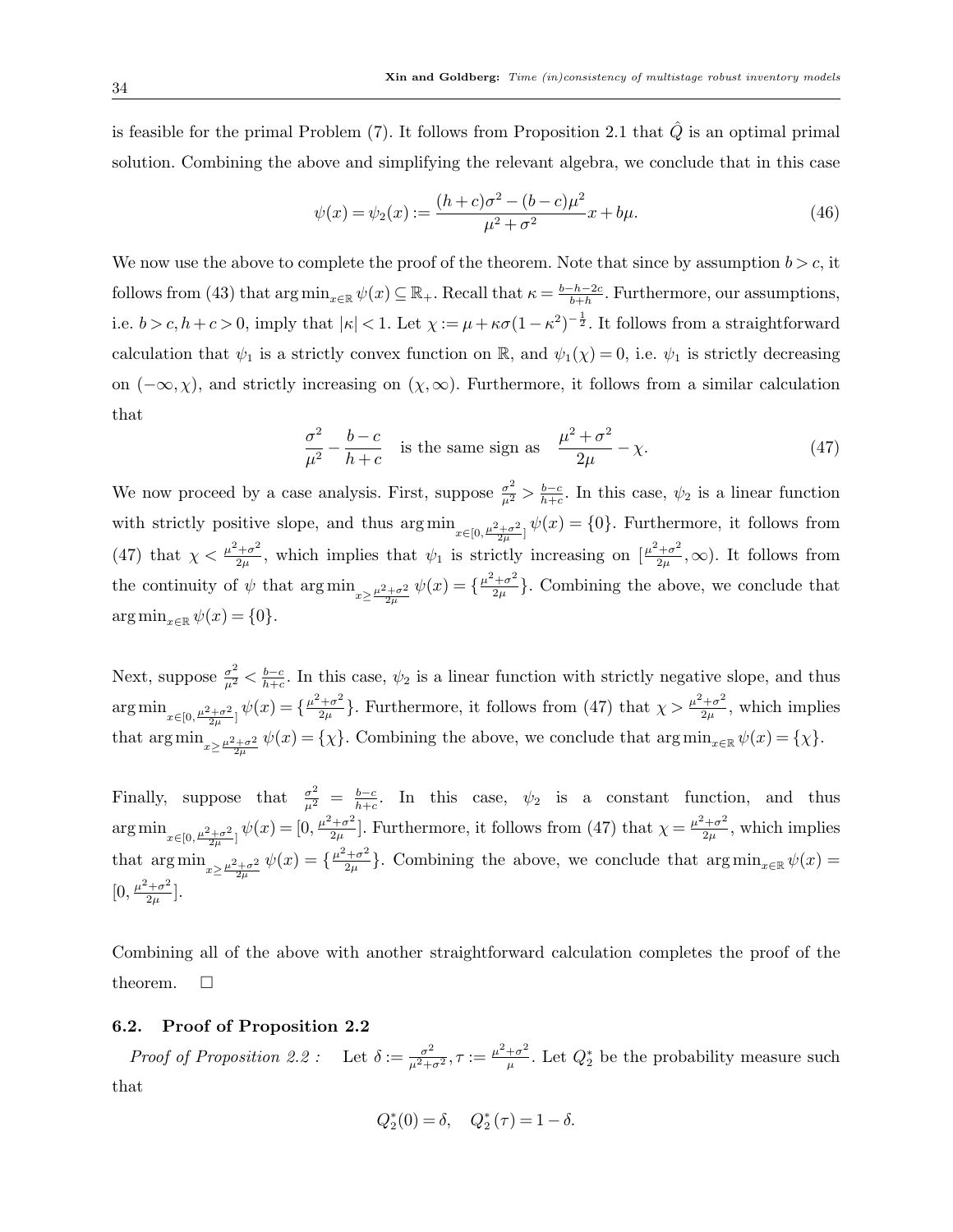is feasible for the primal Problem (7). It follows from Proposition 2.1 that $\hat{Q}$ is an optimal primal solution. Combining the above and simplifying the relevant algebra, we conclude that in this case

$$\psi(x) = \psi_2(x) := \frac{(h+c)\sigma^2 - (b-c)\mu^2}{\mu^2+\sigma^2}x + b\mu. \tag{46}$$

We now use the above to complete the proof of the theorem. Note that since by assumption $b > c$, it follows from (43) that $\arg\min_{x\in\mathbb{R}} \psi(x) \subseteq \mathbb{R}_+$. Recall that $\kappa = \frac{b-h-2c}{b+h}$. Furthermore, our assumptions, i.e. $b > c, h+c > 0$, imply that $|\kappa| < 1$. Let $\chi := \mu + \kappa\sigma(1-\kappa^2)^{-\frac{1}{2}}$. It follows from a straightforward calculation that $\psi_1$ is a strictly convex function on $\mathbb{R}$, and $\psi_1(\chi) = 0$, i.e. $\psi_1$ is strictly decreasing on $(-\infty, \chi)$, and strictly increasing on $(\chi, \infty)$. Furthermore, it follows from a similar calculation that

$$\frac{\sigma^2}{\mu^2} - \frac{b-c}{h+c} \quad \text{is the same sign as} \quad \frac{\mu^2+\sigma^2}{2\mu} - \chi. \tag{47}$$

We now proceed by a case analysis. First, suppose $\frac{\sigma^2}{\mu^2} > \frac{b-c}{h+c}$. In this case, $\psi_2$ is a linear function with strictly positive slope, and thus $\arg\min_{x\in[0,\frac{\mu^2+\sigma^2}{2\mu}]} \psi(x) = \{0\}$. Furthermore, it follows from (47) that $\chi < \frac{\mu^2+\sigma^2}{2\mu}$, which implies that $\psi_1$ is strictly increasing on $[\frac{\mu^2+\sigma^2}{2\mu}, \infty)$. It follows from the continuity of $\psi$ that $\arg\min_{x\geq\frac{\mu^2+\sigma^2}{2\mu}} \psi(x) = \{\frac{\mu^2+\sigma^2}{2\mu}\}$. Combining the above, we conclude that $\arg\min_{x\in\mathbb{R}} \psi(x) = \{0\}$.

Next, suppose $\frac{\sigma^2}{\mu^2} < \frac{b-c}{h+c}$. In this case, $\psi_2$ is a linear function with strictly negative slope, and thus $\arg\min_{x\in[0,\frac{\mu^2+\sigma^2}{2\mu}]} \psi(x) = \{\frac{\mu^2+\sigma^2}{2\mu}\}$. Furthermore, it follows from (47) that $\chi > \frac{\mu^2+\sigma^2}{2\mu}$, which implies that $\arg\min_{x\geq\frac{\mu^2+\sigma^2}{2\mu}} \psi(x) = \{\chi\}$. Combining the above, we conclude that $\arg\min_{x\in\mathbb{R}} \psi(x) = \{\chi\}$.

Finally, suppose that $\frac{\sigma^2}{\mu^2} = \frac{b-c}{h+c}$. In this case, $\psi_2$ is a constant function, and thus $\arg\min_{x\in[0,\frac{\mu^2+\sigma^2}{2\mu}]} \psi(x) = [0, \frac{\mu^2+\sigma^2}{2\mu}]$. Furthermore, it follows from (47) that $\chi = \frac{\mu^2+\sigma^2}{2\mu}$, which implies that $\arg\min_{x\geq\frac{\mu^2+\sigma^2}{2\mu}} \psi(x) = \{\frac{\mu^2+\sigma^2}{2\mu}\}$. Combining the above, we conclude that $\arg\min_{x\in\mathbb{R}} \psi(x) = [0, \frac{\mu^2+\sigma^2}{2\mu}]$.

Combining all of the above with another straightforward calculation completes the proof of the theorem. $\square$

### 6.2. Proof of Proposition 2.2

*Proof of Proposition 2.2 :* Let $\delta := \frac{\sigma^2}{\mu^2+\sigma^2}, \tau := \frac{\mu^2+\sigma^2}{\mu}$. Let $Q_2^*$ be the probability measure such that

$$Q_2^*(0) = \delta, \quad Q_2^*(\tau) = 1-\delta.$$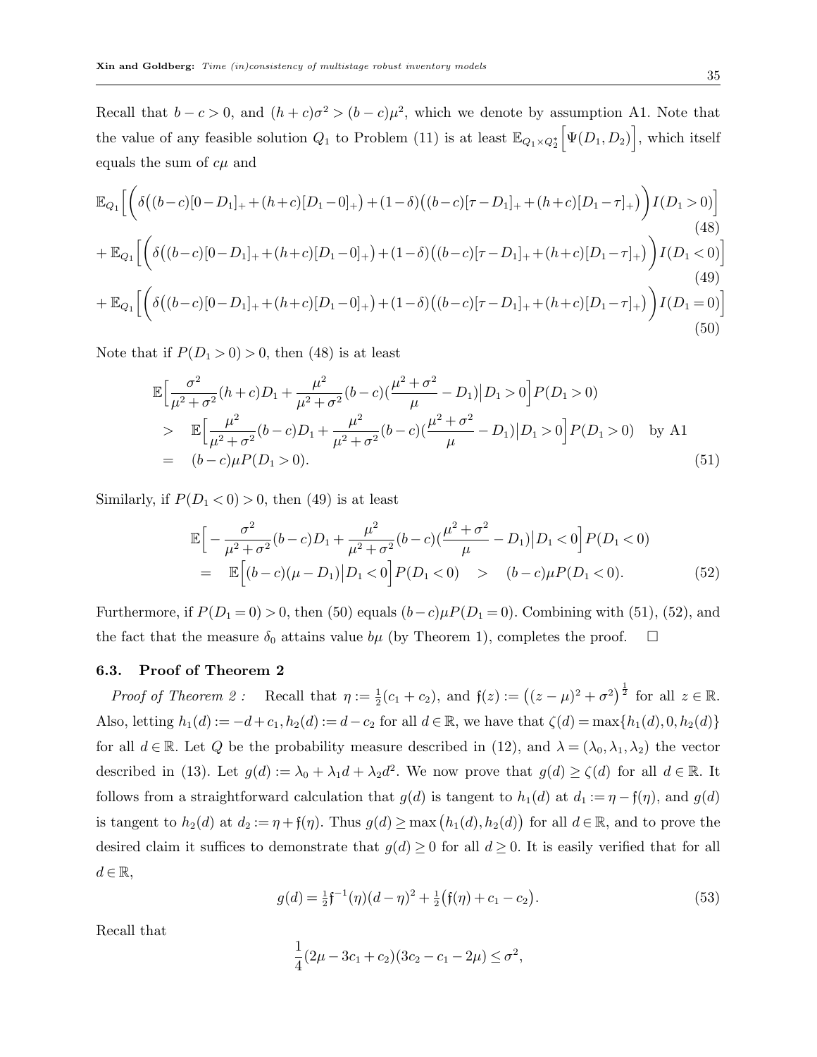Recall that $b-c>0$, and $(h+c)\sigma^2 > (b-c)\mu^2$, which we denote by assumption A1. Note that the value of any feasible solution $Q_1$ to Problem (11) is at least $\mathbb{E}_{Q_1 \times Q_2^*}\Big[\Psi(D_1,D_2)\Big]$, which itself equals the sum of $c\mu$ and

$$
\mathbb{E}_{Q_1}\Big[\bigg(\delta\big((b-c)[0-D_1]_+ + (h+c)[D_1-0]_+\big) + (1-\delta)\big((b-c)[\tau-D_1]_+ + (h+c)[D_1-\tau]_+\big)\bigg)I(D_1>0)\Big] \tag{48}
$$

$$
+\,\mathbb{E}_{Q_1}\Big[\bigg(\delta\big((b-c)[0-D_1]_+ + (h+c)[D_1-0]_+\big) + (1-\delta)\big((b-c)[\tau-D_1]_+ + (h+c)[D_1-\tau]_+\big)\bigg)I(D_1<0)\Big] \tag{49}
$$

$$
+\,\mathbb{E}_{Q_1}\Big[\bigg(\delta\big((b-c)[0-D_1]_+ + (h+c)[D_1-0]_+\big) + (1-\delta)\big((b-c)[\tau-D_1]_+ + (h+c)[D_1-\tau]_+\big)\bigg)I(D_1=0)\Big] \tag{50}
$$

Note that if $P(D_1>0)>0$, then (48) is at least

$$
\begin{aligned}
&\mathbb{E}\Big[\frac{\sigma^2}{\mu^2+\sigma^2}(h+c)D_1 + \frac{\mu^2}{\mu^2+\sigma^2}(b-c)\big(\frac{\mu^2+\sigma^2}{\mu} - D_1\big)\big|D_1>0\Big]P(D_1>0) \\
> \quad &\mathbb{E}\Big[\frac{\mu^2}{\mu^2+\sigma^2}(b-c)D_1 + \frac{\mu^2}{\mu^2+\sigma^2}(b-c)\big(\frac{\mu^2+\sigma^2}{\mu} - D_1\big)\big|D_1>0\Big]P(D_1>0) \quad \text{by A1} \\
= \quad &(b-c)\mu P(D_1>0).
\end{aligned} \tag{51}
$$

Similarly, if $P(D_1<0)>0$, then (49) is at least

$$
\begin{aligned}
&\mathbb{E}\Big[-\frac{\sigma^2}{\mu^2+\sigma^2}(b-c)D_1 + \frac{\mu^2}{\mu^2+\sigma^2}(b-c)\big(\frac{\mu^2+\sigma^2}{\mu} - D_1\big)\big|D_1<0\Big]P(D_1<0) \\
= \quad &\mathbb{E}\Big[(b-c)(\mu-D_1)\big|D_1<0\Big]P(D_1<0) \quad > \quad (b-c)\mu P(D_1<0).
\end{aligned} \tag{52}
$$

Furthermore, if $P(D_1=0)>0$, then (50) equals $(b-c)\mu P(D_1=0)$. Combining with (51), (52), and the fact that the measure $\delta_0$ attains value $b\mu$ (by Theorem 1), completes the proof. $\square$

### 6.3. Proof of Theorem 2

*Proof of Theorem 2 :* Recall that $\eta := \frac{1}{2}(c_1+c_2)$, and $\mathfrak{f}(z) := \big((z-\mu)^2+\sigma^2\big)^{\frac{1}{2}}$ for all $z\in\mathbb{R}$. Also, letting $h_1(d) := -d + c_1, h_2(d) := d - c_2$ for all $d\in\mathbb{R}$, we have that $\zeta(d) = \max\{h_1(d), 0, h_2(d)\}$ for all $d\in\mathbb{R}$. Let $Q$ be the probability measure described in (12), and $\lambda = (\lambda_0,\lambda_1,\lambda_2)$ the vector described in (13). Let $g(d) := \lambda_0 + \lambda_1 d + \lambda_2 d^2$. We now prove that $g(d)\geq\zeta(d)$ for all $d\in\mathbb{R}$. It follows from a straightforward calculation that $g(d)$ is tangent to $h_1(d)$ at $d_1 := \eta - \mathfrak{f}(\eta)$, and $g(d)$ is tangent to $h_2(d)$ at $d_2 := \eta + \mathfrak{f}(\eta)$. Thus $g(d) \geq \max\big(h_1(d), h_2(d)\big)$ for all $d\in\mathbb{R}$, and to prove the desired claim it suffices to demonstrate that $g(d)\geq 0$ for all $d\geq 0$. It is easily verified that for all $d\in\mathbb{R}$,

$$
g(d) = \tfrac{1}{2}\mathfrak{f}^{-1}(\eta)(d-\eta)^2 + \tfrac{1}{2}\big(\mathfrak{f}(\eta) + c_1 - c_2\big). \tag{53}
$$

Recall that

$$
\frac{1}{4}(2\mu - 3c_1 + c_2)(3c_2 - c_1 - 2\mu) \leq \sigma^2,
$$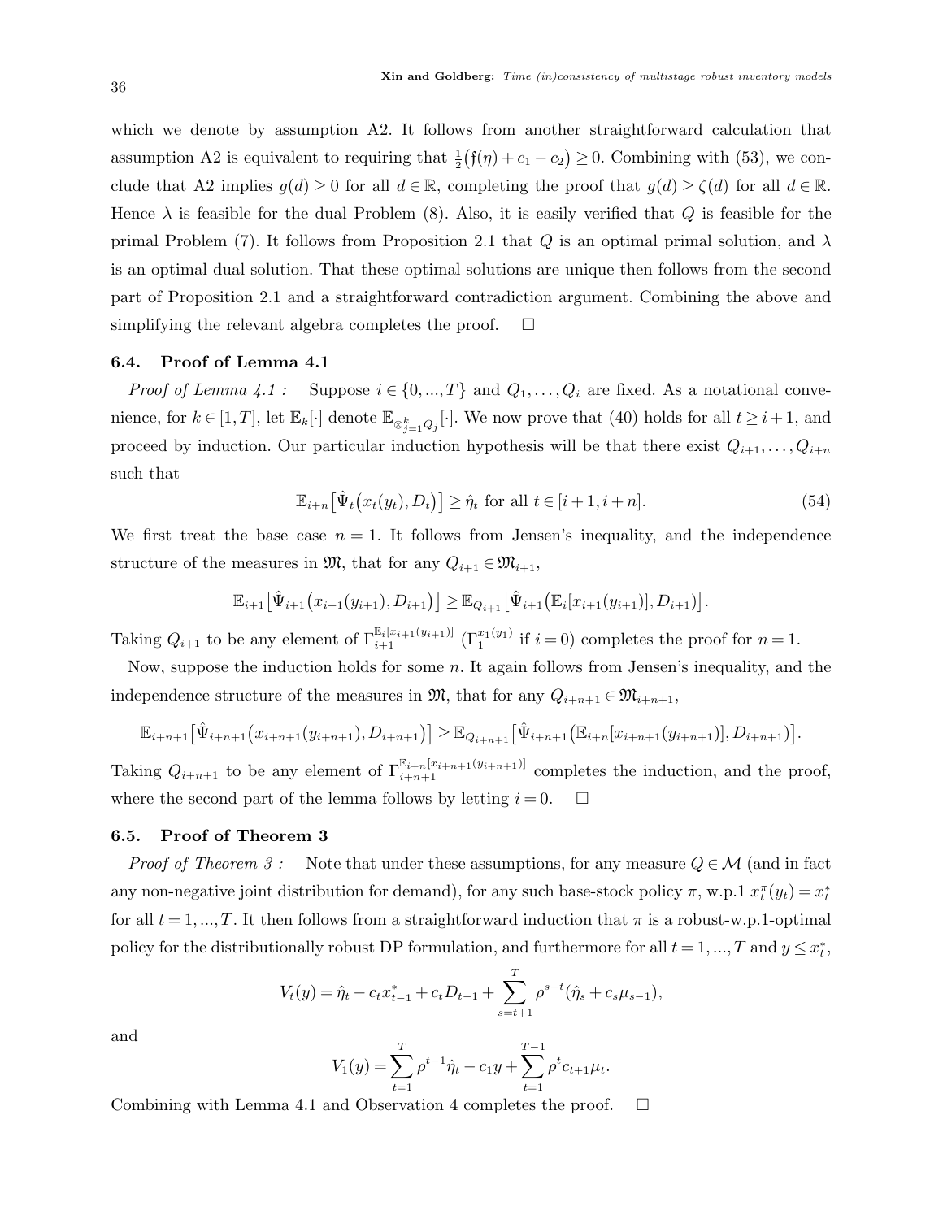which we denote by assumption A2. It follows from another straightforward calculation that assumption A2 is equivalent to requiring that $\frac{1}{2}\big(\mathfrak{f}(\eta) + c_1 - c_2\big) \geq 0$. Combining with (53), we conclude that A2 implies $g(d) \geq 0$ for all $d \in \mathbb{R}$, completing the proof that $g(d) \geq \zeta(d)$ for all $d \in \mathbb{R}$. Hence $\lambda$ is feasible for the dual Problem (8). Also, it is easily verified that $Q$ is feasible for the primal Problem (7). It follows from Proposition 2.1 that $Q$ is an optimal primal solution, and $\lambda$ is an optimal dual solution. That these optimal solutions are unique then follows from the second part of Proposition 2.1 and a straightforward contradiction argument. Combining the above and simplifying the relevant algebra completes the proof. $\square$

### 6.4. Proof of Lemma 4.1

*Proof of Lemma 4.1 :* Suppose $i \in \{0, ..., T\}$ and $Q_1, \ldots, Q_i$ are fixed. As a notational convenience, for $k \in [1, T]$, let $\mathbb{E}_k[\cdot]$ denote $\mathbb{E}_{\otimes_{j=1}^k Q_j}[\cdot]$. We now prove that (40) holds for all $t \geq i+1$, and proceed by induction. Our particular induction hypothesis will be that there exist $Q_{i+1}, \ldots, Q_{i+n}$ such that

$$\mathbb{E}_{i+n}\big[\hat{\Psi}_t\big(x_t(y_t), D_t\big)\big] \geq \hat{\eta}_t \text{ for all } t \in [i+1, i+n]. \tag{54}$$

We first treat the base case $n = 1$. It follows from Jensen's inequality, and the independence structure of the measures in $\mathfrak{M}$, that for any $Q_{i+1} \in \mathfrak{M}_{i+1}$,

$$\mathbb{E}_{i+1}\big[\hat{\Psi}_{i+1}\big(x_{i+1}(y_{i+1}), D_{i+1}\big)\big] \geq \mathbb{E}_{Q_{i+1}}\big[\hat{\Psi}_{i+1}\big(\mathbb{E}_i[x_{i+1}(y_{i+1})], D_{i+1}\big)\big].$$

Taking $Q_{i+1}$ to be any element of $\Gamma_{i+1}^{\mathbb{E}_i[x_{i+1}(y_{i+1})]}$ ($\Gamma_1^{x_1(y_1)}$ if $i = 0$) completes the proof for $n = 1$.

Now, suppose the induction holds for some $n$. It again follows from Jensen's inequality, and the independence structure of the measures in $\mathfrak{M}$, that for any $Q_{i+n+1} \in \mathfrak{M}_{i+n+1}$,

$$\mathbb{E}_{i+n+1}\big[\hat{\Psi}_{i+n+1}\big(x_{i+n+1}(y_{i+n+1}), D_{i+n+1}\big)\big] \geq \mathbb{E}_{Q_{i+n+1}}\big[\hat{\Psi}_{i+n+1}\big(\mathbb{E}_{i+n}[x_{i+n+1}(y_{i+n+1})], D_{i+n+1}\big)\big].$$

Taking $Q_{i+n+1}$ to be any element of $\Gamma_{i+n+1}^{\mathbb{E}_{i+n}[x_{i+n+1}(y_{i+n+1})]}$ completes the induction, and the proof, where the second part of the lemma follows by letting $i = 0$. $\square$

### 6.5. Proof of Theorem 3

*Proof of Theorem 3 :* Note that under these assumptions, for any measure $Q \in \mathcal{M}$ (and in fact any non-negative joint distribution for demand), for any such base-stock policy $\pi$, w.p.1 $x_t^\pi(y_t) = x_t^*$ for all $t = 1, ..., T$. It then follows from a straightforward induction that $\pi$ is a robust-w.p.1-optimal policy for the distributionally robust DP formulation, and furthermore for all $t = 1, ..., T$ and $y \leq x_t^*$,

$$V_t(y) = \hat{\eta}_t - c_t x_{t-1}^* + c_t D_{t-1} + \sum_{s=t+1}^{T} \rho^{s-t}(\hat{\eta}_s + c_s \mu_{s-1}),$$

and

$$V_1(y) = \sum_{t=1}^{T} \rho^{t-1}\hat{\eta}_t - c_1 y + \sum_{t=1}^{T-1} \rho^t c_{t+1}\mu_t.$$

Combining with Lemma 4.1 and Observation 4 completes the proof. $\square$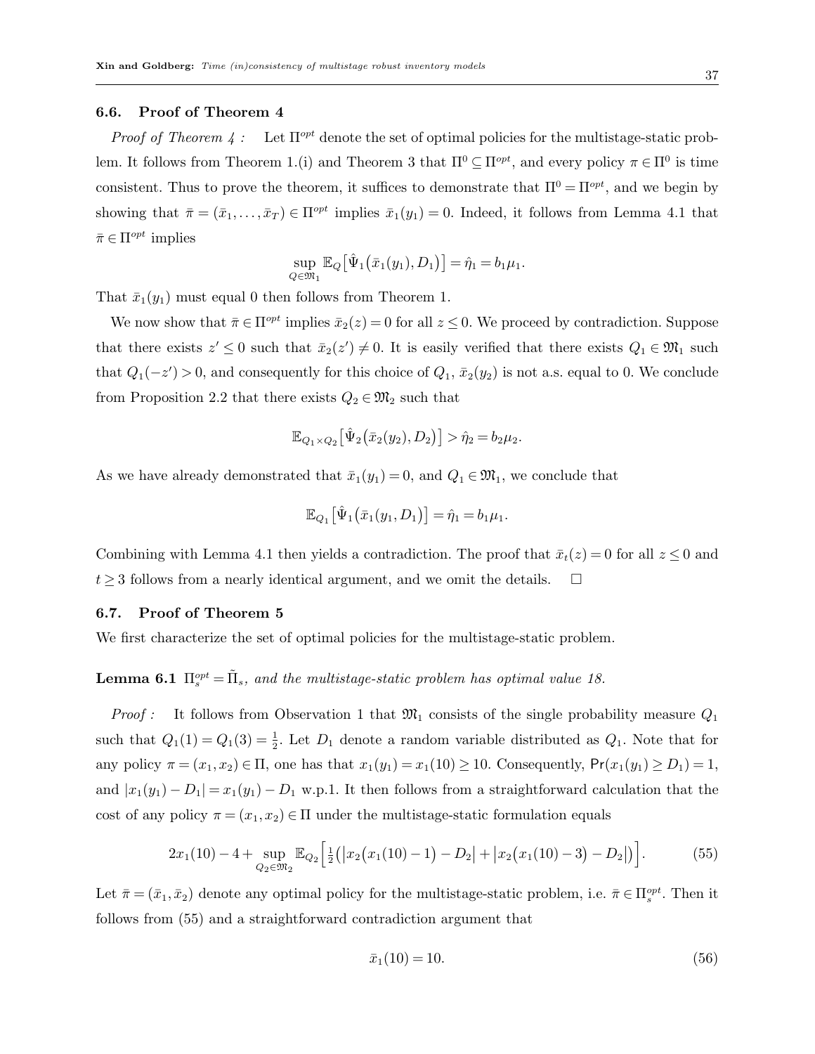### 6.6. Proof of Theorem 4

*Proof of Theorem 4 :* Let $\Pi^{opt}$ denote the set of optimal policies for the multistage-static problem. It follows from Theorem 1.(i) and Theorem 3 that $\Pi^0 \subseteq \Pi^{opt}$, and every policy $\pi \in \Pi^0$ is time consistent. Thus to prove the theorem, it suffices to demonstrate that $\Pi^0 = \Pi^{opt}$, and we begin by showing that $\bar{\pi} = (\bar{x}_1, \ldots, \bar{x}_T) \in \Pi^{opt}$ implies $\bar{x}_1(y_1) = 0$. Indeed, it follows from Lemma 4.1 that $\bar{\pi} \in \Pi^{opt}$ implies

$$\sup_{Q \in \mathfrak{M}_1} \mathbb{E}_Q\big[\hat{\Psi}_1\big(\bar{x}_1(y_1), D_1\big)\big] = \hat{\eta}_1 = b_1 \mu_1.$$

That $\bar{x}_1(y_1)$ must equal 0 then follows from Theorem 1.

We now show that $\bar{\pi} \in \Pi^{opt}$ implies $\bar{x}_2(z) = 0$ for all $z \leq 0$. We proceed by contradiction. Suppose that there exists $z' \leq 0$ such that $\bar{x}_2(z') \neq 0$. It is easily verified that there exists $Q_1 \in \mathfrak{M}_1$ such that $Q_1(-z') > 0$, and consequently for this choice of $Q_1$, $\bar{x}_2(y_2)$ is not a.s. equal to 0. We conclude from Proposition 2.2 that there exists $Q_2 \in \mathfrak{M}_2$ such that

$$\mathbb{E}_{Q_1 \times Q_2}\big[\hat{\Psi}_2\big(\bar{x}_2(y_2), D_2\big)\big] > \hat{\eta}_2 = b_2 \mu_2.$$

As we have already demonstrated that $\bar{x}_1(y_1) = 0$, and $Q_1 \in \mathfrak{M}_1$, we conclude that

$$\mathbb{E}_{Q_1}\big[\hat{\Psi}_1\big(\bar{x}_1(y_1, D_1\big)\big] = \hat{\eta}_1 = b_1 \mu_1.$$

Combining with Lemma 4.1 then yields a contradiction. The proof that $\bar{x}_t(z) = 0$ for all $z \leq 0$ and $t \geq 3$ follows from a nearly identical argument, and we omit the details. $\square$

### 6.7. Proof of Theorem 5

We first characterize the set of optimal policies for the multistage-static problem.

**Lemma 6.1** *$\Pi_s^{opt} = \tilde{\Pi}_s$, and the multistage-static problem has optimal value 18.*

*Proof :* It follows from Observation 1 that $\mathfrak{M}_1$ consists of the single probability measure $Q_1$ such that $Q_1(1) = Q_1(3) = \frac{1}{2}$. Let $D_1$ denote a random variable distributed as $Q_1$. Note that for any policy $\pi = (x_1, x_2) \in \Pi$, one has that $x_1(y_1) = x_1(10) \geq 10$. Consequently, $\mathsf{Pr}(x_1(y_1) \geq D_1) = 1$, and $|x_1(y_1) - D_1| = x_1(y_1) - D_1$ w.p.1. It then follows from a straightforward calculation that the cost of any policy $\pi = (x_1, x_2) \in \Pi$ under the multistage-static formulation equals

$$2x_1(10) - 4 + \sup_{Q_2 \in \mathfrak{M}_2} \mathbb{E}_{Q_2}\Big[\tfrac{1}{2}\big(\big|x_2\big(x_1(10) - 1\big) - D_2\big| + \big|x_2\big(x_1(10) - 3\big) - D_2\big|\big)\Big]. \tag{55}$$

Let $\bar{\pi} = (\bar{x}_1, \bar{x}_2)$ denote any optimal policy for the multistage-static problem, i.e. $\bar{\pi} \in \Pi_s^{opt}$. Then it follows from (55) and a straightforward contradiction argument that

$$\bar{x}_1(10) = 10. \tag{56}$$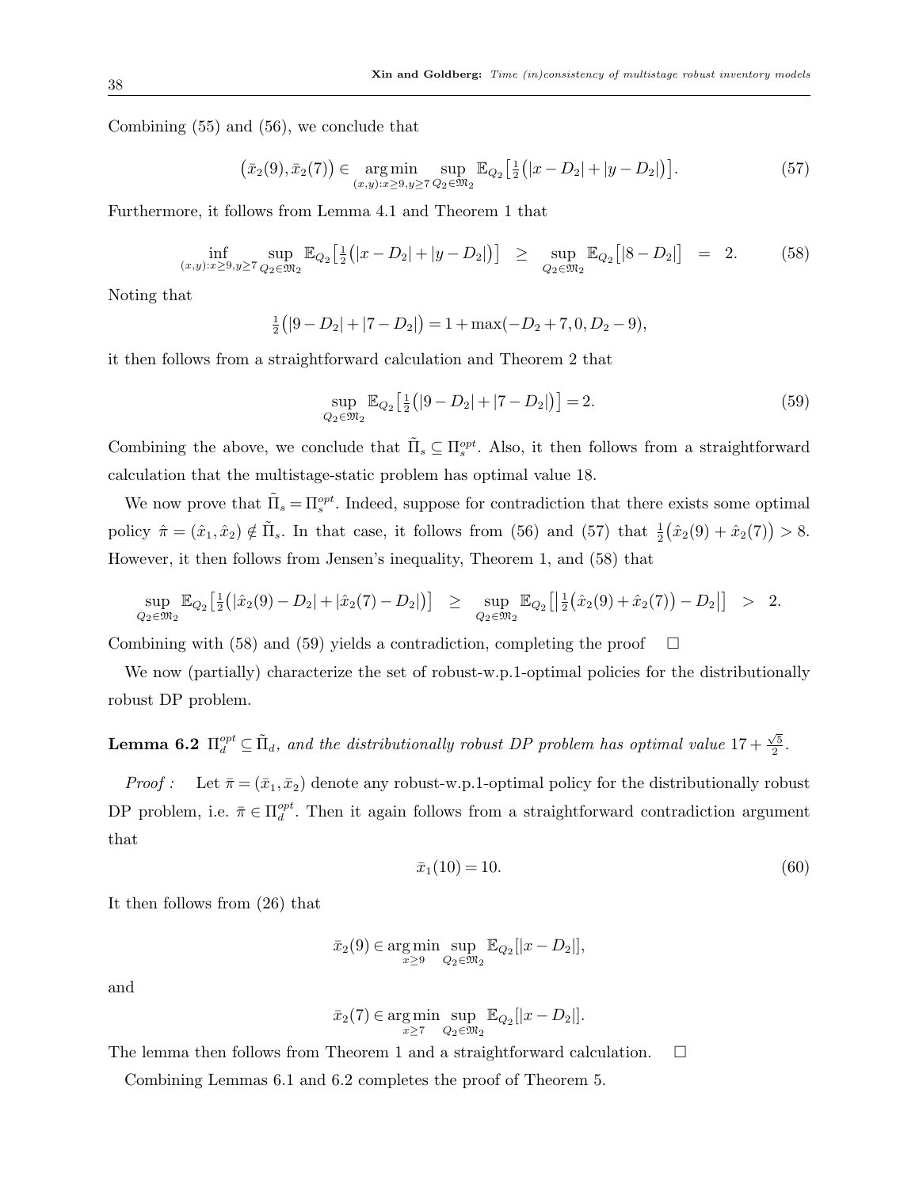Combining (55) and (56), we conclude that

$$\big(\bar{x}_2(9), \bar{x}_2(7)\big) \in \operatorname*{arg\,min}_{(x,y): x \geq 9, y \geq 7} \sup_{Q_2 \in \mathfrak{M}_2} \mathbb{E}_{Q_2}\big[\tfrac{1}{2}\big(|x - D_2| + |y - D_2|\big)\big]. \tag{57}$$

Furthermore, it follows from Lemma 4.1 and Theorem 1 that

$$\inf_{(x,y): x \geq 9, y \geq 7} \sup_{Q_2 \in \mathfrak{M}_2} \mathbb{E}_{Q_2}\big[\tfrac{1}{2}\big(|x - D_2| + |y - D_2|\big)\big] \quad \geq \quad \sup_{Q_2 \in \mathfrak{M}_2} \mathbb{E}_{Q_2}\big[|8 - D_2|\big] \quad = \quad 2. \tag{58}$$

Noting that

$$\tfrac{1}{2}\big(|9 - D_2| + |7 - D_2|\big) = 1 + \max(-D_2 + 7, 0, D_2 - 9),$$

it then follows from a straightforward calculation and Theorem 2 that

$$\sup_{Q_2 \in \mathfrak{M}_2} \mathbb{E}_{Q_2}\big[\tfrac{1}{2}\big(|9 - D_2| + |7 - D_2|\big)\big] = 2. \tag{59}$$

Combining the above, we conclude that $\tilde{\Pi}_s \subseteq \Pi_s^{opt}$. Also, it then follows from a straightforward calculation that the multistage-static problem has optimal value 18.

We now prove that $\tilde{\Pi}_s = \Pi_s^{opt}$. Indeed, suppose for contradiction that there exists some optimal policy $\hat{\pi} = (\hat{x}_1, \hat{x}_2) \notin \tilde{\Pi}_s$. In that case, it follows from (56) and (57) that $\frac{1}{2}\big(\hat{x}_2(9) + \hat{x}_2(7)\big) > 8$. However, it then follows from Jensen's inequality, Theorem 1, and (58) that

$$\sup_{Q_2 \in \mathfrak{M}_2} \mathbb{E}_{Q_2}\big[\tfrac{1}{2}\big(|\hat{x}_2(9) - D_2| + |\hat{x}_2(7) - D_2|\big)\big] \quad \geq \quad \sup_{Q_2 \in \mathfrak{M}_2} \mathbb{E}_{Q_2}\big[\big|\tfrac{1}{2}\big(\hat{x}_2(9) + \hat{x}_2(7)\big) - D_2\big|\big] \quad > \quad 2.$$

Combining with (58) and (59) yields a contradiction, completing the proof $\quad\square$

We now (partially) characterize the set of robust-w.p.1-optimal policies for the distributionally robust DP problem.

**Lemma 6.2** *$\Pi_d^{opt} \subseteq \tilde{\Pi}_d$, and the distributionally robust DP problem has optimal value $17 + \frac{\sqrt{5}}{2}$.*

*Proof :* Let $\bar{\pi} = (\bar{x}_1, \bar{x}_2)$ denote any robust-w.p.1-optimal policy for the distributionally robust DP problem, i.e. $\bar{\pi} \in \Pi_d^{opt}$. Then it again follows from a straightforward contradiction argument that

$$\bar{x}_1(10) = 10. \tag{60}$$

It then follows from (26) that

$$\bar{x}_2(9) \in \operatorname*{arg\,min}_{x \geq 9} \sup_{Q_2 \in \mathfrak{M}_2} \mathbb{E}_{Q_2}[|x - D_2|],$$

and

$$\bar{x}_2(7) \in \operatorname*{arg\,min}_{x \geq 7} \sup_{Q_2 \in \mathfrak{M}_2} \mathbb{E}_{Q_2}[|x - D_2|].$$

The lemma then follows from Theorem 1 and a straightforward calculation. $\quad\square$

Combining Lemmas 6.1 and 6.2 completes the proof of Theorem 5.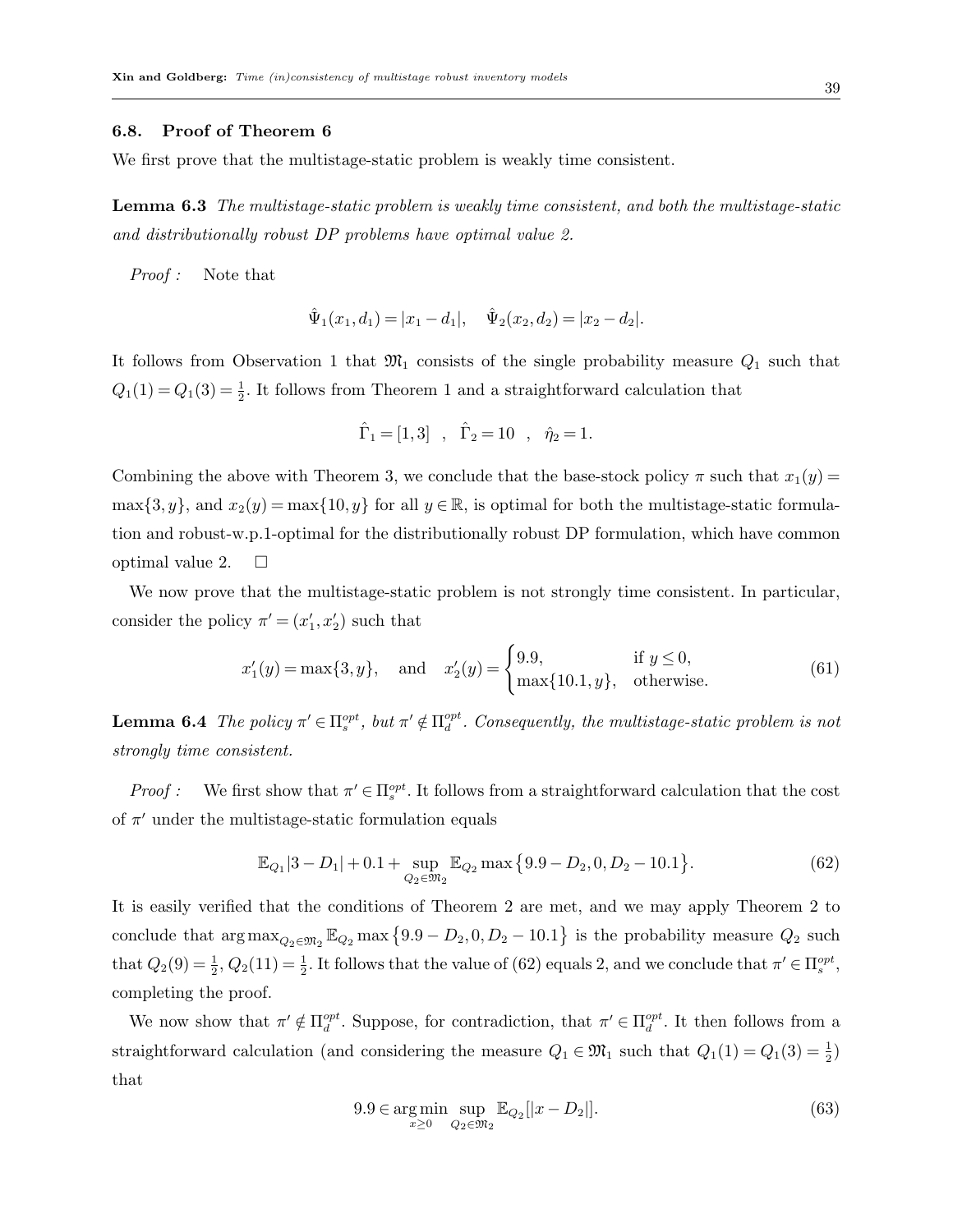### 6.8. Proof of Theorem 6

We first prove that the multistage-static problem is weakly time consistent.

**Lemma 6.3** *The multistage-static problem is weakly time consistent, and both the multistage-static and distributionally robust DP problems have optimal value 2.*

*Proof :* Note that

$$\hat{\Psi}_1(x_1, d_1) = |x_1 - d_1|, \quad \hat{\Psi}_2(x_2, d_2) = |x_2 - d_2|.$$

It follows from Observation 1 that $\mathfrak{M}_1$ consists of the single probability measure $Q_1$ such that $Q_1(1) = Q_1(3) = \frac{1}{2}$. It follows from Theorem 1 and a straightforward calculation that

$$\hat{\Gamma}_1 = [1,3] \quad , \quad \hat{\Gamma}_2 = 10 \quad , \quad \hat{\eta}_2 = 1.$$

Combining the above with Theorem 3, we conclude that the base-stock policy $\pi$ such that $x_1(y) = \max\{3, y\}$, and $x_2(y) = \max\{10, y\}$ for all $y \in \mathbb{R}$, is optimal for both the multistage-static formulation and robust-w.p.1-optimal for the distributionally robust DP formulation, which have common optimal value 2. $\square$

We now prove that the multistage-static problem is not strongly time consistent. In particular, consider the policy $\pi' = (x'_1, x'_2)$ such that

$$x'_1(y) = \max\{3, y\}, \quad \text{and} \quad x'_2(y) = \begin{cases} 9.9, & \text{if } y \leq 0, \\ \max\{10.1, y\}, & \text{otherwise.} \end{cases} \tag{61}$$

**Lemma 6.4** *The policy $\pi' \in \Pi_s^{opt}$, but $\pi' \notin \Pi_d^{opt}$. Consequently, the multistage-static problem is not strongly time consistent.*

*Proof :* We first show that $\pi' \in \Pi_s^{opt}$. It follows from a straightforward calculation that the cost of $\pi'$ under the multistage-static formulation equals

$$\mathbb{E}_{Q_1}|3 - D_1| + 0.1 + \sup_{Q_2 \in \mathfrak{M}_2} \mathbb{E}_{Q_2} \max\{9.9 - D_2, 0, D_2 - 10.1\}. \tag{62}$$

It is easily verified that the conditions of Theorem 2 are met, and we may apply Theorem 2 to conclude that $\arg\max_{Q_2 \in \mathfrak{M}_2} \mathbb{E}_{Q_2} \max\{9.9 - D_2, 0, D_2 - 10.1\}$ is the probability measure $Q_2$ such that $Q_2(9) = \frac{1}{2}$, $Q_2(11) = \frac{1}{2}$. It follows that the value of (62) equals 2, and we conclude that $\pi' \in \Pi_s^{opt}$, completing the proof.

We now show that $\pi' \notin \Pi_d^{opt}$. Suppose, for contradiction, that $\pi' \in \Pi_d^{opt}$. It then follows from a straightforward calculation (and considering the measure $Q_1 \in \mathfrak{M}_1$ such that $Q_1(1) = Q_1(3) = \frac{1}{2}$) that

$$9.9 \in \arg\min_{x \geq 0} \sup_{Q_2 \in \mathfrak{M}_2} \mathbb{E}_{Q_2}[|x - D_2|]. \tag{63}$$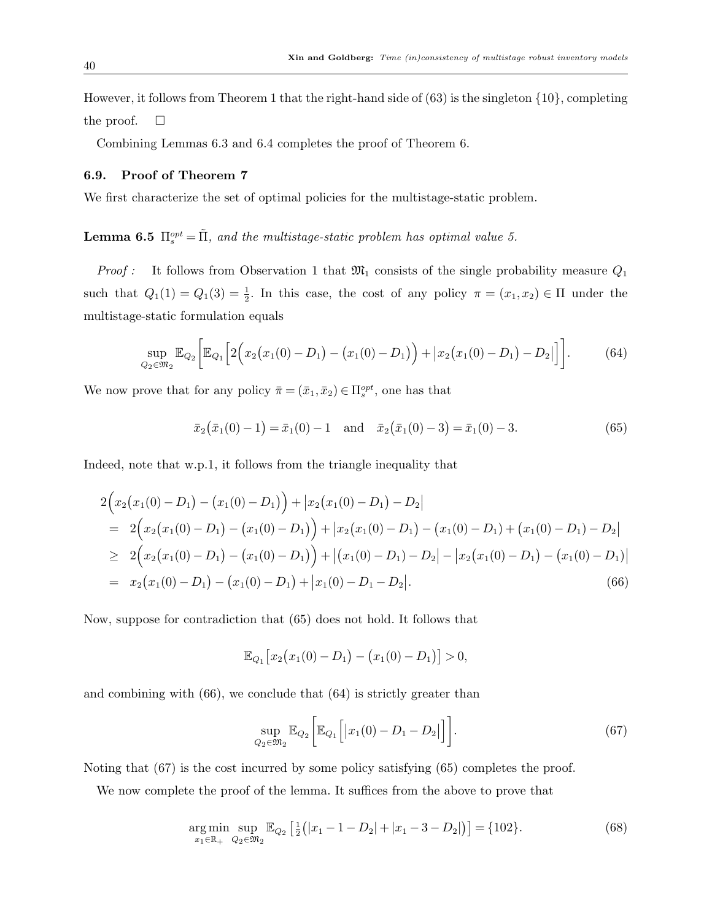However, it follows from Theorem 1 that the right-hand side of (63) is the singleton $\{10\}$, completing the proof. $\square$

Combining Lemmas 6.3 and 6.4 completes the proof of Theorem 6.

### 6.9. Proof of Theorem 7

We first characterize the set of optimal policies for the multistage-static problem.

**Lemma 6.5** *$\Pi_s^{opt} = \tilde{\Pi}$, and the multistage-static problem has optimal value 5.*

*Proof :* It follows from Observation 1 that $\mathfrak{M}_1$ consists of the single probability measure $Q_1$ such that $Q_1(1) = Q_1(3) = \frac{1}{2}$. In this case, the cost of any policy $\pi = (x_1, x_2) \in \Pi$ under the multistage-static formulation equals

$$\sup_{Q_2 \in \mathfrak{M}_2} \mathbb{E}_{Q_2}\bigg[\mathbb{E}_{Q_1}\Big[2\Big(x_2\big(x_1(0) - D_1\big) - \big(x_1(0) - D_1\big)\Big) + \big|x_2\big(x_1(0) - D_1\big) - D_2\big|\Big]\bigg]. \tag{64}$$

We now prove that for any policy $\bar{\pi} = (\bar{x}_1, \bar{x}_2) \in \Pi_s^{opt}$, one has that

$$\bar{x}_2\big(\bar{x}_1(0) - 1\big) = \bar{x}_1(0) - 1 \quad \text{and} \quad \bar{x}_2\big(\bar{x}_1(0) - 3\big) = \bar{x}_1(0) - 3. \tag{65}$$

Indeed, note that w.p.1, it follows from the triangle inequality that

$$\begin{aligned}
&2\Big(x_2\big(x_1(0) - D_1\big) - \big(x_1(0) - D_1\big)\Big) + \big|x_2\big(x_1(0) - D_1\big) - D_2\big| \\
&= 2\Big(x_2\big(x_1(0) - D_1\big) - \big(x_1(0) - D_1\big)\Big) + \big|x_2\big(x_1(0) - D_1\big) - \big(x_1(0) - D_1\big) + \big(x_1(0) - D_1\big) - D_2\big| \\
&\geq 2\Big(x_2\big(x_1(0) - D_1\big) - \big(x_1(0) - D_1\big)\Big) + \big|\big(x_1(0) - D_1\big) - D_2\big| - \big|x_2\big(x_1(0) - D_1\big) - \big(x_1(0) - D_1\big)\big| \\
&= x_2\big(x_1(0) - D_1\big) - \big(x_1(0) - D_1\big) + \big|x_1(0) - D_1 - D_2\big|.
\end{aligned} \tag{66}$$

Now, suppose for contradiction that (65) does not hold. It follows that

$$\mathbb{E}_{Q_1}\big[x_2\big(x_1(0) - D_1\big) - \big(x_1(0) - D_1\big)\big] > 0,$$

and combining with (66), we conclude that (64) is strictly greater than

$$\sup_{Q_2 \in \mathfrak{M}_2} \mathbb{E}_{Q_2}\bigg[\mathbb{E}_{Q_1}\Big[\big|x_1(0) - D_1 - D_2\big|\Big]\bigg]. \tag{67}$$

Noting that (67) is the cost incurred by some policy satisfying (65) completes the proof.

We now complete the proof of the lemma. It suffices from the above to prove that

$$\operatorname*{arg\,min}_{x_1 \in \mathbb{R}_+} \sup_{Q_2 \in \mathfrak{M}_2} \mathbb{E}_{Q_2}\left[\tfrac{1}{2}\big(|x_1 - 1 - D_2| + |x_1 - 3 - D_2|\big)\right] = \{102\}. \tag{68}$$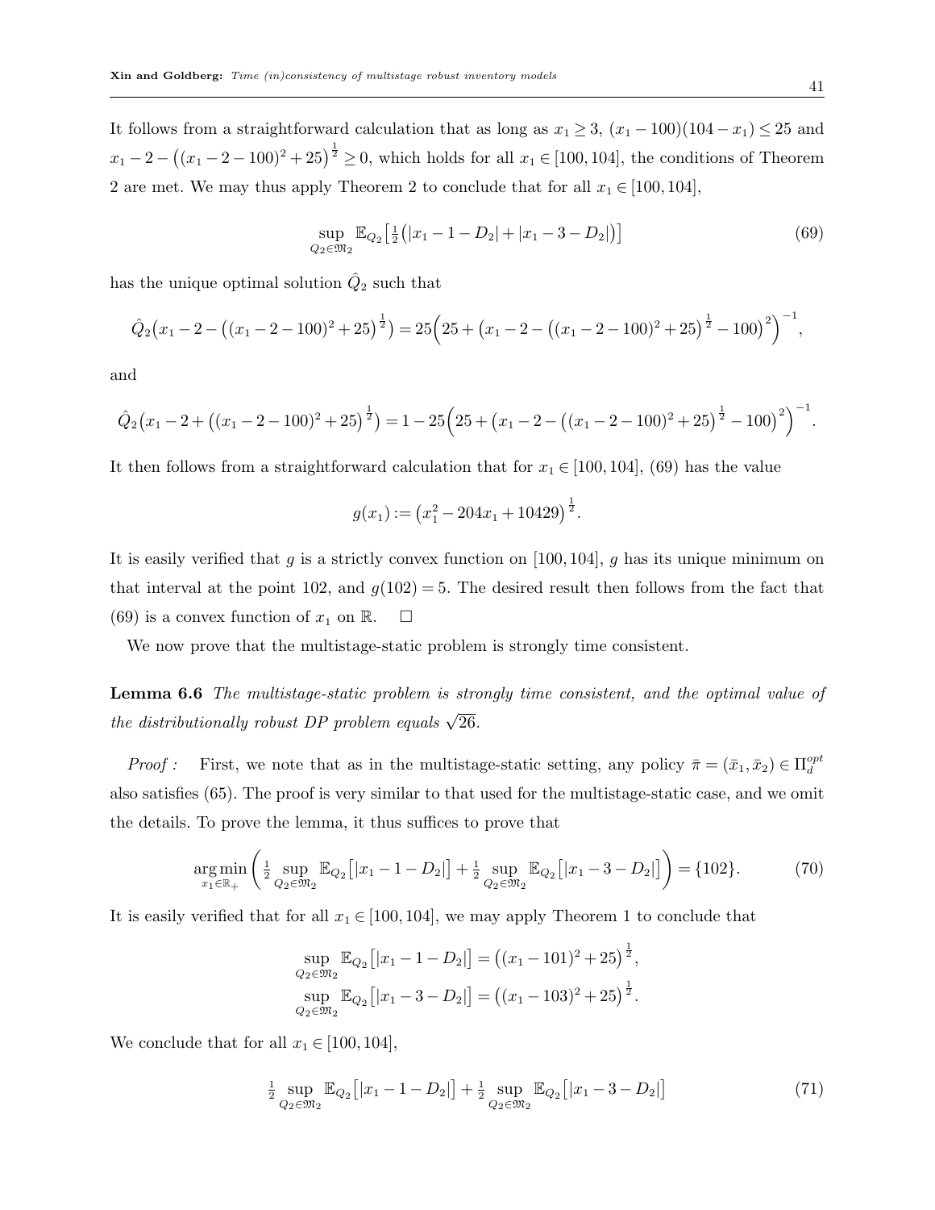It follows from a straightforward calculation that as long as $x_1 \geq 3$, $(x_1 - 100)(104 - x_1) \leq 25$ and $x_1 - 2 - \left((x_1 - 2 - 100)^2 + 25\right)^{\frac{1}{2}} \geq 0$, which holds for all $x_1 \in [100, 104]$, the conditions of Theorem 2 are met. We may thus apply Theorem 2 to conclude that for all $x_1 \in [100, 104]$,

$$\sup_{Q_2 \in \mathfrak{M}_2} \mathbb{E}_{Q_2}\left[\tfrac{1}{2}\left(|x_1 - 1 - D_2| + |x_1 - 3 - D_2|\right)\right] \tag{69}$$

has the unique optimal solution $\hat{Q}_2$ such that

$$\hat{Q}_2\left(x_1 - 2 - \left((x_1 - 2 - 100)^2 + 25\right)^{\frac{1}{2}}\right) = 25\left(25 + \left(x_1 - 2 - \left((x_1 - 2 - 100)^2 + 25\right)^{\frac{1}{2}} - 100\right)^2\right)^{-1},$$

and

$$\hat{Q}_2\left(x_1 - 2 + \left((x_1 - 2 - 100)^2 + 25\right)^{\frac{1}{2}}\right) = 1 - 25\left(25 + \left(x_1 - 2 - \left((x_1 - 2 - 100)^2 + 25\right)^{\frac{1}{2}} - 100\right)^2\right)^{-1}.$$

It then follows from a straightforward calculation that for $x_1 \in [100, 104]$, (69) has the value

$$g(x_1) := \left(x_1^2 - 204x_1 + 10429\right)^{\frac{1}{2}}.$$

It is easily verified that $g$ is a strictly convex function on $[100, 104]$, $g$ has its unique minimum on that interval at the point 102, and $g(102) = 5$. The desired result then follows from the fact that (69) is a convex function of $x_1$ on $\mathbb{R}$. $\square$

We now prove that the multistage-static problem is strongly time consistent.

**Lemma 6.6** *The multistage-static problem is strongly time consistent, and the optimal value of the distributionally robust DP problem equals* $\sqrt{26}$.

*Proof :* First, we note that as in the multistage-static setting, any policy $\bar{\pi} = (\bar{x}_1, \bar{x}_2) \in \Pi_d^{opt}$ also satisfies (65). The proof is very similar to that used for the multistage-static case, and we omit the details. To prove the lemma, it thus suffices to prove that

$$\arg\min_{x_1 \in \mathbb{R}_+} \left( \tfrac{1}{2} \sup_{Q_2 \in \mathfrak{M}_2} \mathbb{E}_{Q_2}\left[|x_1 - 1 - D_2|\right] + \tfrac{1}{2} \sup_{Q_2 \in \mathfrak{M}_2} \mathbb{E}_{Q_2}\left[|x_1 - 3 - D_2|\right] \right) = \{102\}. \tag{70}$$

It is easily verified that for all $x_1 \in [100, 104]$, we may apply Theorem 1 to conclude that

$$\sup_{Q_2 \in \mathfrak{M}_2} \mathbb{E}_{Q_2}\left[|x_1 - 1 - D_2|\right] = \left((x_1 - 101)^2 + 25\right)^{\frac{1}{2}},$$
$$\sup_{Q_2 \in \mathfrak{M}_2} \mathbb{E}_{Q_2}\left[|x_1 - 3 - D_2|\right] = \left((x_1 - 103)^2 + 25\right)^{\frac{1}{2}}.$$

We conclude that for all $x_1 \in [100, 104]$,

$$\tfrac{1}{2} \sup_{Q_2 \in \mathfrak{M}_2} \mathbb{E}_{Q_2}\left[|x_1 - 1 - D_2|\right] + \tfrac{1}{2} \sup_{Q_2 \in \mathfrak{M}_2} \mathbb{E}_{Q_2}\left[|x_1 - 3 - D_2|\right] \tag{71}$$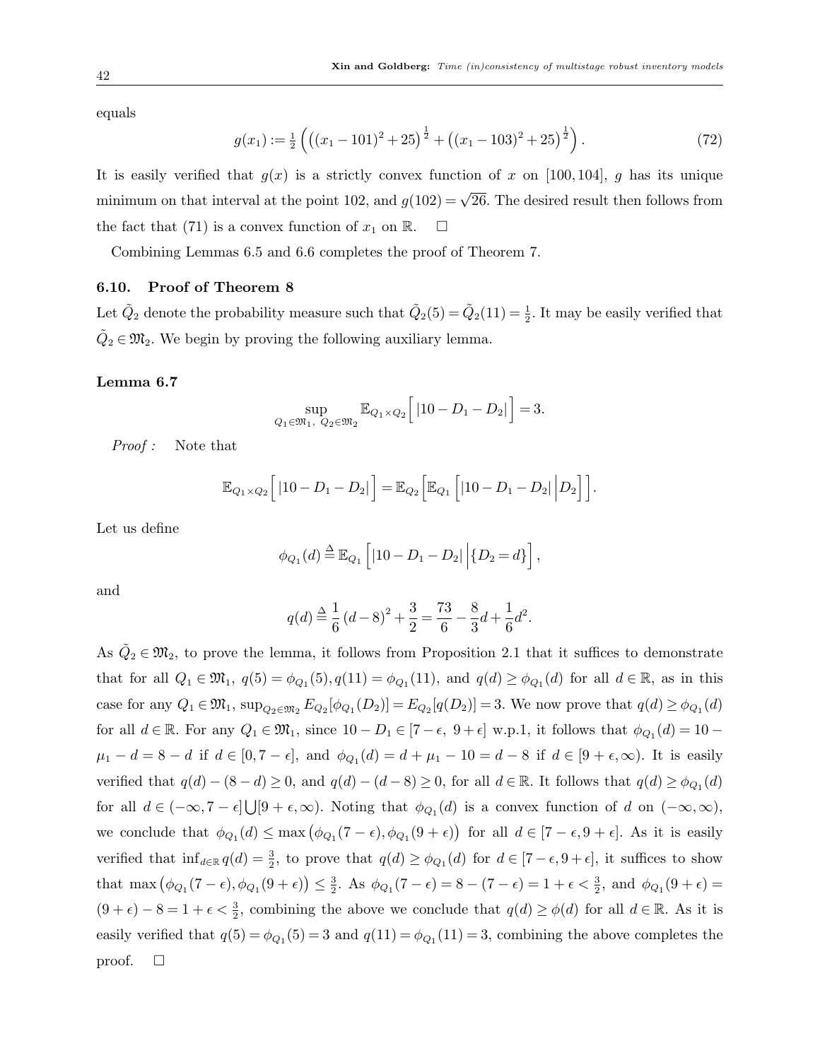equals

$$g(x_1) := \tfrac{1}{2}\left(\left((x_1-101)^2+25\right)^{\frac{1}{2}} + \left((x_1-103)^2+25\right)^{\frac{1}{2}}\right). \tag{72}$$

It is easily verified that $g(x)$ is a strictly convex function of $x$ on $[100, 104]$, $g$ has its unique minimum on that interval at the point 102, and $g(102) = \sqrt{26}$. The desired result then follows from the fact that (71) is a convex function of $x_1$ on $\mathbb{R}$. $\square$

Combining Lemmas 6.5 and 6.6 completes the proof of Theorem 7.

### 6.10. Proof of Theorem 8

Let $\tilde{Q}_2$ denote the probability measure such that $\tilde{Q}_2(5) = \tilde{Q}_2(11) = \frac{1}{2}$. It may be easily verified that $\tilde{Q}_2 \in \mathfrak{M}_2$. We begin by proving the following auxiliary lemma.

**Lemma 6.7**

$$\sup_{Q_1 \in \mathfrak{M}_1,\ Q_2 \in \mathfrak{M}_2} \mathbb{E}_{Q_1 \times Q_2}\Big[\,|10 - D_1 - D_2|\,\Big] = 3.$$

*Proof :* Note that

$$\mathbb{E}_{Q_1 \times Q_2}\Big[\,|10 - D_1 - D_2|\,\Big] = \mathbb{E}_{Q_2}\Big[\mathbb{E}_{Q_1}\Big[|10 - D_1 - D_2|\,\Big|D_2\Big]\Big].$$

Let us define

$$\phi_{Q_1}(d) \triangleq \mathbb{E}_{Q_1}\Big[|10 - D_1 - D_2|\,\Big|\{D_2 = d\}\Big],$$

and

$$q(d) \triangleq \frac{1}{6}(d-8)^2 + \frac{3}{2} = \frac{73}{6} - \frac{8}{3}d + \frac{1}{6}d^2.$$

As $\tilde{Q}_2 \in \mathfrak{M}_2$, to prove the lemma, it follows from Proposition 2.1 that it suffices to demonstrate that for all $Q_1 \in \mathfrak{M}_1$, $q(5) = \phi_{Q_1}(5), q(11) = \phi_{Q_1}(11)$, and $q(d) \geq \phi_{Q_1}(d)$ for all $d \in \mathbb{R}$, as in this case for any $Q_1 \in \mathfrak{M}_1$, $\sup_{Q_2 \in \mathfrak{M}_2} E_{Q_2}[\phi_{Q_1}(D_2)] = E_{Q_2}[q(D_2)] = 3$. We now prove that $q(d) \geq \phi_{Q_1}(d)$ for all $d \in \mathbb{R}$. For any $Q_1 \in \mathfrak{M}_1$, since $10 - D_1 \in [7-\epsilon,\ 9+\epsilon]$ w.p.1, it follows that $\phi_{Q_1}(d) = 10 - \mu_1 - d = 8 - d$ if $d \in [0, 7-\epsilon]$, and $\phi_{Q_1}(d) = d + \mu_1 - 10 = d - 8$ if $d \in [9+\epsilon, \infty)$. It is easily verified that $q(d) - (8-d) \geq 0$, and $q(d) - (d-8) \geq 0$, for all $d \in \mathbb{R}$. It follows that $q(d) \geq \phi_{Q_1}(d)$ for all $d \in (-\infty, 7-\epsilon] \bigcup [9+\epsilon, \infty)$. Noting that $\phi_{Q_1}(d)$ is a convex function of $d$ on $(-\infty, \infty)$, we conclude that $\phi_{Q_1}(d) \leq \max\big(\phi_{Q_1}(7-\epsilon), \phi_{Q_1}(9+\epsilon)\big)$ for all $d \in [7-\epsilon, 9+\epsilon]$. As it is easily verified that $\inf_{d \in \mathbb{R}} q(d) = \frac{3}{2}$, to prove that $q(d) \geq \phi_{Q_1}(d)$ for $d \in [7-\epsilon, 9+\epsilon]$, it suffices to show that $\max\big(\phi_{Q_1}(7-\epsilon), \phi_{Q_1}(9+\epsilon)\big) \leq \frac{3}{2}$. As $\phi_{Q_1}(7-\epsilon) = 8 - (7-\epsilon) = 1 + \epsilon < \frac{3}{2}$, and $\phi_{Q_1}(9+\epsilon) = (9+\epsilon) - 8 = 1 + \epsilon < \frac{3}{2}$, combining the above we conclude that $q(d) \geq \phi(d)$ for all $d \in \mathbb{R}$. As it is easily verified that $q(5) = \phi_{Q_1}(5) = 3$ and $q(11) = \phi_{Q_1}(11) = 3$, combining the above completes the proof. $\square$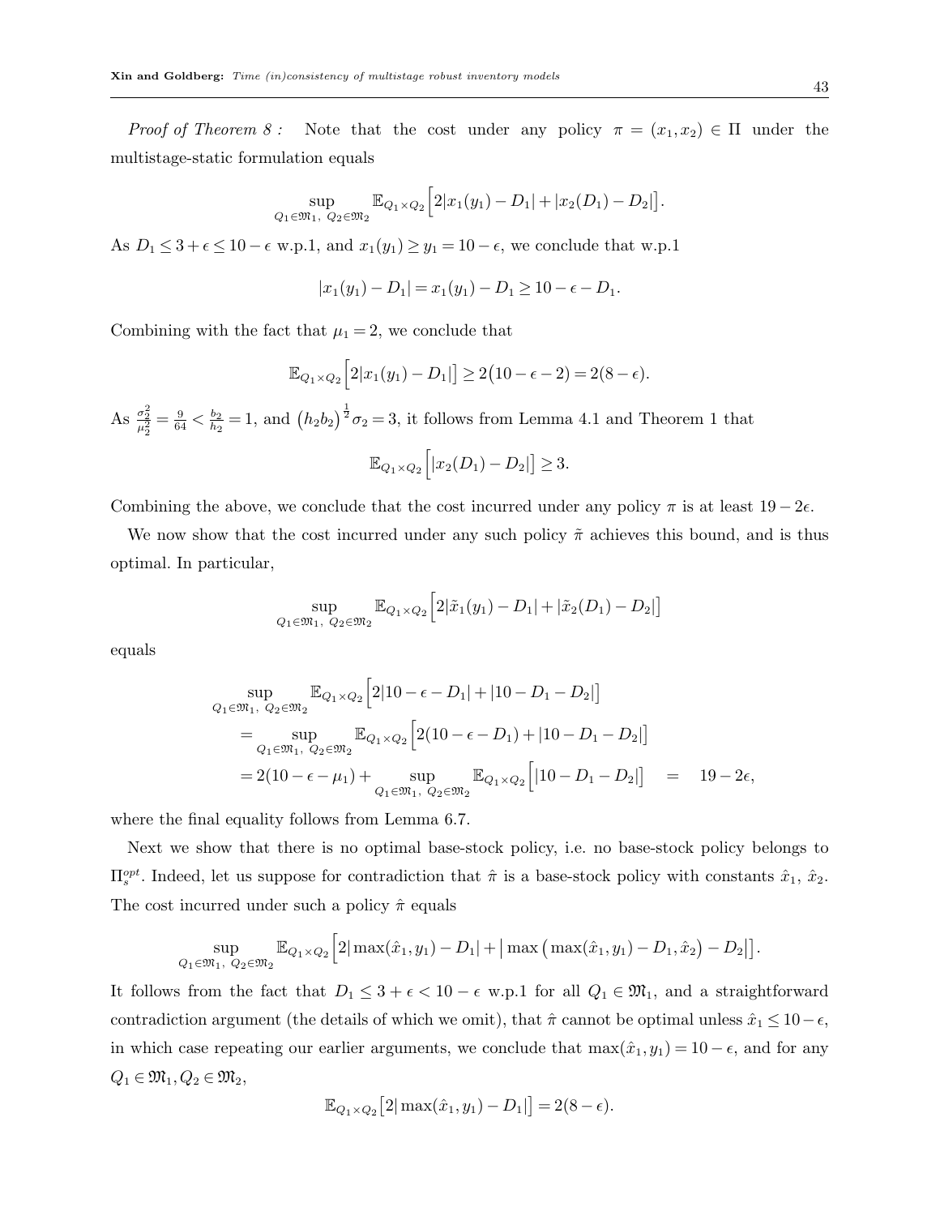*Proof of Theorem 8 :* Note that the cost under any policy $\pi = (x_1, x_2) \in \Pi$ under the multistage-static formulation equals

$$\sup_{Q_1 \in \mathfrak{M}_1,\ Q_2 \in \mathfrak{M}_2} \mathbb{E}_{Q_1 \times Q_2}\Big[2|x_1(y_1) - D_1| + |x_2(D_1) - D_2|\Big].$$

As $D_1 \leq 3 + \epsilon \leq 10 - \epsilon$ w.p.1, and $x_1(y_1) \geq y_1 = 10 - \epsilon$, we conclude that w.p.1

$$|x_1(y_1) - D_1| = x_1(y_1) - D_1 \geq 10 - \epsilon - D_1.$$

Combining with the fact that $\mu_1 = 2$, we conclude that

$$\mathbb{E}_{Q_1 \times Q_2}\Big[2|x_1(y_1) - D_1|\Big] \geq 2\big(10 - \epsilon - 2\big) = 2(8 - \epsilon).$$

As $\frac{\sigma_2^2}{\mu_2^2} = \frac{9}{64} < \frac{b_2}{h_2} = 1$, and $\big(h_2 b_2\big)^{\frac{1}{2}} \sigma_2 = 3$, it follows from Lemma 4.1 and Theorem 1 that

$$\mathbb{E}_{Q_1 \times Q_2}\Big[|x_2(D_1) - D_2|\Big] \geq 3.$$

Combining the above, we conclude that the cost incurred under any policy $\pi$ is at least $19 - 2\epsilon$.

We now show that the cost incurred under any such policy $\tilde{\pi}$ achieves this bound, and is thus optimal. In particular,

$$\sup_{Q_1 \in \mathfrak{M}_1,\ Q_2 \in \mathfrak{M}_2} \mathbb{E}_{Q_1 \times Q_2}\Big[2|\tilde{x}_1(y_1) - D_1| + |\tilde{x}_2(D_1) - D_2|\Big]$$

equals

$$\begin{aligned}
&\sup_{Q_1 \in \mathfrak{M}_1,\ Q_2 \in \mathfrak{M}_2} \mathbb{E}_{Q_1 \times Q_2}\Big[2|10 - \epsilon - D_1| + |10 - D_1 - D_2|\Big] \\
&= \sup_{Q_1 \in \mathfrak{M}_1,\ Q_2 \in \mathfrak{M}_2} \mathbb{E}_{Q_1 \times Q_2}\Big[2(10 - \epsilon - D_1) + |10 - D_1 - D_2|\Big] \\
&= 2(10 - \epsilon - \mu_1) + \sup_{Q_1 \in \mathfrak{M}_1,\ Q_2 \in \mathfrak{M}_2} \mathbb{E}_{Q_1 \times Q_2}\Big[|10 - D_1 - D_2|\Big] \quad = \quad 19 - 2\epsilon,
\end{aligned}$$

where the final equality follows from Lemma 6.7.

Next we show that there is no optimal base-stock policy, i.e. no base-stock policy belongs to $\Pi_s^{opt}$. Indeed, let us suppose for contradiction that $\hat{\pi}$ is a base-stock policy with constants $\hat{x}_1$, $\hat{x}_2$. The cost incurred under such a policy $\hat{\pi}$ equals

$$\sup_{Q_1 \in \mathfrak{M}_1,\ Q_2 \in \mathfrak{M}_2} \mathbb{E}_{Q_1 \times Q_2}\Big[2|\max(\hat{x}_1, y_1) - D_1| + \big|\max\big(\max(\hat{x}_1, y_1) - D_1, \hat{x}_2\big) - D_2\big|\Big].$$

It follows from the fact that $D_1 \leq 3 + \epsilon < 10 - \epsilon$ w.p.1 for all $Q_1 \in \mathfrak{M}_1$, and a straightforward contradiction argument (the details of which we omit), that $\hat{\pi}$ cannot be optimal unless $\hat{x}_1 \leq 10 - \epsilon$, in which case repeating our earlier arguments, we conclude that $\max(\hat{x}_1, y_1) = 10 - \epsilon$, and for any $Q_1 \in \mathfrak{M}_1, Q_2 \in \mathfrak{M}_2$,

$$\mathbb{E}_{Q_1 \times Q_2}\big[2|\max(\hat{x}_1, y_1) - D_1|\big] = 2(8 - \epsilon).$$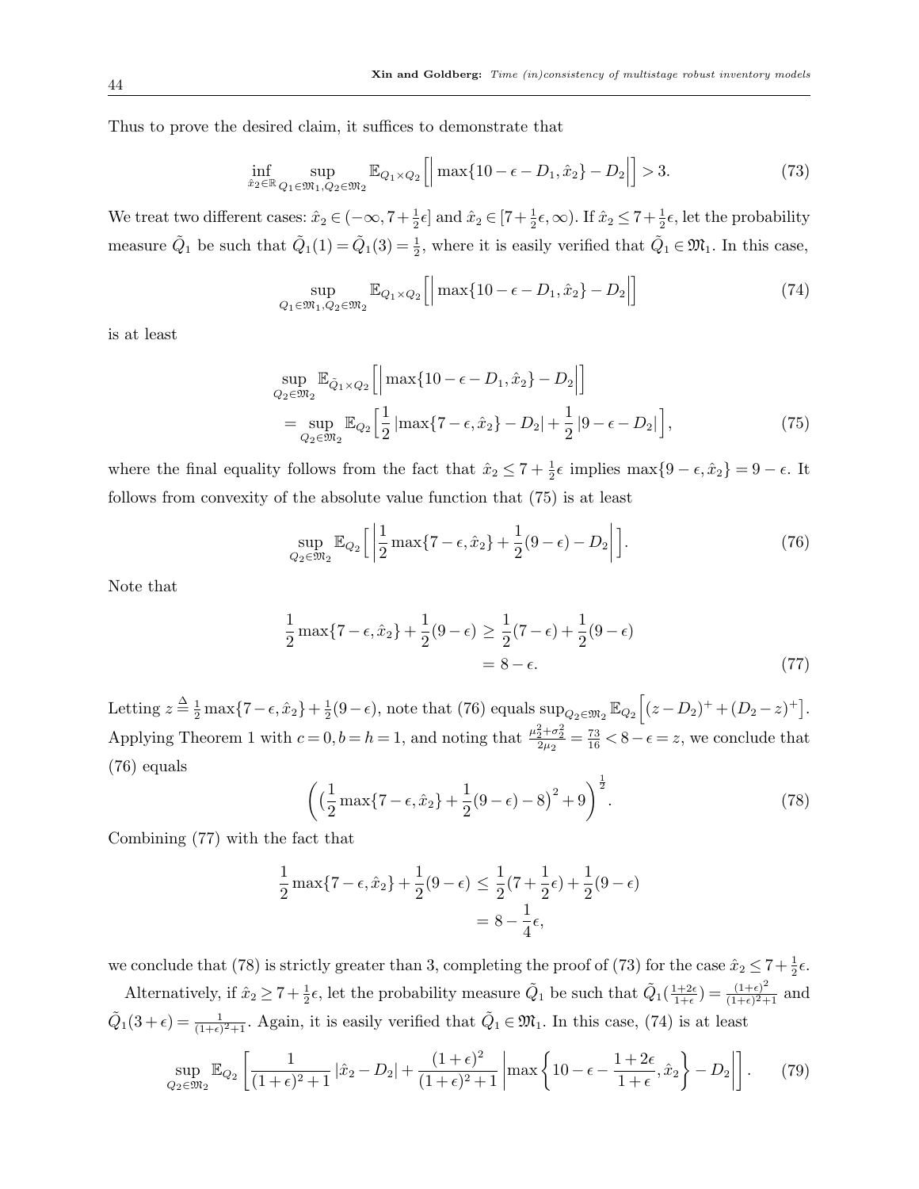Thus to prove the desired claim, it suffices to demonstrate that

$$\inf_{\hat{x}_2 \in \mathbb{R}} \sup_{Q_1 \in \mathfrak{M}_1, Q_2 \in \mathfrak{M}_2} \mathbb{E}_{Q_1 \times Q_2}\Big[\Big|\max\{10-\epsilon-D_1, \hat{x}_2\} - D_2\Big|\Big] > 3. \tag{73}$$

We treat two different cases: $\hat{x}_2 \in (-\infty, 7+\frac{1}{2}\epsilon]$ and $\hat{x}_2 \in [7+\frac{1}{2}\epsilon, \infty)$. If $\hat{x}_2 \leq 7+\frac{1}{2}\epsilon$, let the probability measure $\tilde{Q}_1$ be such that $\tilde{Q}_1(1) = \tilde{Q}_1(3) = \frac{1}{2}$, where it is easily verified that $\tilde{Q}_1 \in \mathfrak{M}_1$. In this case,

$$\sup_{Q_1 \in \mathfrak{M}_1, Q_2 \in \mathfrak{M}_2} \mathbb{E}_{Q_1 \times Q_2}\Big[\Big|\max\{10-\epsilon-D_1, \hat{x}_2\} - D_2\Big|\Big] \tag{74}$$

is at least

$$\begin{aligned}
&\sup_{Q_2 \in \mathfrak{M}_2} \mathbb{E}_{\tilde{Q}_1 \times Q_2}\Big[\Big|\max\{10-\epsilon-D_1, \hat{x}_2\} - D_2\Big|\Big] \\
&= \sup_{Q_2 \in \mathfrak{M}_2} \mathbb{E}_{Q_2}\Big[\frac{1}{2}\left|\max\{7-\epsilon, \hat{x}_2\} - D_2\right| + \frac{1}{2}\left|9-\epsilon-D_2\right|\Big],
\end{aligned} \tag{75}$$

where the final equality follows from the fact that $\hat{x}_2 \leq 7+\frac{1}{2}\epsilon$ implies $\max\{9-\epsilon, \hat{x}_2\} = 9-\epsilon$. It follows from convexity of the absolute value function that (75) is at least

$$\sup_{Q_2 \in \mathfrak{M}_2} \mathbb{E}_{Q_2}\Big[\left|\frac{1}{2}\max\{7-\epsilon, \hat{x}_2\} + \frac{1}{2}(9-\epsilon) - D_2\right|\Big]. \tag{76}$$

Note that

$$\begin{aligned}
\frac{1}{2}\max\{7-\epsilon, \hat{x}_2\} + \frac{1}{2}(9-\epsilon) &\geq \frac{1}{2}(7-\epsilon) + \frac{1}{2}(9-\epsilon) \\
&= 8-\epsilon.
\end{aligned} \tag{77}$$

Letting $z \triangleq \frac{1}{2}\max\{7-\epsilon, \hat{x}_2\} + \frac{1}{2}(9-\epsilon)$, note that (76) equals $\sup_{Q_2 \in \mathfrak{M}_2} \mathbb{E}_{Q_2}\Big[(z-D_2)^+ + (D_2-z)^+\Big]$. Applying Theorem 1 with $c=0, b=h=1$, and noting that $\frac{\mu_2^2+\sigma_2^2}{2\mu_2} = \frac{73}{16} < 8-\epsilon = z$, we conclude that (76) equals

$$\left(\left(\frac{1}{2}\max\{7-\epsilon, \hat{x}_2\} + \frac{1}{2}(9-\epsilon) - 8\right)^2 + 9\right)^{\frac{1}{2}}. \tag{78}$$

Combining (77) with the fact that

$$\begin{aligned}
\frac{1}{2}\max\{7-\epsilon, \hat{x}_2\} + \frac{1}{2}(9-\epsilon) &\leq \frac{1}{2}(7+\frac{1}{2}\epsilon) + \frac{1}{2}(9-\epsilon) \\
&= 8-\frac{1}{4}\epsilon,
\end{aligned}$$

we conclude that (78) is strictly greater than 3, completing the proof of (73) for the case $\hat{x}_2 \leq 7+\frac{1}{2}\epsilon$.

Alternatively, if $\hat{x}_2 \geq 7+\frac{1}{2}\epsilon$, let the probability measure $\tilde{Q}_1$ be such that $\tilde{Q}_1(\frac{1+2\epsilon}{1+\epsilon}) = \frac{(1+\epsilon)^2}{(1+\epsilon)^2+1}$ and $\tilde{Q}_1(3+\epsilon) = \frac{1}{(1+\epsilon)^2+1}$. Again, it is easily verified that $\tilde{Q}_1 \in \mathfrak{M}_1$. In this case, (74) is at least

$$\sup_{Q_2 \in \mathfrak{M}_2} \mathbb{E}_{Q_2}\left[\frac{1}{(1+\epsilon)^2+1}\left|\hat{x}_2 - D_2\right| + \frac{(1+\epsilon)^2}{(1+\epsilon)^2+1}\left|\max\left\{10-\epsilon-\frac{1+2\epsilon}{1+\epsilon}, \hat{x}_2\right\} - D_2\right|\right]. \tag{79}$$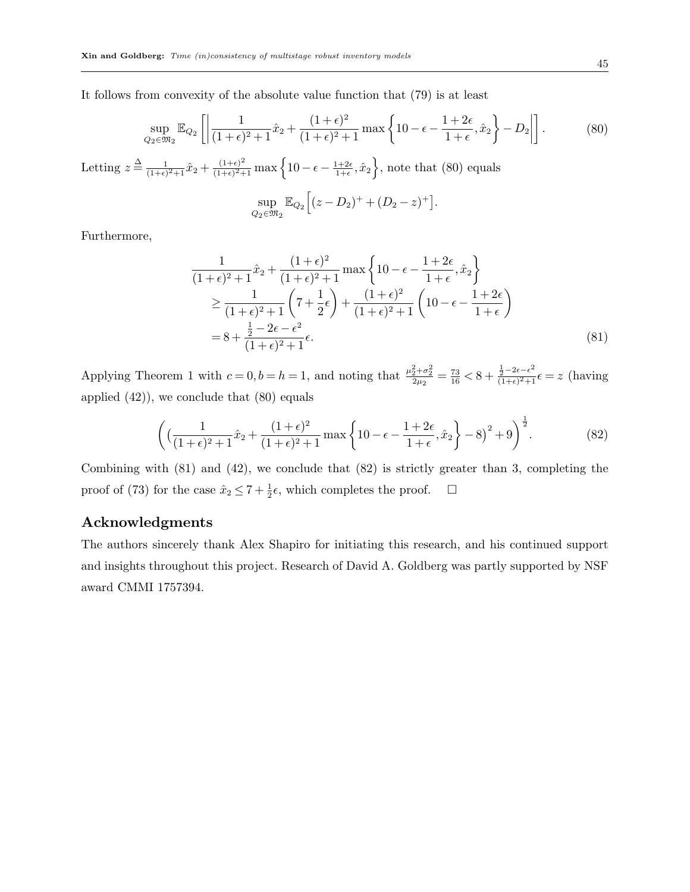It follows from convexity of the absolute value function that (79) is at least

$$\sup_{Q_2 \in \mathfrak{M}_2} \mathbb{E}_{Q_2} \left[ \left| \frac{1}{(1+\epsilon)^2+1} \hat{x}_2 + \frac{(1+\epsilon)^2}{(1+\epsilon)^2+1} \max\left\{ 10 - \epsilon - \frac{1+2\epsilon}{1+\epsilon}, \hat{x}_2 \right\} - D_2 \right| \right]. \tag{80}$$

Letting $z \overset{\Delta}{=} \frac{1}{(1+\epsilon)^2+1} \hat{x}_2 + \frac{(1+\epsilon)^2}{(1+\epsilon)^2+1} \max\left\{ 10 - \epsilon - \frac{1+2\epsilon}{1+\epsilon}, \hat{x}_2 \right\}$, note that (80) equals

$$\sup_{Q_2 \in \mathfrak{M}_2} \mathbb{E}_{Q_2} \Big[ (z - D_2)^+ + (D_2 - z)^+ \Big].$$

Furthermore,

$$\begin{aligned}
&\frac{1}{(1+\epsilon)^2+1} \hat{x}_2 + \frac{(1+\epsilon)^2}{(1+\epsilon)^2+1} \max\left\{ 10 - \epsilon - \frac{1+2\epsilon}{1+\epsilon}, \hat{x}_2 \right\} \\
&\quad \geq \frac{1}{(1+\epsilon)^2+1} \left( 7 + \frac{1}{2}\epsilon \right) + \frac{(1+\epsilon)^2}{(1+\epsilon)^2+1} \left( 10 - \epsilon - \frac{1+2\epsilon}{1+\epsilon} \right) \\
&\quad = 8 + \frac{\frac{1}{2} - 2\epsilon - \epsilon^2}{(1+\epsilon)^2+1} \epsilon.
\end{aligned} \tag{81}$$

Applying Theorem 1 with $c = 0, b = h = 1$, and noting that $\frac{\mu_2^2 + \sigma_2^2}{2\mu_2} = \frac{73}{16} < 8 + \frac{\frac{1}{2} - 2\epsilon - \epsilon^2}{(1+\epsilon)^2+1}\epsilon = z$ (having applied (42)), we conclude that (80) equals

$$\left( \Big( \frac{1}{(1+\epsilon)^2+1} \hat{x}_2 + \frac{(1+\epsilon)^2}{(1+\epsilon)^2+1} \max\left\{ 10 - \epsilon - \frac{1+2\epsilon}{1+\epsilon}, \hat{x}_2 \right\} - 8 \Big)^2 + 9 \right)^{\frac{1}{2}}. \tag{82}$$

Combining with (81) and (42), we conclude that (82) is strictly greater than 3, completing the proof of (73) for the case $\hat{x}_2 \leq 7 + \frac{1}{2}\epsilon$, which completes the proof. $\square$

## Acknowledgments

The authors sincerely thank Alex Shapiro for initiating this research, and his continued support and insights throughout this project. Research of David A. Goldberg was partly supported by NSF award CMMI 1757394.